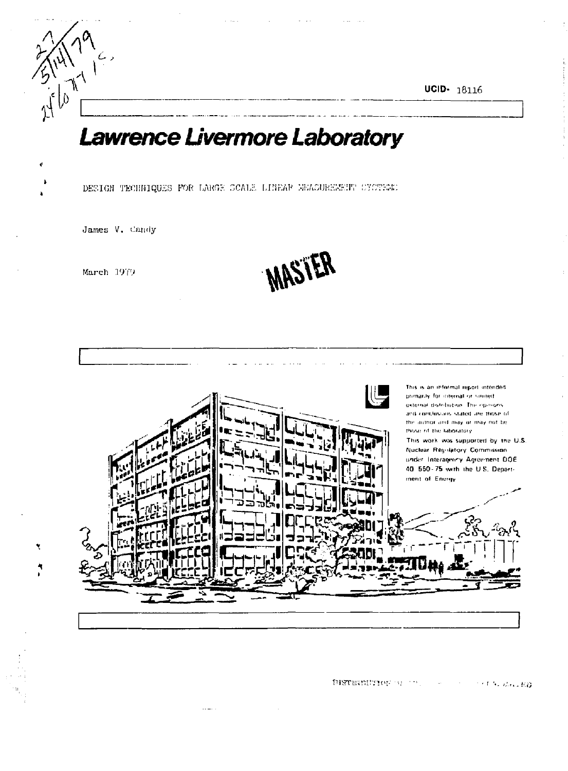UCID- 18116

# Lawrence Livermore Laboratory

DESIGN TECHNIQUES FOR LARGE SCALE LINEAR MEASUREMENT SYSTEMS

James V. Candy

March 1979

MASTER

This is an informal report intended primarily for internal or limited external distribution. The opinions and conclusions stated are those of the author and may or may not be those of the laboratory.

This work was supported by the U.S. Nuclear Regulatory Commission under Interagency Agreement DOE 40 550-75 with the U.S. Department of Energy.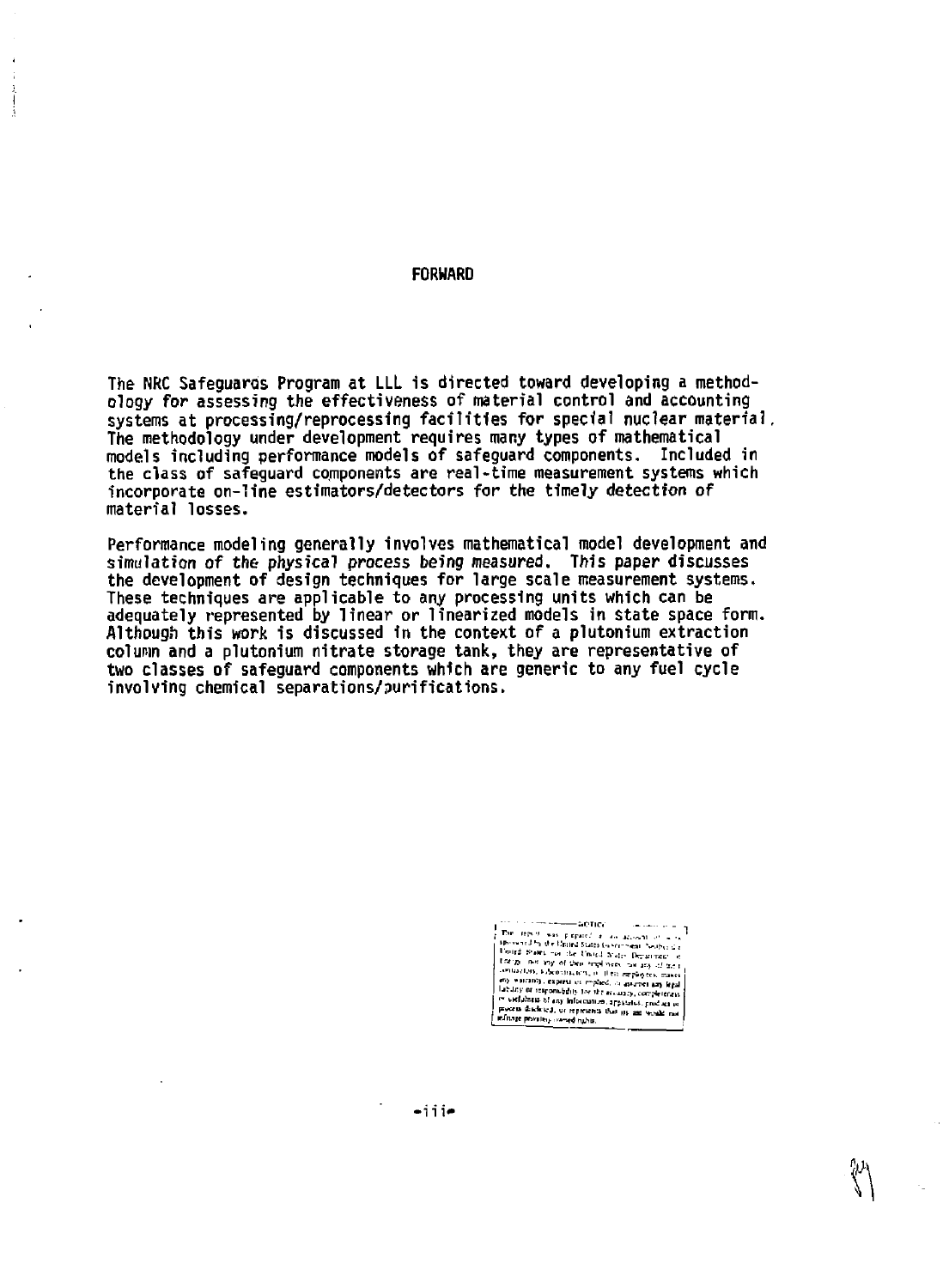## FORWARD

The NRC Safeguards Program at LLL is directed toward developing a methodology for assessing the effectiveness of material control and accounting systems at processing/reprocessing facilities for special nuclear material. The methodology under development requires many types of mathematical models including performance models of safeguard components. Included in the class of safeguard components are real-time measurement systems which incorporate on-line estimators/detectors for the timely detection of material losses.

Performance modeling generally involves mathematical model development and simulation of the physical process being measured. This paper discusses the development of design techniques for large scale measurement systems. These techniques are applicable to any processing units which can be adequately represented by linear or linearized models in state space form. Although this work is discussed in the context of a plutonium extraction column and a plutonium nitrate storage tank, they are representative of two classes of safeguard components which are generic to any fuel cycle involving chemical separations/purifications.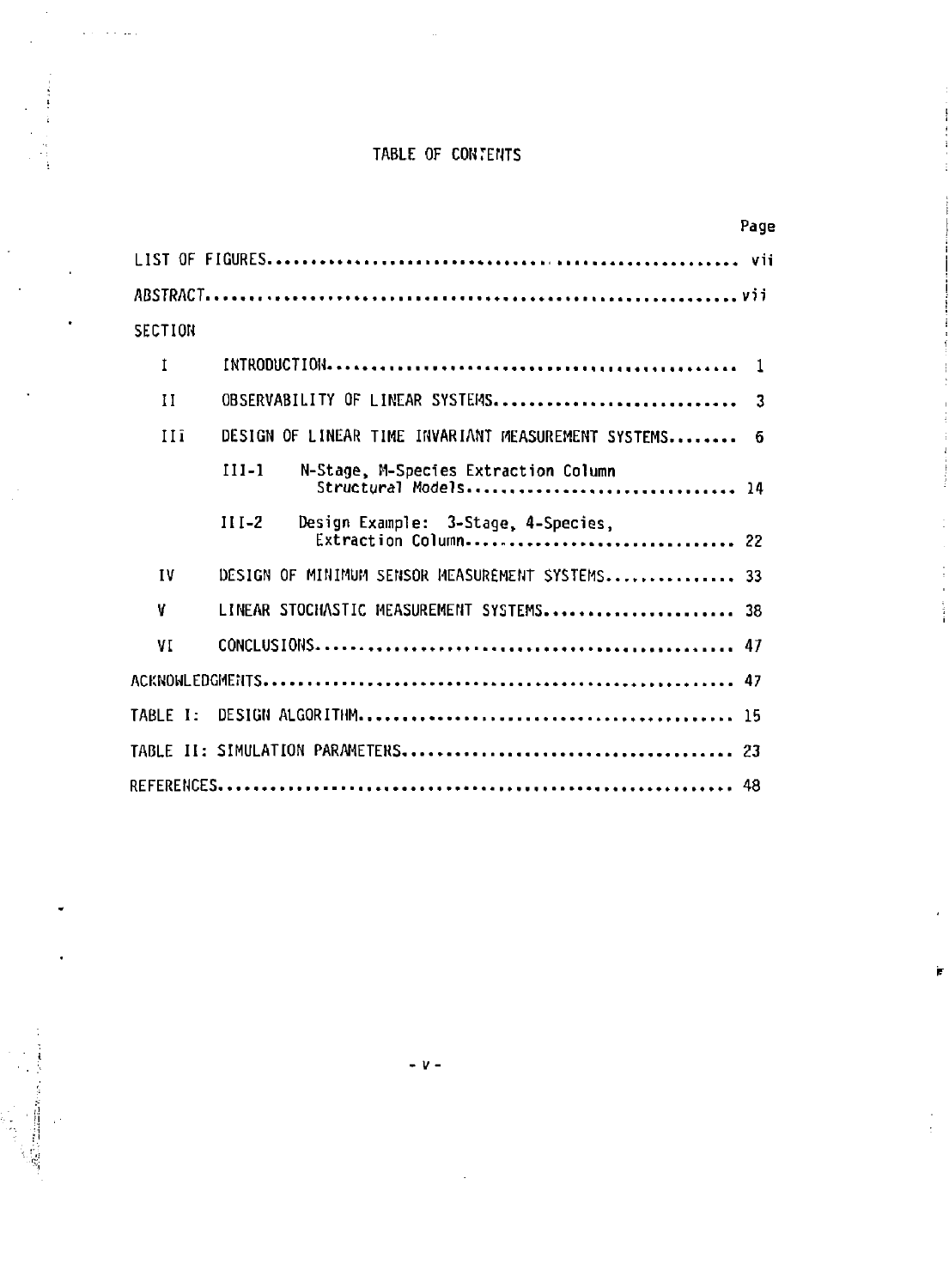# TABLE OF CONTENTS

| | | Page |
|---|---|---|
| LIST OF FIGURES | | vii |
| ABSTRACT | | vii |
| SECTION | | |
| I | INTRODUCTION | 1 |
| II | OBSERVABILITY OF LINEAR SYSTEMS | 3 |
| III | DESIGN OF LINEAR TIME INVARIANT MEASUREMENT SYSTEMS | 6 |
| | III-1 N-Stage, M-Species Extraction Column Structural Models | 14 |
| | III-2 Design Example: 3-Stage, 4-Species, Extraction Column | 22 |
| IV | DESIGN OF MINIMUM SENSOR MEASUREMENT SYSTEMS | 33 |
| V | LINEAR STOCHASTIC MEASUREMENT SYSTEMS | 38 |
| VI | CONCLUSIONS | 47 |
| ACKNOWLEDGMENTS | | 47 |
| TABLE I: DESIGN ALGORITHM | | 15 |
| TABLE II: SIMULATION PARAMETERS | | 23 |
| REFERENCES | | 48 |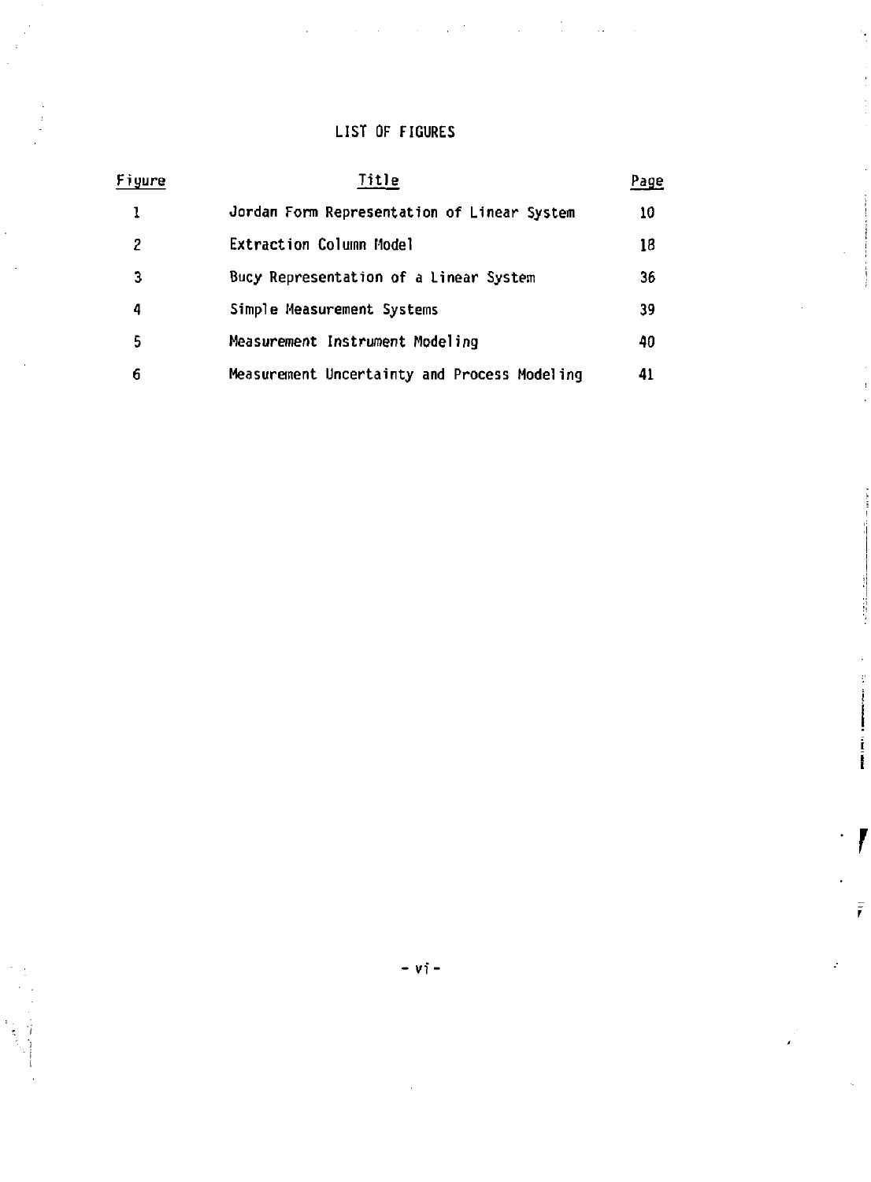# LIST OF FIGURES

| Figure | Title | Page |
|---|---|---|
| 1 | Jordan Form Representation of Linear System | 10 |
| 2 | Extraction Column Model | 18 |
| 3 | Bucy Representation of a Linear System | 36 |
| 4 | Simple Measurement Systems | 39 |
| 5 | Measurement Instrument Modeling | 40 |
| 6 | Measurement Uncertainty and Process Modeling | 41 |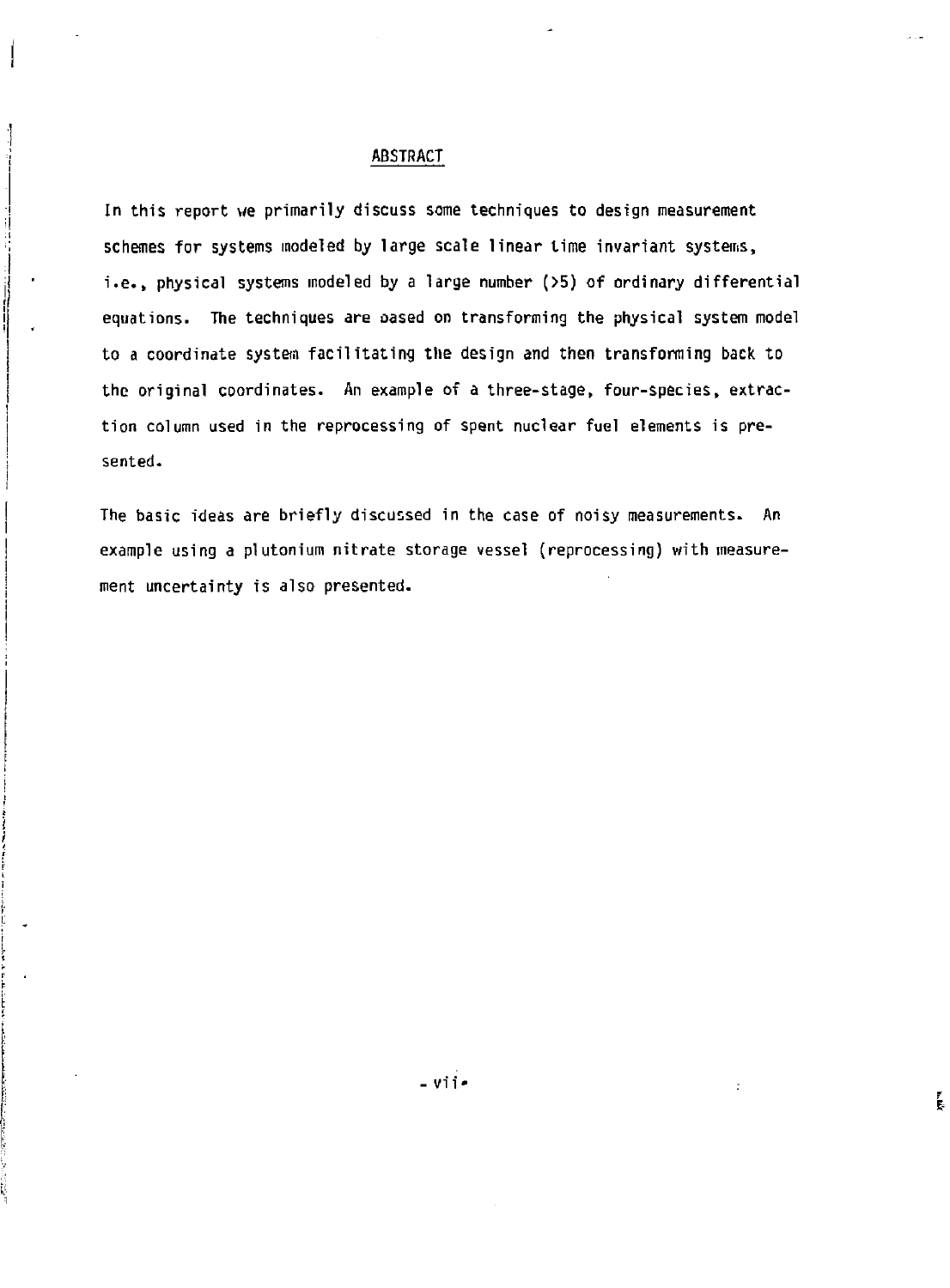## ABSTRACT

In this report we primarily discuss some techniques to design measurement schemes for systems modeled by large scale linear time invariant systems, i.e., physical systems modeled by a large number (>5) of ordinary differential equations. The techniques are based on transforming the physical system model to a coordinate system facilitating the design and then transforming back to the original coordinates. An example of a three-stage, four-species, extraction column used in the reprocessing of spent nuclear fuel elements is presented.

The basic ideas are briefly discussed in the case of noisy measurements. An example using a plutonium nitrate storage vessel (reprocessing) with measurement uncertainty is also presented.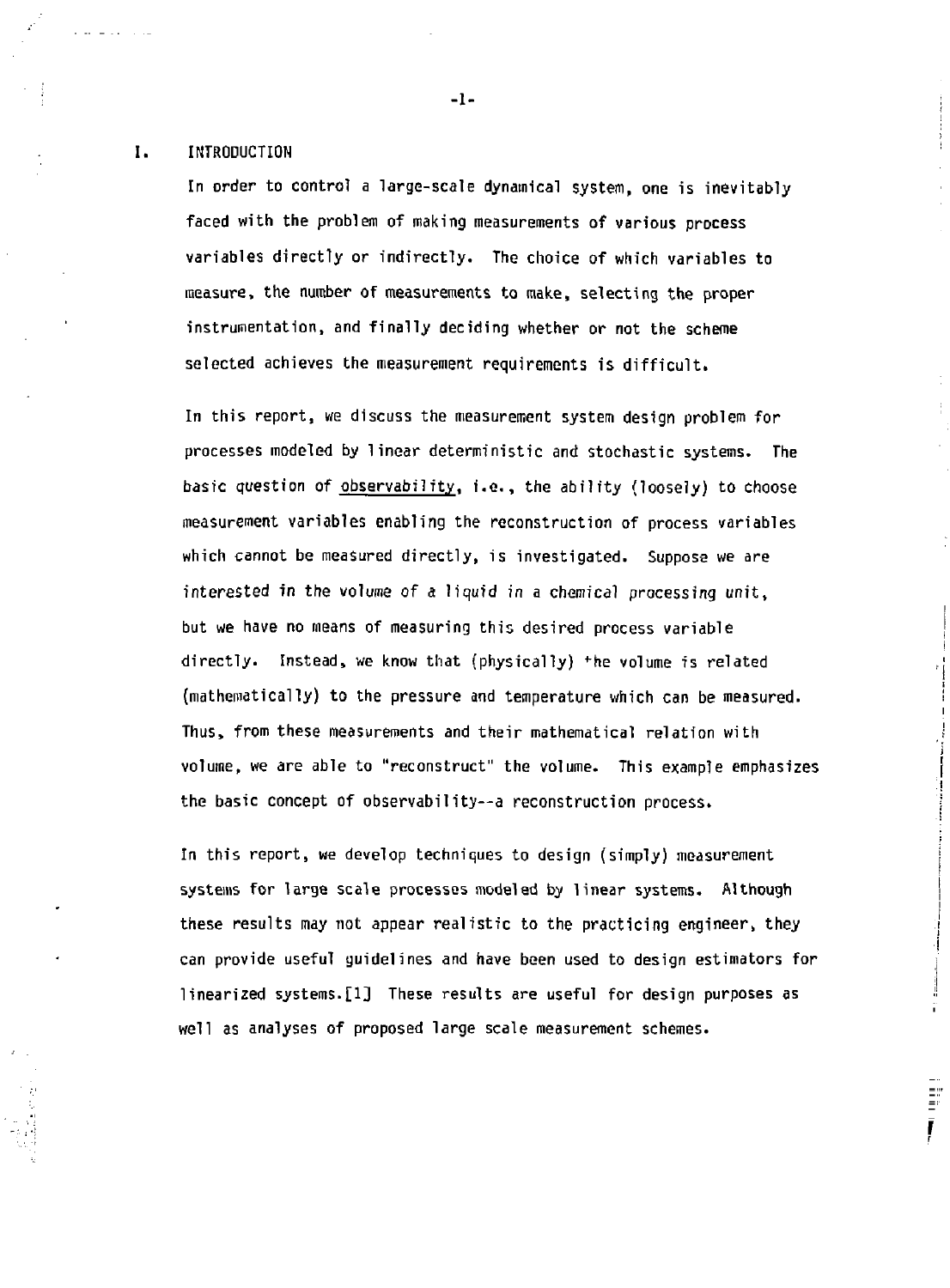# I. INTRODUCTION

In order to control a large-scale dynamical system, one is inevitably faced with the problem of making measurements of various process variables directly or indirectly. The choice of which variables to measure, the number of measurements to make, selecting the proper instrumentation, and finally deciding whether or not the scheme selected achieves the measurement requirements is difficult.

In this report, we discuss the measurement system design problem for processes modeled by linear deterministic and stochastic systems. The basic question of <u>observability</u>, i.e., the ability (loosely) to choose measurement variables enabling the reconstruction of process variables which cannot be measured directly, is investigated. Suppose we are interested in the volume of a liquid in a chemical processing unit, but we have no means of measuring this desired process variable directly. Instead, we know that (physically) the volume is related (mathematically) to the pressure and temperature which can be measured. Thus, from these measurements and their mathematical relation with volume, we are able to "reconstruct" the volume. This example emphasizes the basic concept of observability--a reconstruction process.

In this report, we develop techniques to design (simply) measurement systems for large scale processes modeled by linear systems. Although these results may not appear realistic to the practicing engineer, they can provide useful guidelines and have been used to design estimators for linearized systems.[1] These results are useful for design purposes as well as analyses of proposed large scale measurement schemes.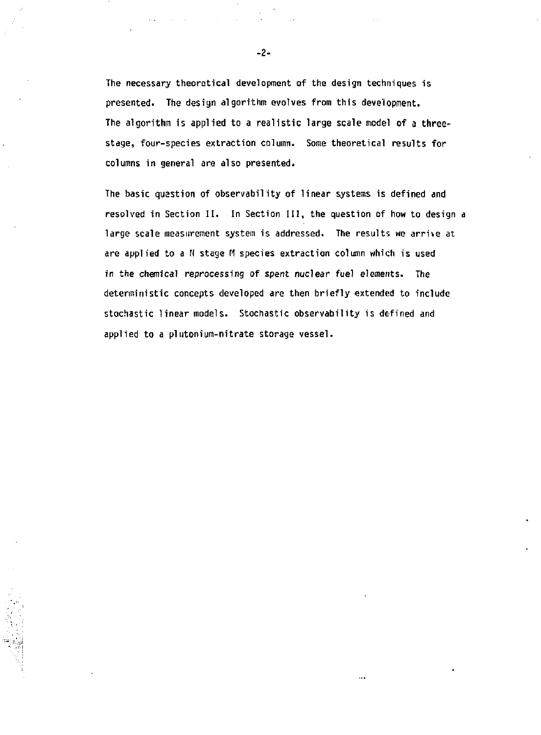The necessary theoretical development of the design techniques is presented. The design algorithm evolves from this development. The algorithm is applied to a realistic large scale model of a three-stage, four-species extraction column. Some theoretical results for columns in general are also presented.

The basic question of observability of linear systems is defined and resolved in Section II. In Section III, the question of how to design a large scale measurement system is addressed. The results we arrive at are applied to a $N$ stage $M$ species extraction column which is used in the chemical reprocessing of spent nuclear fuel elements. The deterministic concepts developed are then briefly extended to include stochastic linear models. Stochastic observability is defined and applied to a plutonium-nitrate storage vessel.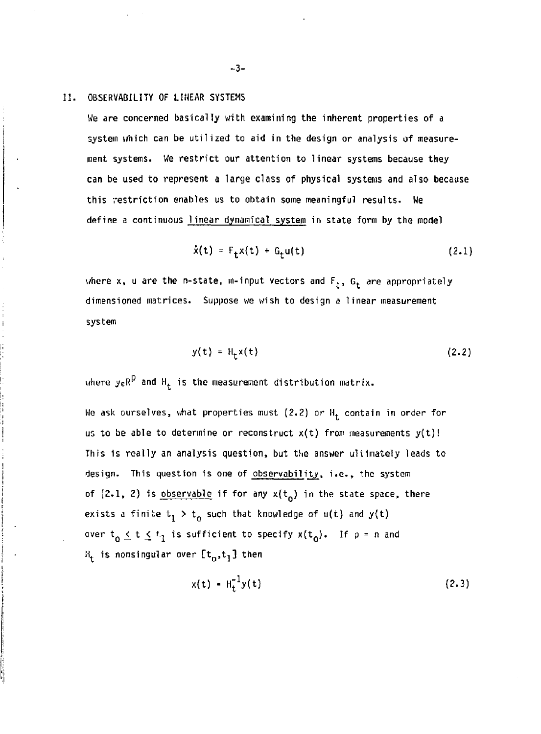## II. OBSERVABILITY OF LINEAR SYSTEMS

We are concerned basically with examining the inherent properties of a system which can be utilized to aid in the design or analysis of measurement systems. We restrict our attention to linear systems because they can be used to represent a large class of physical systems and also because this restriction enables us to obtain some meaningful results. We define a continuous linear dynamical system in state form by the model

$$\dot{x}(t) = F_t x(t) + G_t u(t) \tag{2.1}$$

where x, u are the n-state, m-input vectors and $F_t$, $G_t$ are appropriately dimensioned matrices. Suppose we wish to design a linear measurement system

$$y(t) = H_t x(t) \tag{2.2}$$

where $y \epsilon R^p$ and $H_t$ is the measurement distribution matrix.

We ask ourselves, what properties must (2.2) or $H_t$ contain in order for us to be able to determine or reconstruct $x(t)$ from measurements $y(t)$! This is really an analysis question, but the answer ultimately leads to design. This question is one of observability, i.e., the system of (2.1, 2) is observable if for any $x(t_0)$ in the state space, there exists a finite $t_1 > t_0$ such that knowledge of $u(t)$ and $y(t)$ over $t_0 \leq t \leq t_1$ is sufficient to specify $x(t_0)$. If $p = n$ and $H_t$ is nonsingular over $[t_0, t_1]$ then

$$x(t) = H_t^{-1} y(t) \tag{2.3}$$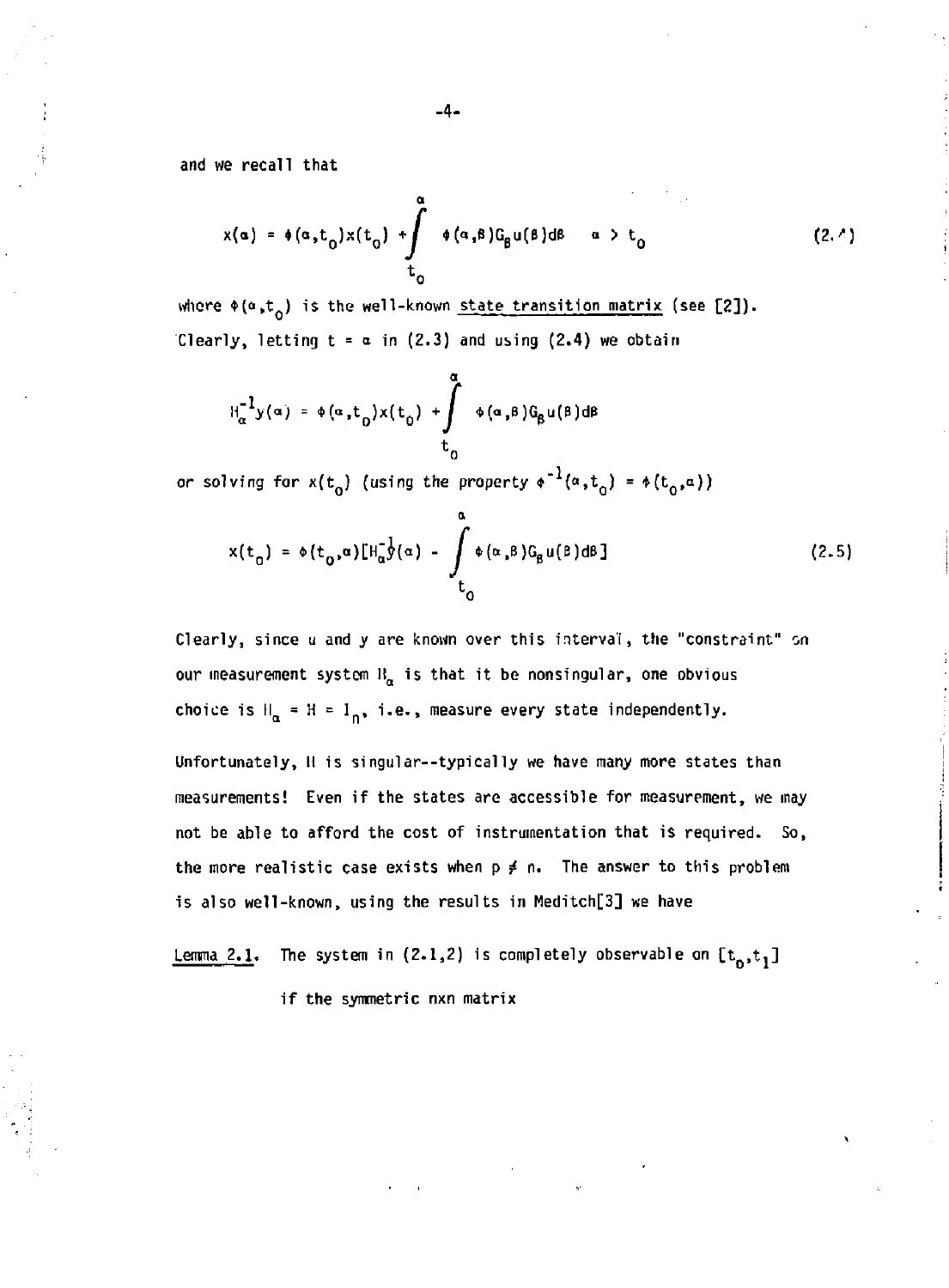and we recall that

$$x(\alpha) = \Phi(\alpha,t_0)x(t_0) + \int_{t_0}^{\alpha} \Phi(\alpha,\beta)G_\beta u(\beta)d\beta \quad \alpha > t_0 \tag{2.4}$$

where $\Phi(\alpha,t_0)$ is the well-known state transition matrix (see [2]). Clearly, letting $t = \alpha$ in (2.3) and using (2.4) we obtain

$$H_\alpha^{-1}y(\alpha) = \Phi(\alpha,t_0)x(t_0) + \int_{t_0}^{\alpha} \Phi(\alpha,\beta)G_\beta u(\beta)d\beta$$

or solving for $x(t_0)$ (using the property $\Phi^{-1}(\alpha,t_0) = \Phi(t_0,\alpha)$)

$$x(t_0) = \Phi(t_0,\alpha)[H_\alpha^{-1}y(\alpha) - \int_{t_0}^{\alpha} \Phi(\alpha,\beta)G_\beta u(\beta)d\beta] \tag{2.5}$$

Clearly, since u and y are known over this interval, the "constraint" on our measurement system $H_\alpha$ is that it be nonsingular, one obvious choice is $H_\alpha = H = I_n$, i.e., measure every state independently.

Unfortunately, H is singular--typically we have many more states than measurements! Even if the states are accessible for measurement, we may not be able to afford the cost of instrumentation that is required. So, the more realistic case exists when $p \neq n$. The answer to this problem is also well-known, using the results in Meditch[3] we have

<u>Lemma 2.1</u>. The system in (2.1,2) is completely observable on $[t_0,t_1]$ if the symmetric nxn matrix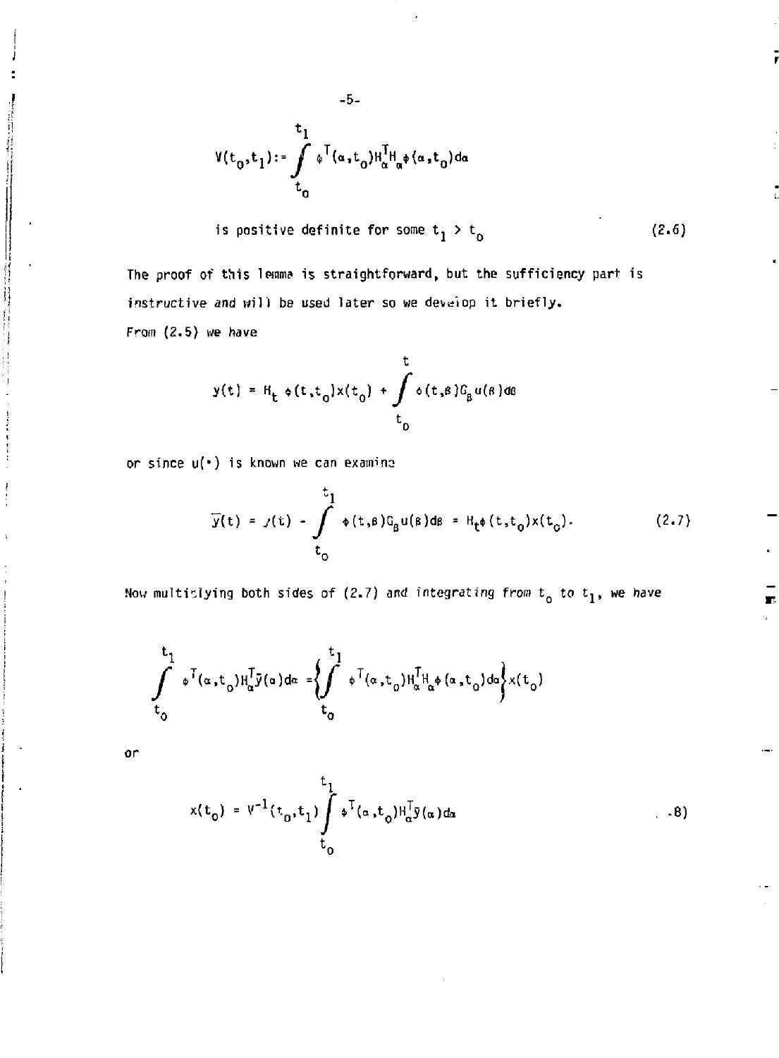$$V(t_0,t_1) := \int_{t_0}^{t_1} \phi^T(\alpha,t_0)H_\alpha^T H_\alpha \phi(\alpha,t_0)d\alpha$$

is positive definite for some $t_1 > t_0$ (2.6)

The proof of this lemma is straightforward, but the sufficiency part is instructive and will be used later so we develop it briefly.

From (2.5) we have

$$y(t) = H_t \, \phi(t,t_0)x(t_0) + \int_{t_0}^{t} \phi(t,\beta)G_\beta u(\beta)d\beta$$

or since $u(\cdot)$ is known we can examine

$$\bar{y}(t) = y(t) - \int_{t_0}^{t_1} \phi(t,\beta)G_\beta u(\beta)d\beta = H_t\phi(t,t_0)x(t_0). \tag{2.7}$$

Now multiplying both sides of (2.7) and integrating from $t_0$ to $t_1$, we have

$$\int_{t_0}^{t_1} \phi^T(\alpha,t_0)H_\alpha^T\bar{y}(\alpha)d\alpha = \left\{\int_{t_0}^{t_1} \phi^T(\alpha,t_0)H_\alpha^T H_\alpha \phi(\alpha,t_0)d\alpha\right\}x(t_0)$$

or

$$x(t_0) = V^{-1}(t_0,t_1)\int_{t_0}^{t_1} \phi^T(\alpha,t_0)H_\alpha^T\bar{y}(\alpha)d\alpha \tag{2.8}$$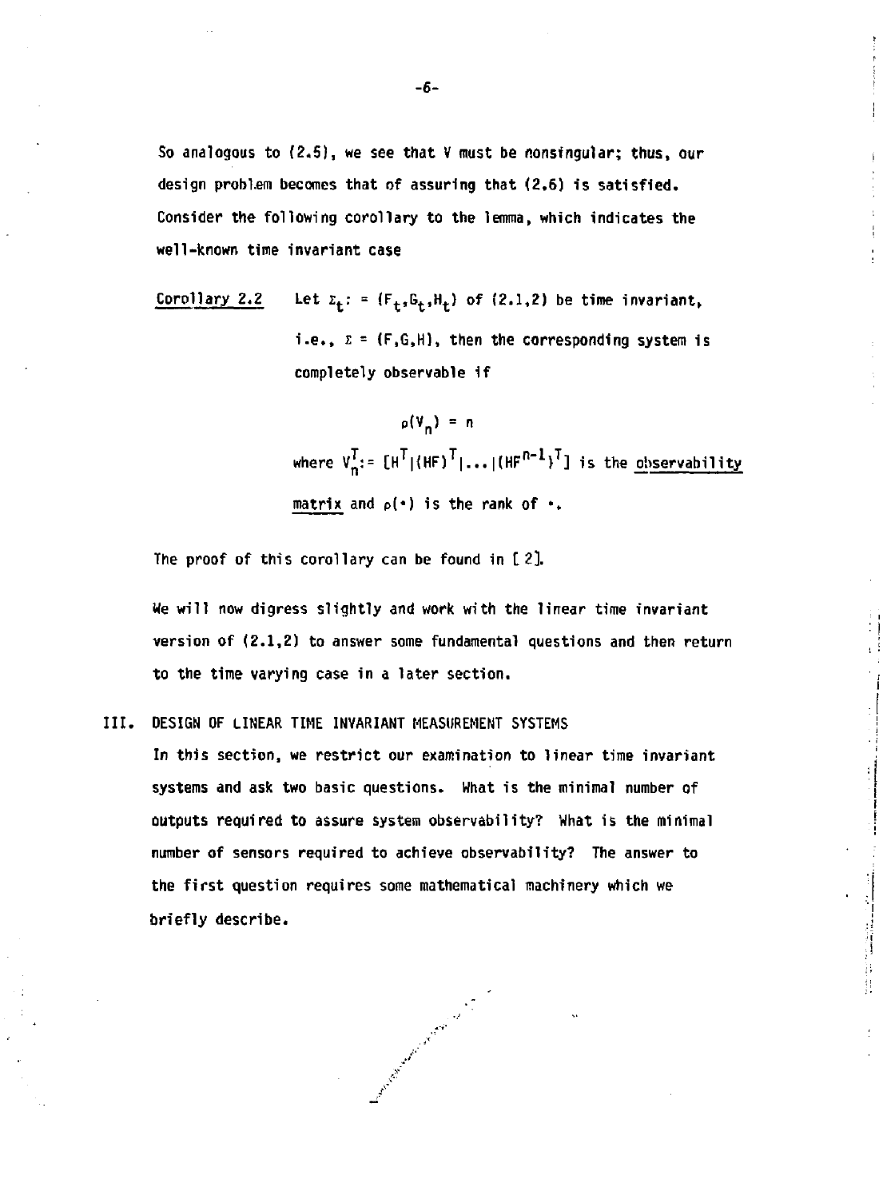So analogous to (2.5), we see that V must be nonsingular; thus, our design problem becomes that of assuring that (2.6) is satisfied. Consider the following corollary to the lemma, which indicates the well-known time invariant case

<u>Corollary 2.2</u> Let $\Sigma_t := (F_t, G_t, H_t)$ of (2.1,2) be time invariant, i.e., $\Sigma = (F,G,H)$, then the corresponding system is completely observable if

$$\rho(V_n) = n$$

where $V_n^T := [H^T | (HF)^T | \ldots | (HF^{n-1})^T]$ is the <u>observability matrix</u> and $\rho(\cdot)$ is the rank of $\cdot$.

The proof of this corollary can be found in [2].

We will now digress slightly and work with the linear time invariant version of (2.1,2) to answer some fundamental questions and then return to the time varying case in a later section.

## III. DESIGN OF LINEAR TIME INVARIANT MEASUREMENT SYSTEMS

In this section, we restrict our examination to linear time invariant systems and ask two basic questions. What is the minimal number of outputs required to assure system observability? What is the minimal number of sensors required to achieve observability? The answer to the first question requires some mathematical machinery which we briefly describe.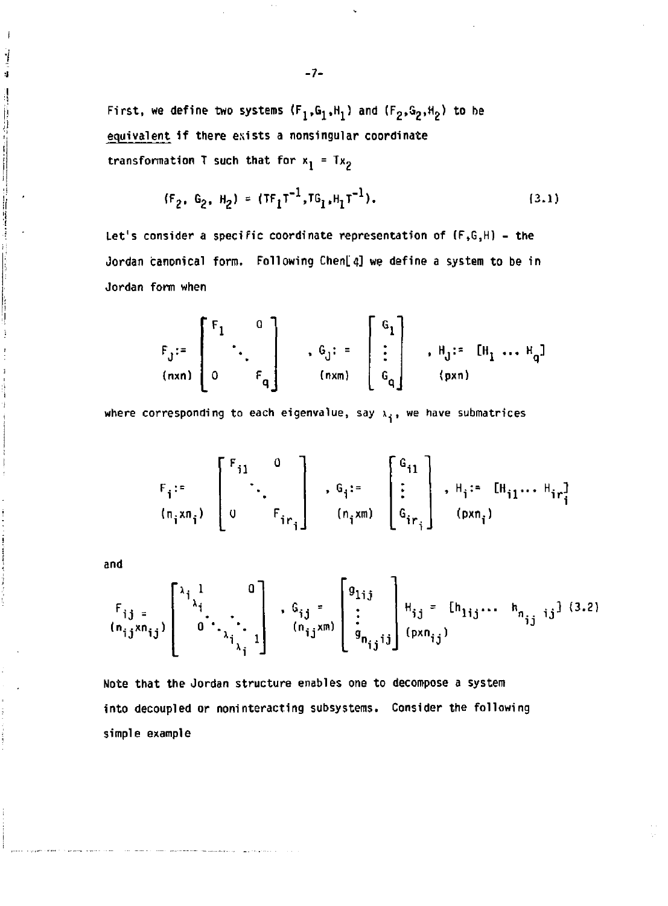First, we define two systems $(F_1,G_1,H_1)$ and $(F_2,G_2,H_2)$ to be <u>equivalent</u> if there exists a nonsingular coordinate transformation T such that for $x_1 = Tx_2$

$$(F_2,\ G_2,\ H_2) = (TF_1T^{-1}, TG_1, H_1T^{-1}). \tag{3.1}$$

Let's consider a specific coordinate representation of (F,G,H) - the Jordan canonical form. Following Chen[4] we define a system to be in Jordan form when

$$\underset{(n\times n)}{F_J :=} \begin{bmatrix} F_1 & & 0 \\ & \ddots & \\ 0 & & F_q \end{bmatrix}, \quad \underset{(n\times m)}{G_J :=} \begin{bmatrix} G_1 \\ \vdots \\ G_q \end{bmatrix}, \quad \underset{(p\times n)}{H_J :=} [H_1 \ \ldots \ H_q]$$

where corresponding to each eigenvalue, say $\lambda_i$, we have submatrices

$$\underset{(n_i\times n_i)}{F_i :=} \begin{bmatrix} F_{i1} & & 0 \\ & \ddots & \\ 0 & & F_{ir_i} \end{bmatrix}, \quad \underset{(n_i\times m)}{G_i :=} \begin{bmatrix} G_{i1} \\ \vdots \\ G_{ir_i} \end{bmatrix}, \quad \underset{(p\times n_i)}{H_i :=} [H_{i1} \cdots H_{ir_i}]$$

and

$$\underset{(n_{ij}\times n_{ij})}{F_{ij} =} \begin{bmatrix} \lambda_i & 1 & & 0 \\ & \lambda_i & \ddots & \\ & 0 & \ddots & 1 \\ & & & \lambda_i \end{bmatrix}, \quad \underset{(n_{ij}\times m)}{G_{ij} =} \begin{bmatrix} g_{1ij} \\ \vdots \\ g_{n_{ij}ij} \end{bmatrix} \quad \underset{(p\times n_{ij})}{H_{ij} =} [h_{1ij} \cdots h_{n_{ij}ij}] \tag{3.2}$$

Note that the Jordan structure enables one to decompose a system into decoupled or noninteracting subsystems. Consider the following simple example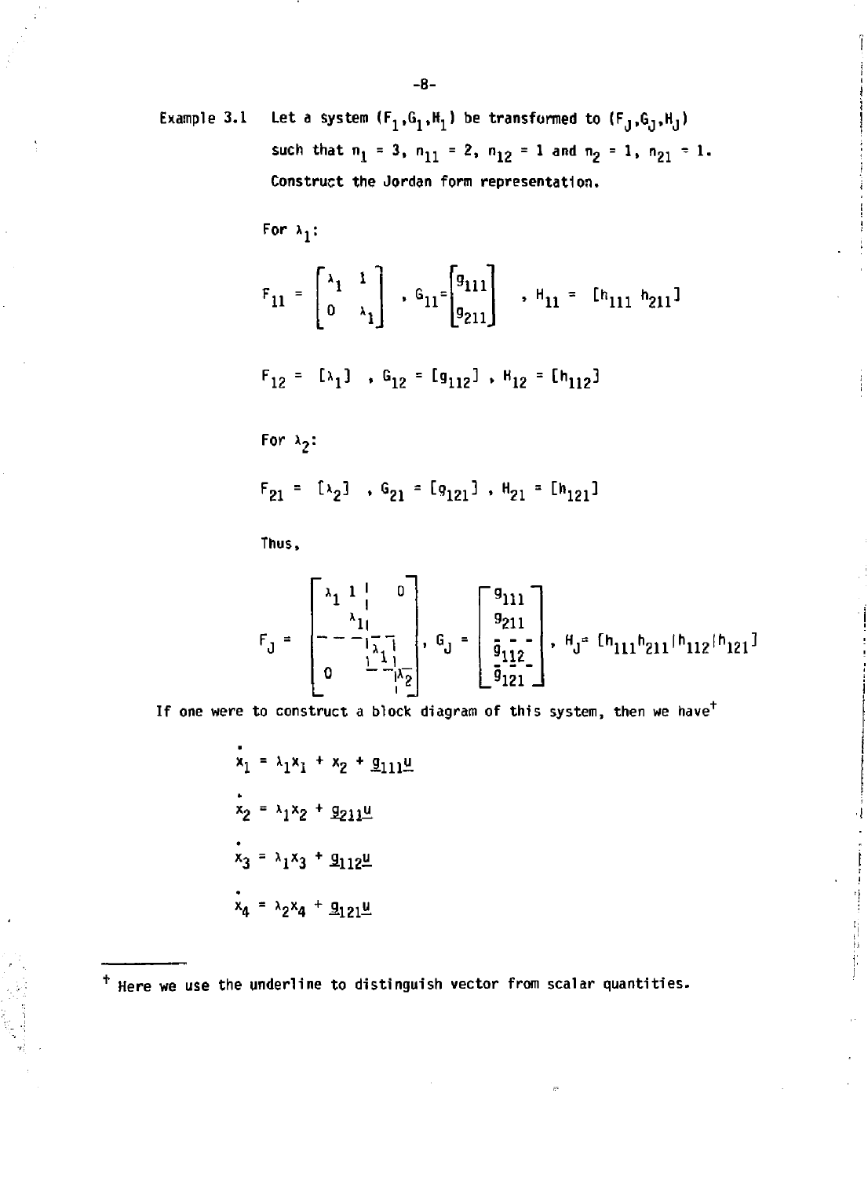Example 3.1 Let a system $(F_1, G_1, H_1)$ be transformed to $(F_J, G_J, H_J)$ such that $n_1 = 3$, $n_{11} = 2$, $n_{12} = 1$ and $n_2 = 1$, $n_{21} = 1$. Construct the Jordan form representation.

For $\lambda_1$:

$$F_{11} = \begin{bmatrix} \lambda_1 & 1 \\ 0 & \lambda_1 \end{bmatrix}, \quad G_{11} = \begin{bmatrix} g_{111} \\ g_{211} \end{bmatrix}, \quad H_{11} = [h_{111} \; h_{211}]$$

$$F_{12} = [\lambda_1], \quad G_{12} = [g_{112}], \quad H_{12} = [h_{112}]$$

For $\lambda_2$:

$$F_{21} = [\lambda_2], \quad G_{21} = [g_{121}], \quad H_{21} = [h_{121}]$$

Thus,

$$F_J = \left[\begin{array}{cc|c|c} \lambda_1 & 1 & & 0 \\ & \lambda_1 & & \\ \hline & & \lambda_1 & \\ \hline 0 & & & \lambda_2 \end{array}\right], \quad G_J = \left[\begin{array}{c} g_{111} \\ g_{211} \\ \hline g_{112} \\ \hline g_{121} \end{array}\right], \quad H_J = [h_{111} h_{211} | h_{112} | h_{121}]$$

If one were to construct a block diagram of this system, then we have[†]

$$\dot{x}_1 = \lambda_1 x_1 + x_2 + \underline{g}_{111}\underline{u}$$

$$\dot{x}_2 = \lambda_1 x_2 + \underline{g}_{211}\underline{u}$$

$$\dot{x}_3 = \lambda_1 x_3 + \underline{g}_{112}\underline{u}$$

$$\dot{x}_4 = \lambda_2 x_4 + \underline{g}_{121}\underline{u}$$

---

[†] Here we use the underline to distinguish vector from scalar quantities.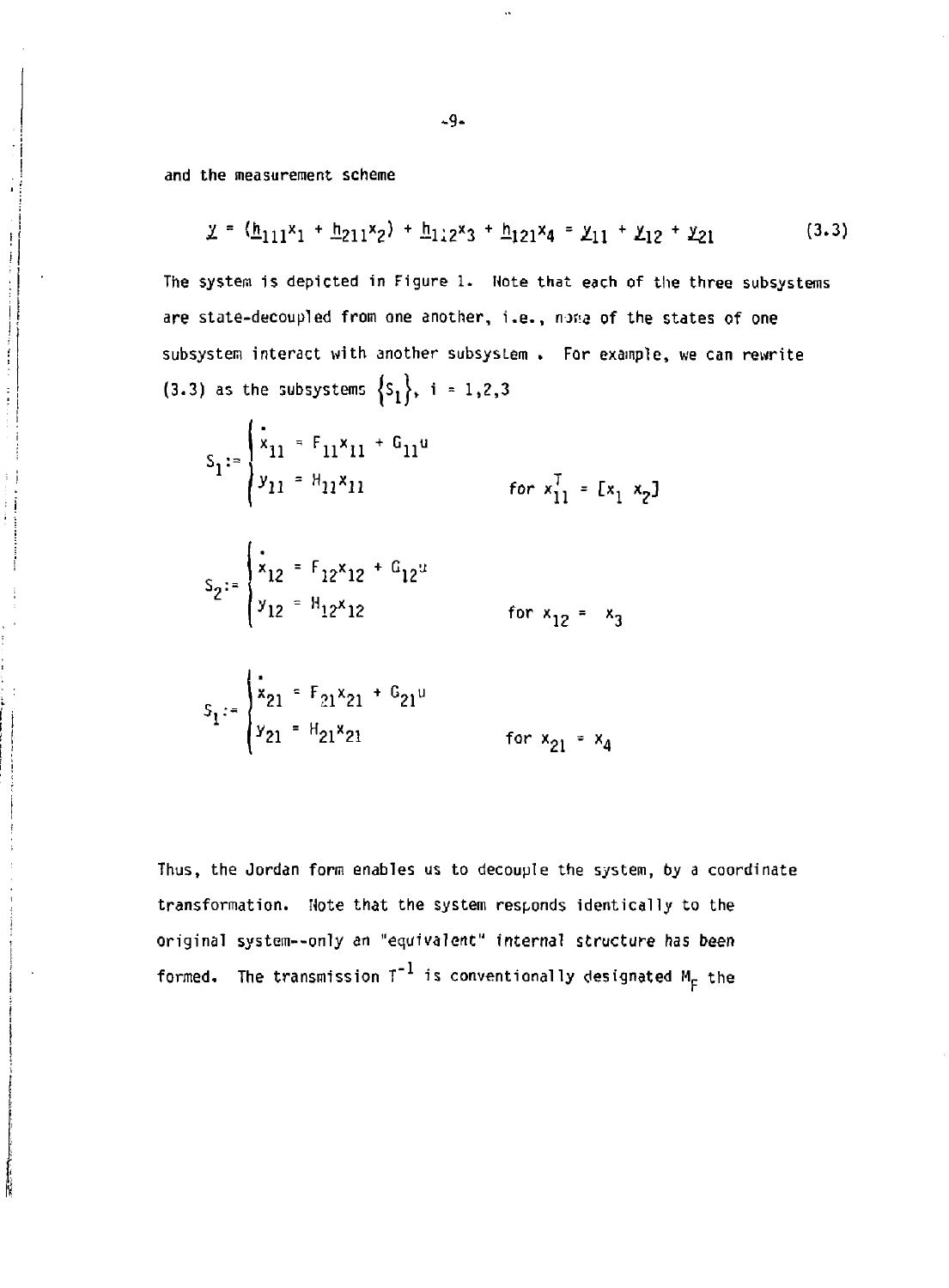and the measurement scheme

$$\underline{y} = (\underline{h}_{111}x_1 + \underline{h}_{211}x_2) + \underline{h}_{112}x_3 + \underline{h}_{121}x_4 = \underline{y}_{11} + \underline{y}_{12} + \underline{y}_{21} \tag{3.3}$$

The system is depicted in Figure 1. Note that each of the three subsystems are state-decoupled from one another, i.e., none of the states of one subsystem interact with another subsystem. For example, we can rewrite (3.3) as the subsystems $\{S_i\}$, $i = 1,2,3$

$$S_1 := \begin{cases} \dot{x}_{11} = F_{11}x_{11} + G_{11}u \\ y_{11} = H_{11}x_{11} \end{cases} \qquad \text{for } x_{11}^T = [x_1 \; x_2]$$

$$S_2 := \begin{cases} \dot{x}_{12} = F_{12}x_{12} + G_{12}u \\ y_{12} = H_{12}x_{12} \end{cases} \qquad \text{for } x_{12} = x_3$$

$$S_1 := \begin{cases} \dot{x}_{21} = F_{21}x_{21} + G_{21}u \\ y_{21} = H_{21}x_{21} \end{cases} \qquad \text{for } x_{21} = x_4$$

Thus, the Jordan form enables us to decouple the system, by a coordinate transformation. Note that the system responds identically to the original system--only an "equivalent" internal structure has been formed. The transmission $T^{-1}$ is conventionally designated $M_F$ the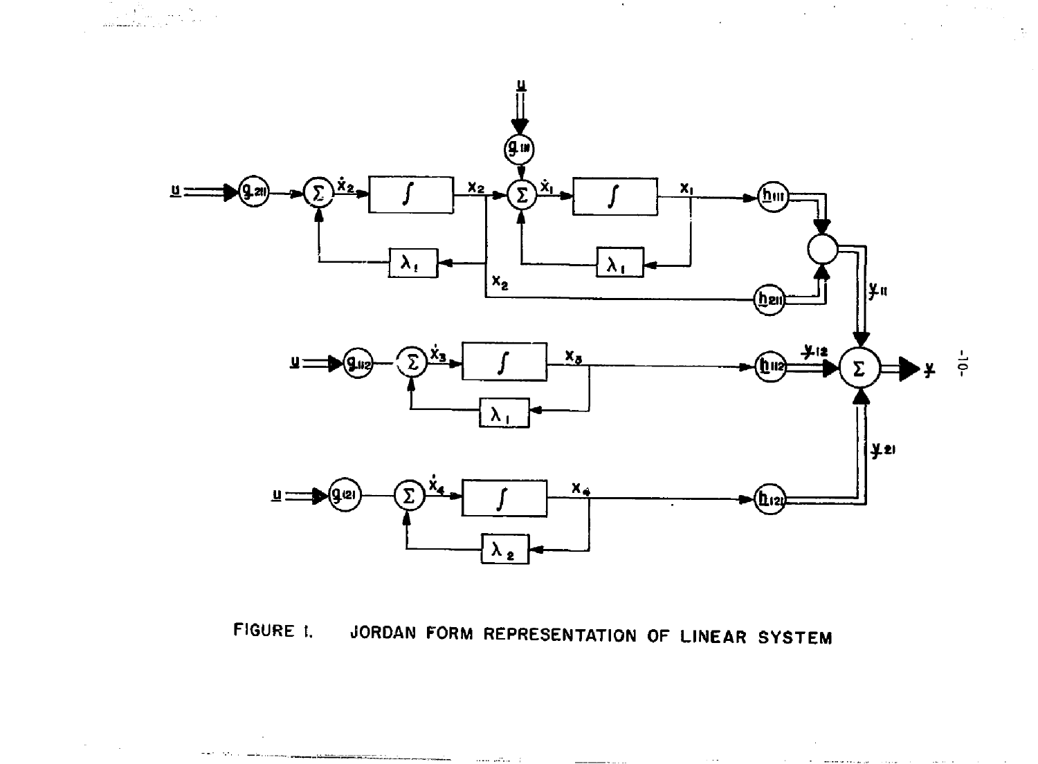FIGURE 1. JORDAN FORM REPRESENTATION OF LINEAR SYSTEM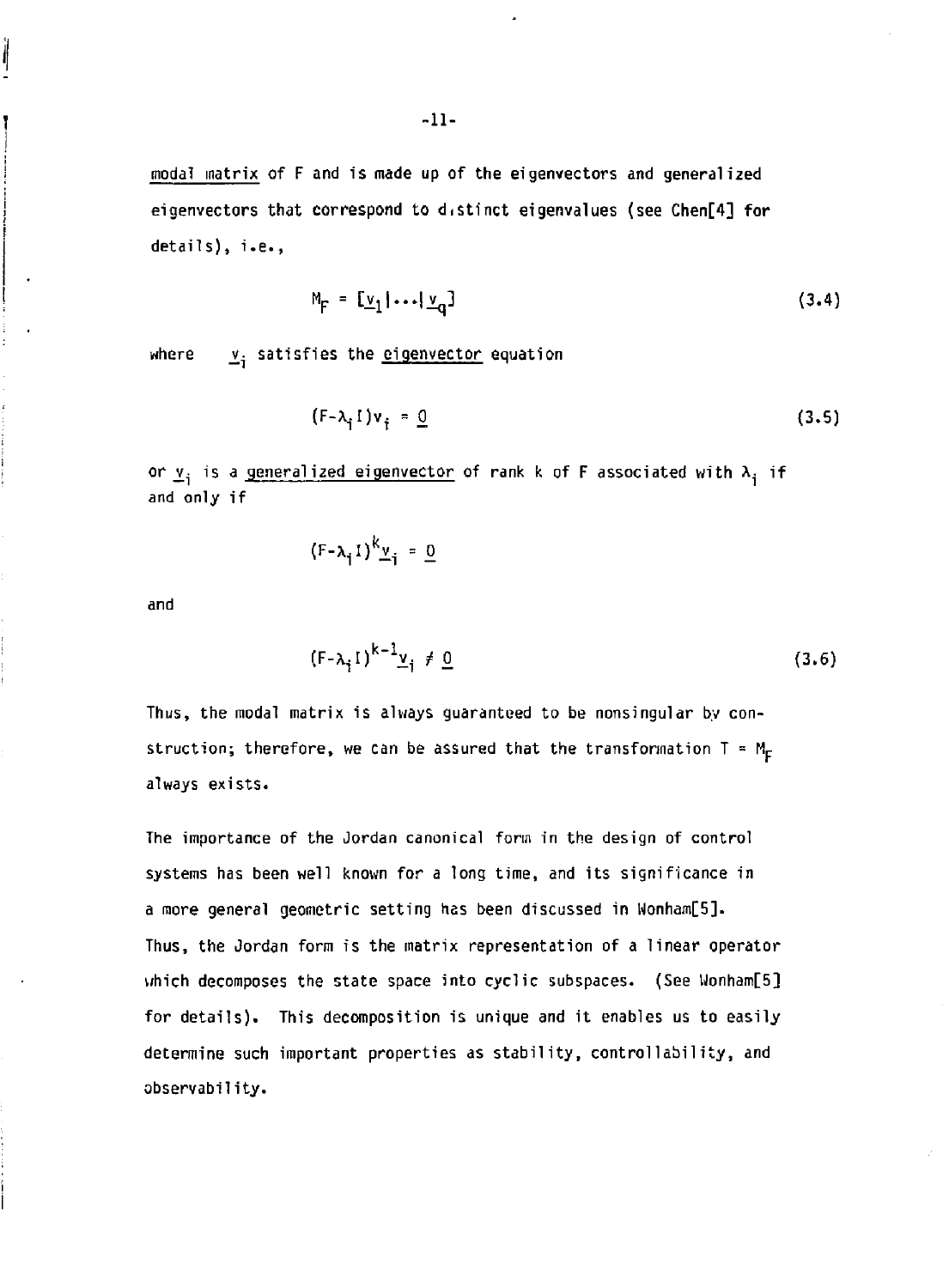modal matrix of F and is made up of the eigenvectors and generalized eigenvectors that correspond to distinct eigenvalues (see Chen[4] for details), i.e.,

$$M_F = [\underline{v}_1 | \cdots | \underline{v}_q] \tag{3.4}$$

where $\underline{v}_i$ satisfies the eigenvector equation

$$(F-\lambda_i I)v_i = \underline{0} \tag{3.5}$$

or $\underline{v}_i$ is a generalized eigenvector of rank k of F associated with $\lambda_i$ if and only if

$$(F-\lambda_i I)^k \underline{v}_i = \underline{0}$$

and

$$(F-\lambda_i I)^{k-1} \underline{v}_i \neq \underline{0} \tag{3.6}$$

Thus, the modal matrix is always guaranteed to be nonsingular by construction; therefore, we can be assured that the transformation $T = M_F$ always exists.

The importance of the Jordan canonical form in the design of control systems has been well known for a long time, and its significance in a more general geometric setting has been discussed in Wonham[5]. Thus, the Jordan form is the matrix representation of a linear operator which decomposes the state space into cyclic subspaces. (See Wonham[5] for details). This decomposition is unique and it enables us to easily determine such important properties as stability, controllability, and observability.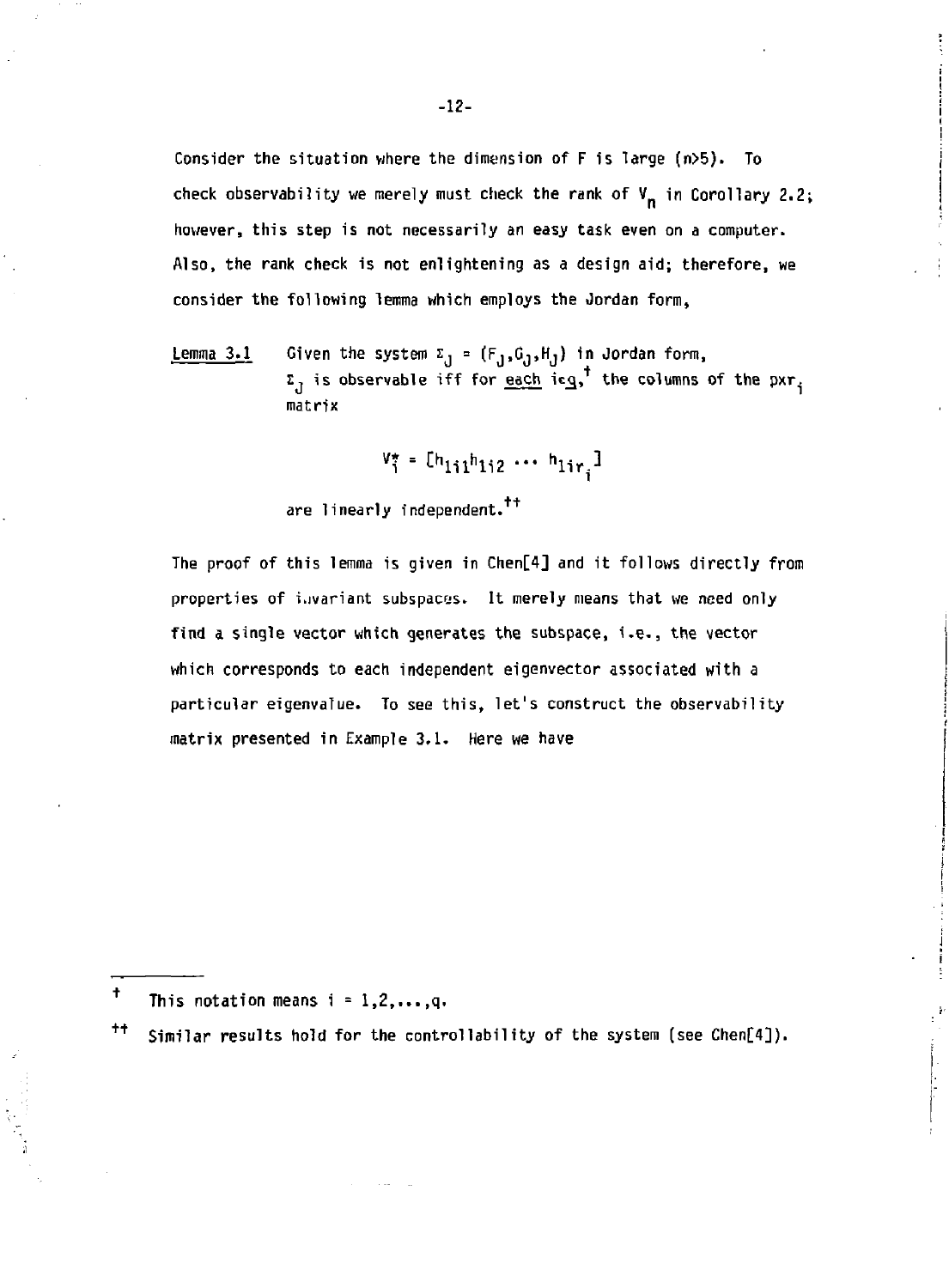Consider the situation where the dimension of F is large (n>5). To check observability we merely must check the rank of $V_n$ in Corollary 2.2; however, this step is not necessarily an easy task even on a computer. Also, the rank check is not enlightening as a design aid; therefore, we consider the following lemma which employs the Jordan form,

<u>Lemma 3.1</u> Given the system $\Sigma_J = (F_J, G_J, H_J)$ in Jordan form, $\Sigma_J$ is observable iff for <u>each</u> $i \in \underline{q}$,[†] the columns of the $p \times r_i$ matrix

$$V_i^* = [h_{1i1} h_{1i2} \cdots h_{1ir_i}]$$

are linearly independent.[††]

The proof of this lemma is given in Chen[4] and it follows directly from properties of invariant subspaces. It merely means that we need only find a single vector which generates the subspace, i.e., the vector which corresponds to each independent eigenvector associated with a particular eigenvalue. To see this, let's construct the observability matrix presented in Example 3.1. Here we have

---

[†] This notation means $i = 1,2,\ldots,q$.

[††] Similar results hold for the controllability of the system (see Chen[4]).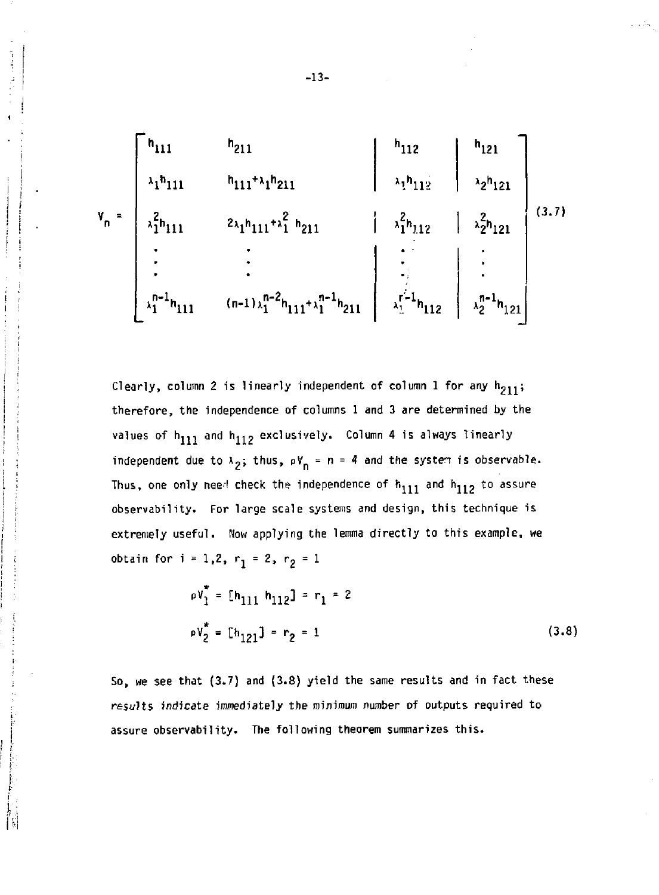$$
V_n = \left[\begin{array}{cc|c|c}
h_{111} & h_{211} & h_{112} & h_{121} \\
\lambda_1 h_{111} & h_{111}+\lambda_1 h_{211} & \lambda_1 h_{112} & \lambda_2 h_{121} \\
\lambda_1^2 h_{111} & 2\lambda_1 h_{111}+\lambda_1^2\, h_{211} & \lambda_1^2 h_{112} & \lambda_2^2 h_{121} \\
\vdots & \vdots & \vdots & \vdots \\
\lambda_1^{n-1} h_{111} & (n-1)\lambda_1^{n-2} h_{111}+\lambda_1^{n-1} h_{211} & \lambda_1^{r-1} h_{112} & \lambda_2^{n-1} h_{121}
\end{array}\right] \quad (3.7)
$$

Clearly, column 2 is linearly independent of column 1 for any $h_{211}$; therefore, the independence of columns 1 and 3 are determined by the values of $h_{111}$ and $h_{112}$ exclusively. Column 4 is always linearly independent due to $\lambda_2$; thus, $\rho V_n = n = 4$ and the system is observable. Thus, one only need check the independence of $h_{111}$ and $h_{112}$ to assure observability. For large scale systems and design, this technique is extremely useful. Now applying the lemma directly to this example, we obtain for $i = 1,2$, $r_1 = 2$, $r_2 = 1$

$$
\begin{aligned}
\rho V_1^* &= [h_{111}\ h_{112}] = r_1 = 2 \\
\rho V_2^* &= [h_{121}] = r_2 = 1
\end{aligned} \quad (3.8)
$$

So, we see that (3.7) and (3.8) yield the same results and in fact these results indicate immediately the minimum number of outputs required to assure observability. The following theorem summarizes this.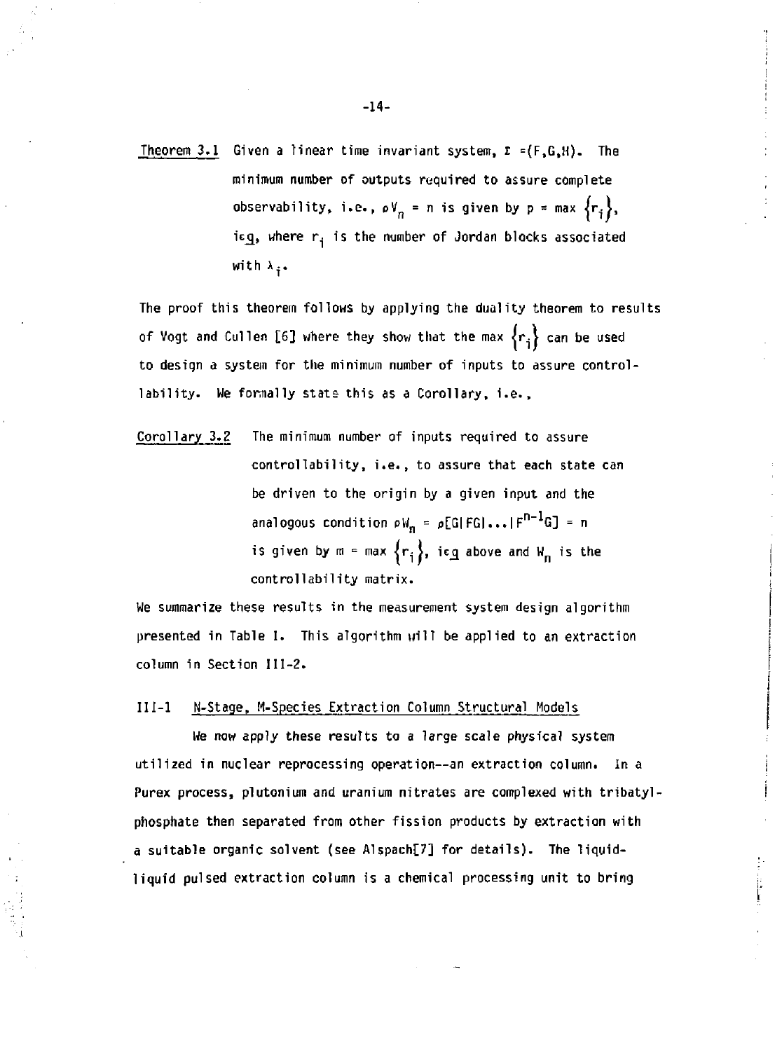Theorem 3.1 Given a linear time invariant system, $\Sigma = (F,G,H)$. The minimum number of outputs required to assure complete observability, i.e., $\rho V_n = n$ is given by $p = \max \{r_i\}$, $i \epsilon \underline{q}$, where $r_i$ is the number of Jordan blocks associated with $\lambda_i$.

The proof this theorem follows by applying the duality theorem to results of Vogt and Cullen [6] where they show that the max $\{r_i\}$ can be used to design a system for the minimum number of inputs to assure controllability. We formally state this as a Corollary, i.e.,

Corollary 3.2 The minimum number of inputs required to assure controllability, i.e., to assure that each state can be driven to the origin by a given input and the analogous condition $\rho W_n = \rho[G|FG|\ldots|F^{n-1}G] = n$ is given by $m = \max \{r_i\}$, $i \epsilon \underline{q}$ above and $W_n$ is the controllability matrix.

We summarize these results in the measurement system design algorithm presented in Table I. This algorithm will be applied to an extraction column in Section III-2.

## III-1 N-Stage, M-Species Extraction Column Structural Models

We now apply these results to a large scale physical system utilized in nuclear reprocessing operation--an extraction column. In a Purex process, plutonium and uranium nitrates are complexed with tribatylphosphate then separated from other fission products by extraction with a suitable organic solvent (see Alspach[7] for details). The liquid-liquid pulsed extraction column is a chemical processing unit to bring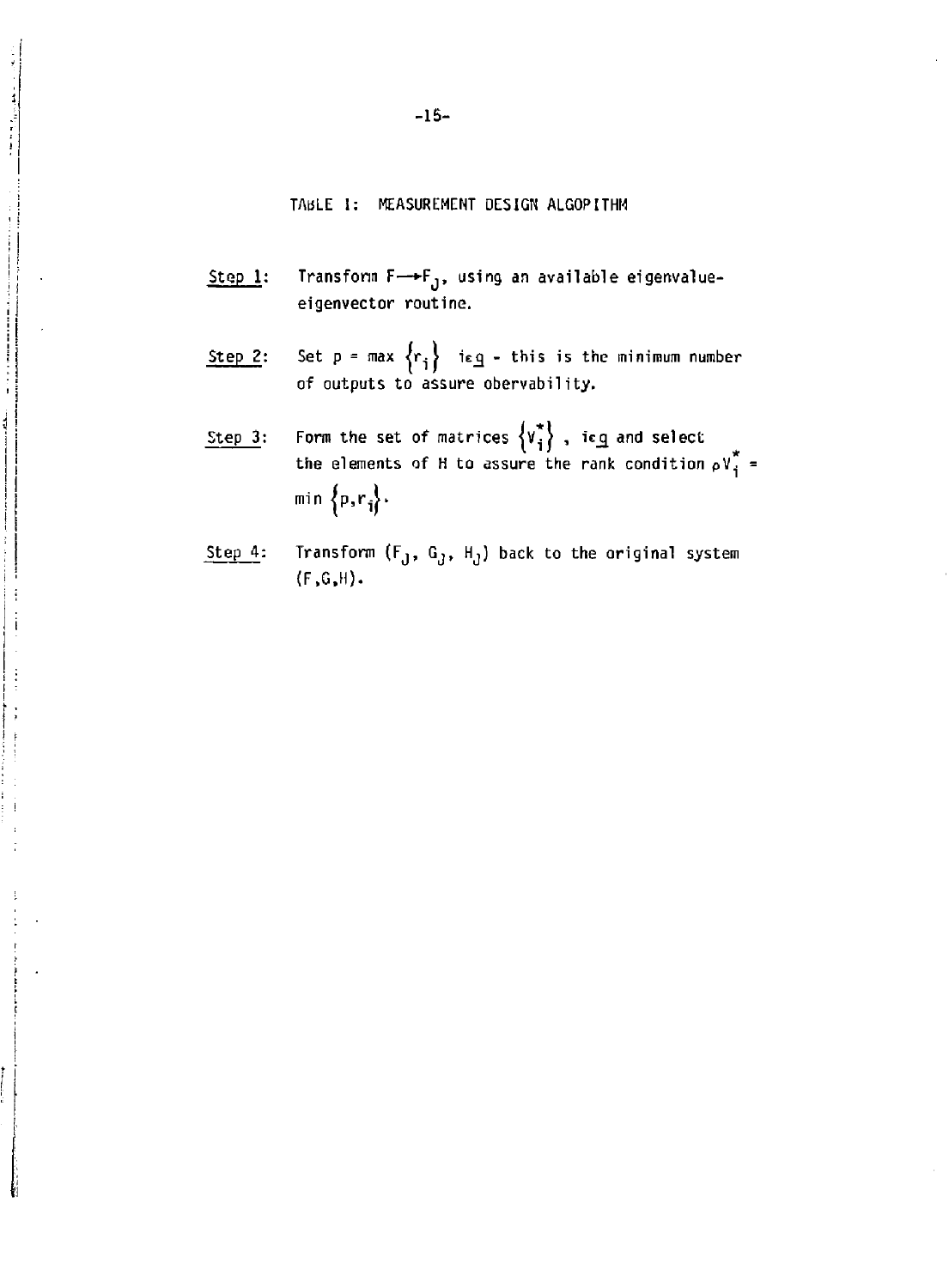## TABLE I: MEASUREMENT DESIGN ALGORITHM

<u>Step 1</u>: Transform $F \rightarrow F_J$, using an available eigenvalue-eigenvector routine.

<u>Step 2</u>: Set $p = \max \{r_i\}$ $i \epsilon \underline{q}$ - this is the minimum number of outputs to assure obervability.

<u>Step 3</u>: Form the set of matrices $\{V_i^*\}$ , $i \epsilon \underline{q}$ and select the elements of H to assure the rank condition $\rho V_i^* = \min \{p, r_i\}$.

<u>Step 4</u>: Transform $(F_J, G_J, H_J)$ back to the original system $(F, G, H)$.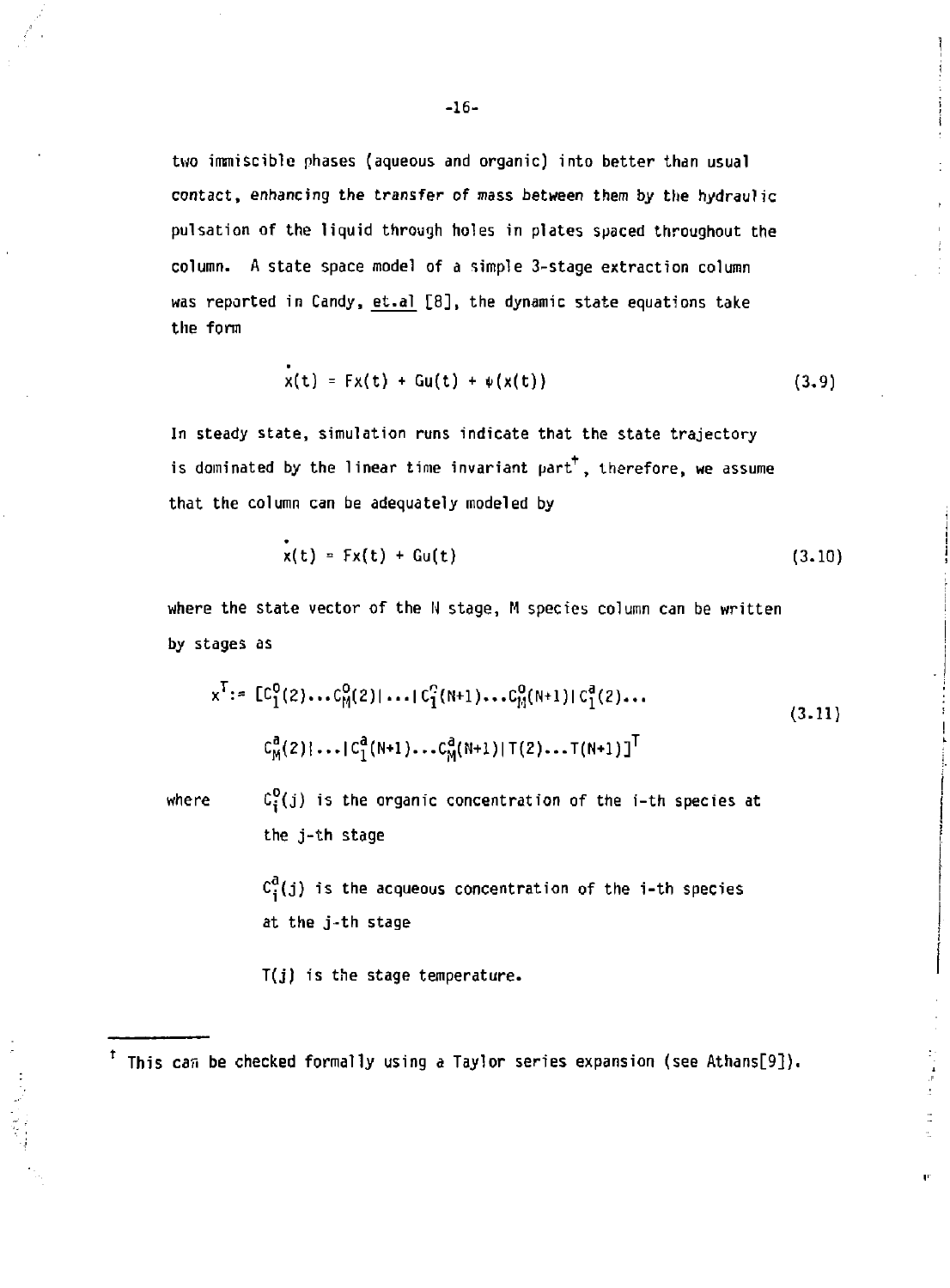two immiscible phases (aqueous and organic) into better than usual contact, enhancing the transfer of mass between them by the hydraulic pulsation of the liquid through holes in plates spaced throughout the column. A state space model of a simple 3-stage extraction column was reported in Candy, et.al [8], the dynamic state equations take the form

$$\dot{x}(t) = Fx(t) + Gu(t) + \psi(x(t)) \tag{3.9}$$

In steady state, simulation runs indicate that the state trajectory is dominated by the linear time invariant part[†], therefore, we assume that the column can be adequately modeled by

$$\dot{x}(t) = Fx(t) + Gu(t) \tag{3.10}$$

where the state vector of the N stage, M species column can be written by stages as

$$x^T := [C_1^o(2)\ldots C_M^o(2)|\ldots|C_1^o(N+1)\ldots C_M^o(N+1)|C_1^a(2)\ldots$$
$$C_M^a(2)|\ldots|C_1^a(N+1)\ldots C_M^a(N+1)|T(2)\ldots T(N+1)]^T \tag{3.11}$$

where $C_i^o(j)$ is the organic concentration of the i-th species at the j-th stage

$C_i^a(j)$ is the acqueous concentration of the i-th species at the j-th stage

$T(j)$ is the stage temperature.

---

[†] This can be checked formally using a Taylor series expansion (see Athans[9]).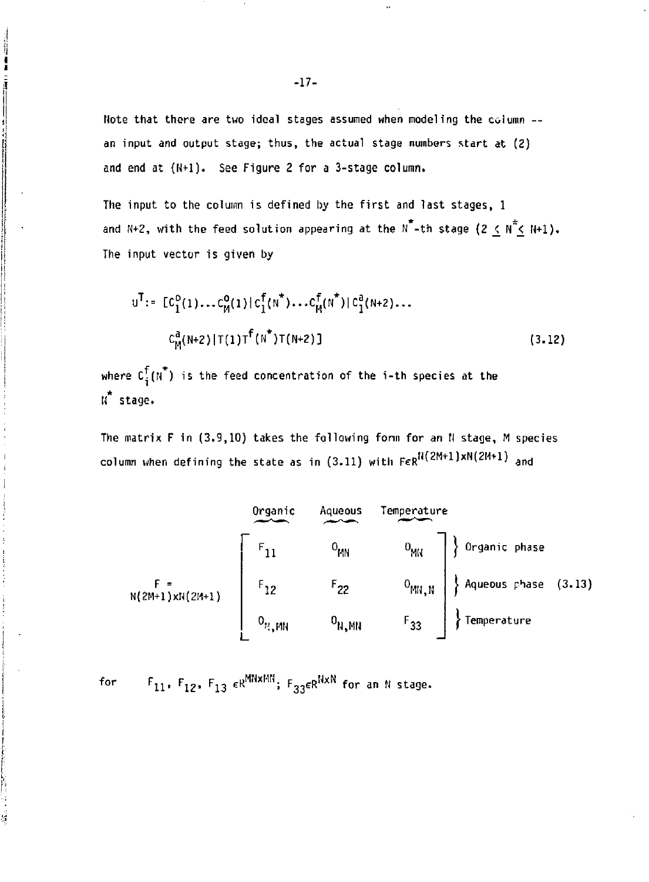Note that there are two ideal stages assumed when modeling the column -- an input and output stage; thus, the actual stage numbers start at (2) and end at (N+1). See Figure 2 for a 3-stage column.

The input to the column is defined by the first and last stages, 1 and N+2, with the feed solution appearing at the $N^*$-th stage ($2 \leq N^* \leq N+1$). The input vector is given by

$$u^T := [C_1^o(1)\ldots C_M^o(1)|C_1^f(N^*)\ldots C_M^f(N^*)|C_1^a(N+2)\ldots C_M^a(N+2)|T(1)T^f(N^*)T(N+2)] \tag{3.12}$$

where $C_i^f(N^*)$ is the feed concentration of the i-th species at the $N^*$ stage.

The matrix F in (3.9,10) takes the following form for an N stage, M species column when defining the state as in (3.11) with $F \in R^{N(2M+1)xN(2M+1)}$ and

$$\underset{N(2M+1)xN(2M+1)}{F} = \begin{bmatrix} F_{11} & 0_{MN} & 0_{MN} \\ F_{12} & F_{22} & 0_{MN,N} \\ 0_{N,MN} & 0_{N,MN} & F_{33} \end{bmatrix} \begin{matrix} \text{Organic phase} \\ \text{Aqueous phase} \\ \text{Temperature} \end{matrix} \tag{3.13}$$

(columns: Organic, Aqueous, Temperature)

for $F_{11}, F_{12}, F_{13} \in R^{MNxMN}$; $F_{33} \in R^{NxN}$ for an N stage.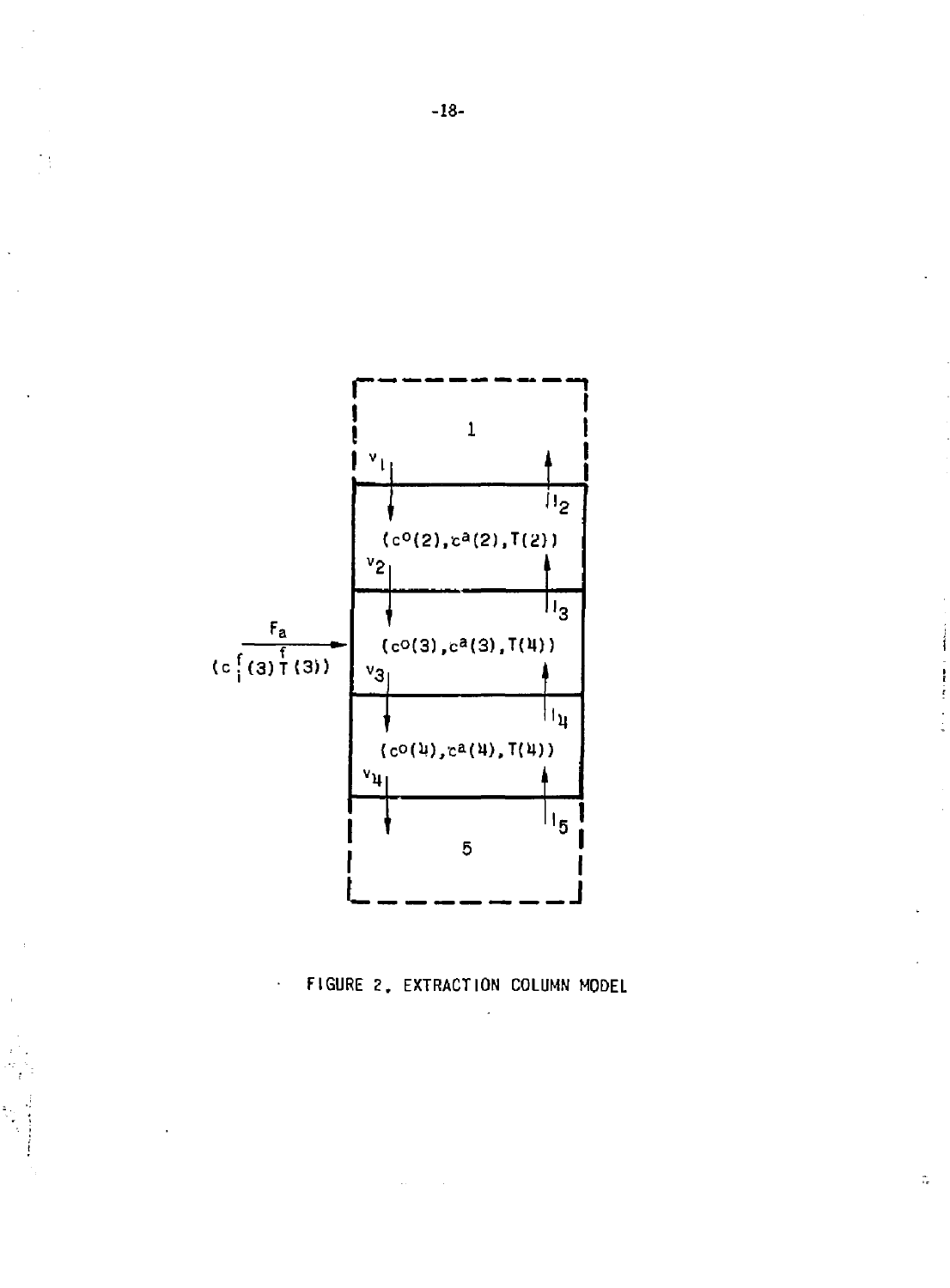FIGURE 2. EXTRACTION COLUMN MODEL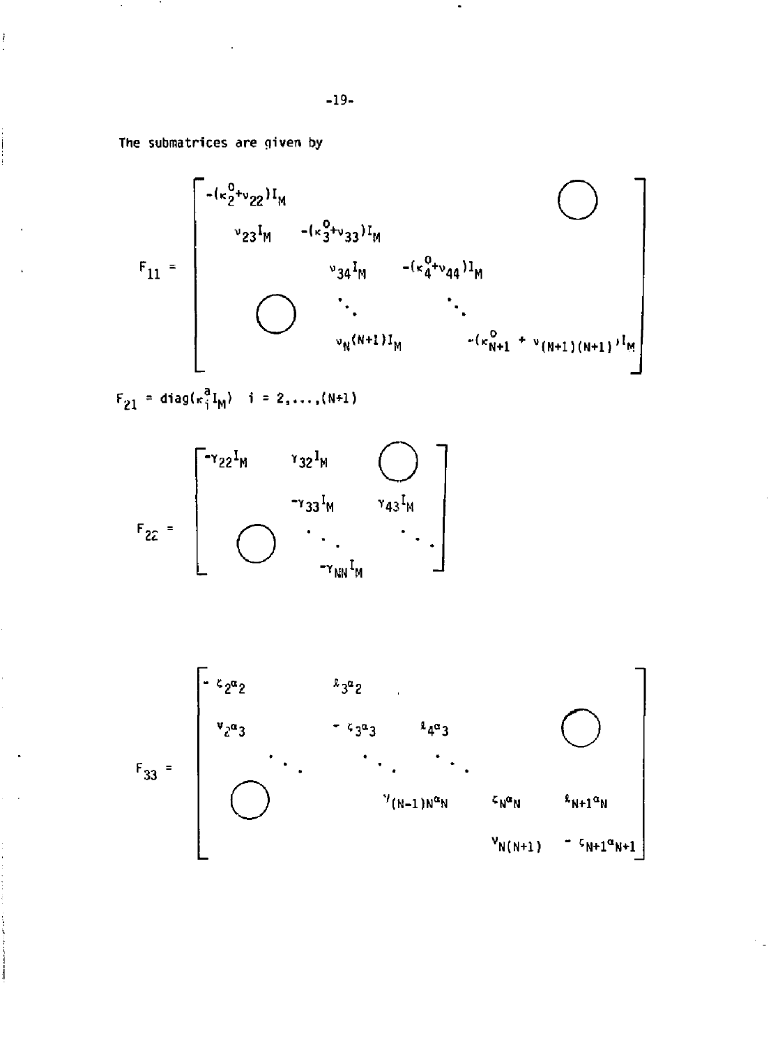The submatrices are given by

$$
F_{11} = \begin{bmatrix}
-(\kappa_2^o+\nu_{22})I_M & & & & \bigcirc \\
\nu_{23}I_M & -(\kappa_3^o+\nu_{33})I_M & & & \\
 & \nu_{34}I_M & -(\kappa_4^o+\nu_{44})I_M & & \\
 \bigcirc & & \ddots & \ddots & \\
 & & & \nu_{N(N+1)}I_M & -(\kappa_{N+1}^o+\nu_{(N+1)(N+1)})I_M
\end{bmatrix}
$$

$$
F_{21} = \mathrm{diag}(\kappa_i^a I_M) \quad i = 2,\ldots,(N+1)
$$

$$
F_{22} = \begin{bmatrix}
-\gamma_{22}I_M & \gamma_{32}I_M & & \bigcirc \\
 & -\gamma_{33}I_M & \gamma_{43}I_M & \\
 \bigcirc & & \ddots & \ddots \\
 & & & -\gamma_{NN}I_M
\end{bmatrix}
$$

$$
F_{33} = \begin{bmatrix}
-\zeta_2\alpha_2 & \ell_3\alpha_2 & & & \\
\nu_2\alpha_3 & -\zeta_3\alpha_3 & \ell_4\alpha_3 & & \bigcirc \\
 & \ddots & \ddots & \ddots & \\
 \bigcirc & & \nu_{(N-1)N}\alpha_N & \zeta_N\alpha_N & \ell_{N+1}\alpha_N \\
 & & & \nu_{N(N+1)} & -\zeta_{N+1}\alpha_{N+1}
\end{bmatrix}
$$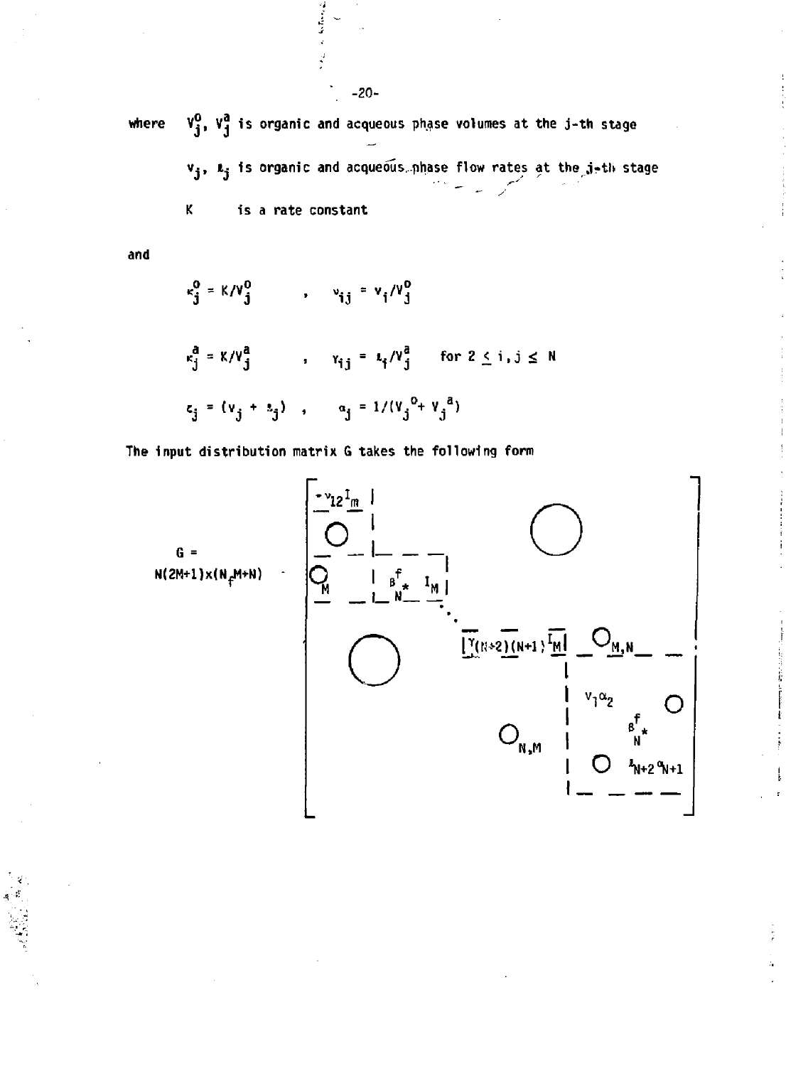where $V_j^o$, $V_j^a$ is organic and acqueous phase volumes at the j-th stage

$v_j$, $\ell_j$ is organic and acqueous phase flow rates at the j-th stage

K is a rate constant

and

$$\kappa_j^o = K/V_j^o \quad , \quad \nu_{ij} = v_i/V_j^o$$

$$\kappa_j^a = K/V_j^a \quad , \quad \gamma_{ij} = \ell_i/V_j^a \quad \text{for } 2 \leq i,j \leq N$$

$$\zeta_j = (v_j + \ell_j) \quad , \quad \alpha_j = 1/(V_j^o + V_j^a)$$

The input distribution matrix G takes the following form

$$G_{N(2M+1)\times(N_f M+N)} = \begin{bmatrix} \begin{matrix} -\nu_{12} I_M \\ 0 \end{matrix} & & 0 & \\ 0_M & \beta^f_{N^*} I_M & & \\ & & \ddots & \\ 0 & & \gamma_{(N+2)(N+1)} I_M & 0_{M,N} \\ & & 0_{N,M} & \begin{matrix} \nu_1 \alpha_2 & & 0 \\ & \beta^f_{N^*} & \\ 0 & & \ell_{N+2}\alpha_{N+1} \end{matrix} \end{bmatrix}$$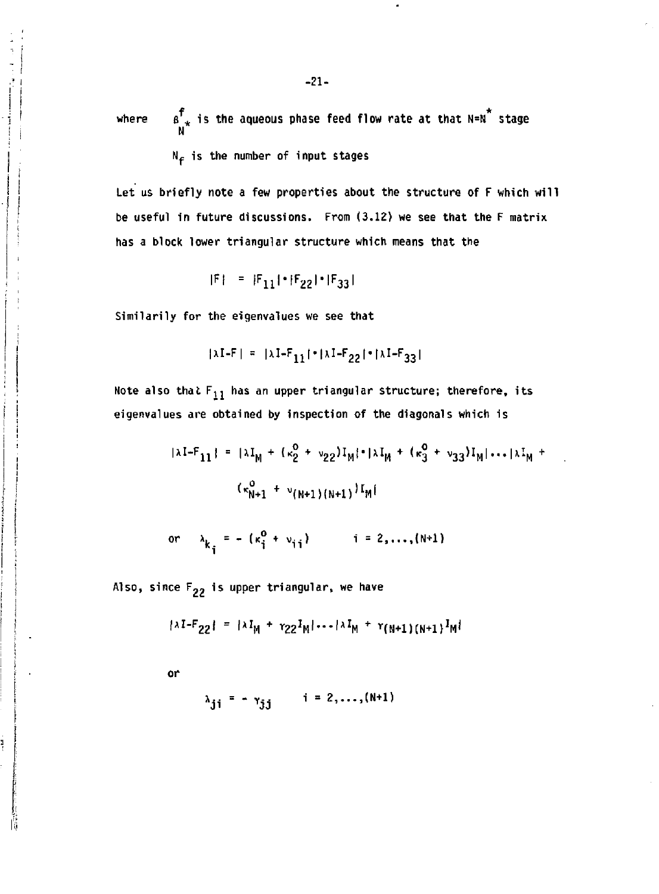where $\beta^f_{N^*}$ is the aqueous phase feed flow rate at that $N=N^*$ stage

$N_f$ is the number of input stages

Let us briefly note a few properties about the structure of F which will be useful in future discussions. From (3.12) we see that the F matrix has a block lower triangular structure which means that the

$$|F| = |F_{11}|\cdot|F_{22}|\cdot|F_{33}|$$

Similarily for the eigenvalues we see that

$$|\lambda I-F| = |\lambda I-F_{11}|\cdot|\lambda I-F_{22}|\cdot|\lambda I-F_{33}|$$

Note also that $F_{11}$ has an upper triangular structure; therefore, its eigenvalues are obtained by inspection of the diagonals which is

$$|\lambda I-F_{11}| = |\lambda I_M + (\kappa_2^o + \nu_{22})I_M|\cdot|\lambda I_M + (\kappa_3^o + \nu_{33})I_M|\cdots|\lambda I_M + (\kappa_{N+1}^o + \nu_{(N+1)(N+1)})I_M|$$

or $\quad \lambda_{k_i} = -(\kappa_i^o + \nu_{ii}) \qquad i = 2,\ldots,(N+1)$

Also, since $F_{22}$ is upper triangular, we have

$$|\lambda I-F_{22}| = |\lambda I_M + \gamma_{22}I_M|\cdots|\lambda I_M + \gamma_{(N+1)(N+1)}I_M|$$

or

$$\lambda_{ji} = -\gamma_{jj} \qquad i = 2,\ldots,(N+1)$$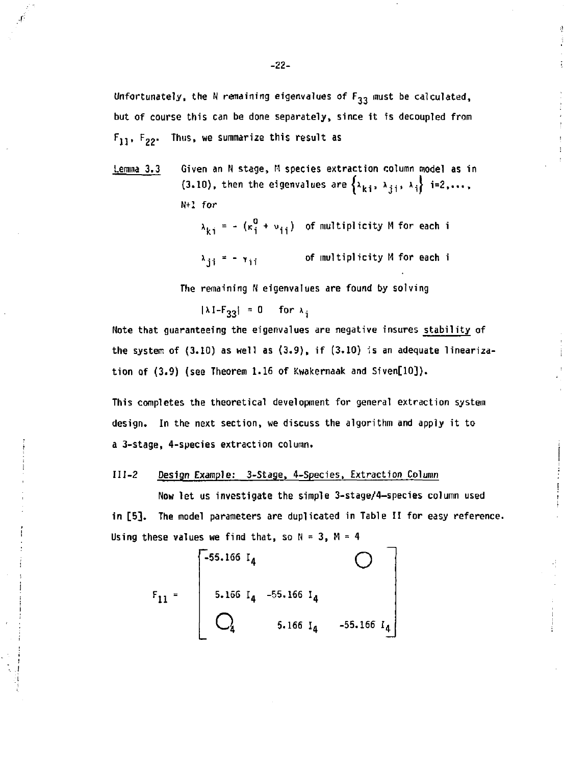Unfortunately, the N remaining eigenvalues of $F_{33}$ must be calculated, but of course this can be done separately, since it is decoupled from $F_{11}$, $F_{22}$. Thus, we summarize this result as

Lemma 3.3 Given an N stage, M species extraction column model as in (3.10), then the eigenvalues are $\{\lambda_{ki}, \lambda_{ji}, \lambda_i\}$ $i=2,\ldots,N+1$ for

$$\lambda_{ki} = -(\kappa_i^0 + \nu_{ii}) \quad \text{of multiplicity M for each i}$$

$$\lambda_{ji} = -\gamma_{ii} \quad \text{of multiplicity M for each i}$$

The remaining N eigenvalues are found by solving

$$|\lambda I - F_{33}| = 0 \quad \text{for } \lambda_i$$

Note that guaranteeing the eigenvalues are negative insures stability of the system of (3.10) as well as (3.9), if (3.10) is an adequate linearization of (3.9) (see Theorem 1.16 of Kwakernaak and Sivan[10]).

This completes the theoretical development for general extraction system design. In the next section, we discuss the algorithm and apply it to a 3-stage, 4-species extraction column.

## III-2 Design Example: 3-Stage, 4-Species, Extraction Column

Now let us investigate the simple 3-stage/4–species column used in [5]. The model parameters are duplicated in Table II for easy reference. Using these values we find that, so N = 3, M = 4

$$F_{11} = \begin{bmatrix} -55.166\, I_4 & & O \\ 5.166\, I_4 & -55.166\, I_4 & \\ O_4 & 5.166\, I_4 & -55.166\, I_4 \end{bmatrix}$$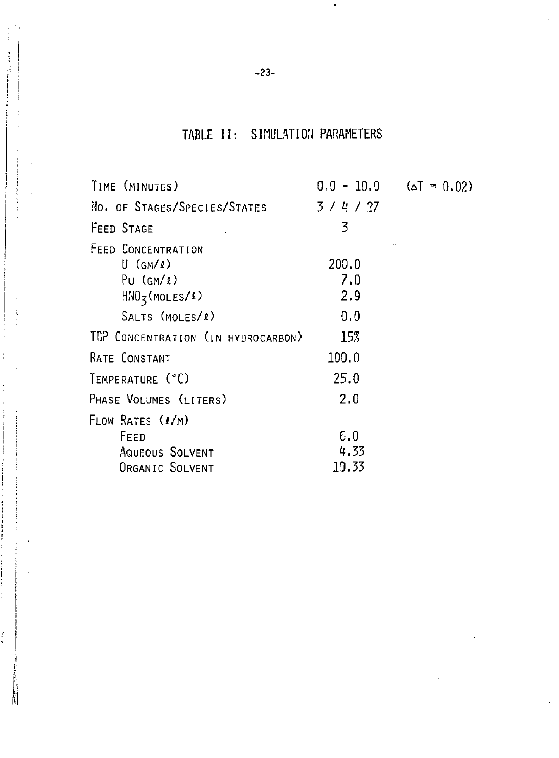# TABLE II: SIMULATION PARAMETERS

| | | |
|---|---|---|
| TIME (MINUTES) | 0.0 - 10.0 | ($\Delta T = 0.02$) |
| NO. OF STAGES/SPECIES/STATES | 3 / 4 / 27 | |
| FEED STAGE | 3 | |
| FEED CONCENTRATION | | |
| U (GM/ℓ) | 200.0 | |
| Pu (GM/ℓ) | 7.0 | |
| $HNO_3$ (MOLES/ℓ) | 2.9 | |
| SALTS (MOLES/ℓ) | 0.0 | |
| TBP CONCENTRATION (IN HYDROCARBON) | 15% | |
| RATE CONSTANT | 100.0 | |
| TEMPERATURE (°C) | 25.0 | |
| PHASE VOLUMES (LITERS) | 2.0 | |
| FLOW RATES (ℓ/M) | | |
| FEED | 6.0 | |
| AQUEOUS SOLVENT | 4.33 | |
| ORGANIC SOLVENT | 10.33 | |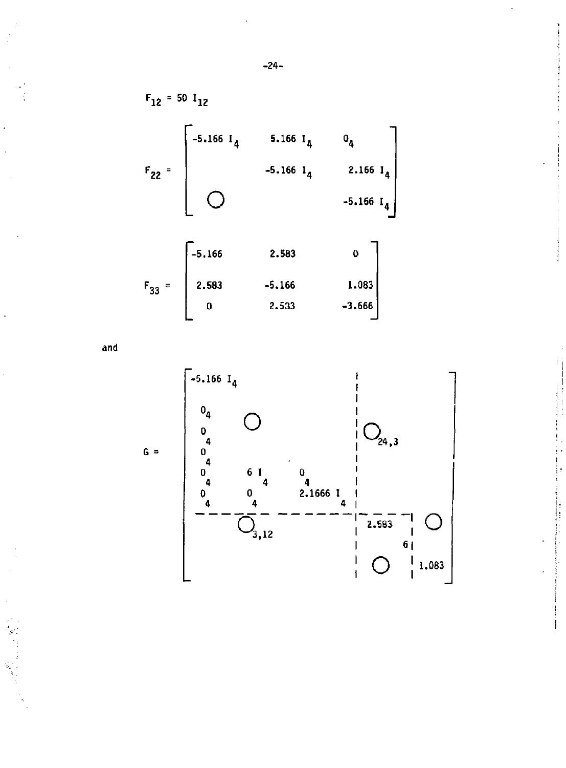$$F_{12} = 50\ I_{12}$$

$$F_{22} = \begin{bmatrix} -5.166\ I_4 & 5.166\ I_4 & 0_4 \\ & -5.166\ I_4 & 2.166\ I_4 \\ \bigcirc & & -5.166\ I_4 \end{bmatrix}$$

$$F_{33} = \begin{bmatrix} -5.166 & 2.583 & 0 \\ 2.583 & -5.166 & 1.083 \\ 0 & 2.533 & -3.666 \end{bmatrix}$$

and

$$G = \left[\begin{array}{ccc|cc} -5.166\ I_4 & & & & \\ 0_4 & \bigcirc & & \bigcirc_{24,3} & \\ 0_4 & & & & \\ 0_4 & & & & \\ 0_4 & 6\ I_4 & 0_4 & & \\ 0_4 & 0_4 & 2.1666\ I_4 & & \\ \hline & \bigcirc_{3,12} & & 2.583 & \bigcirc \\ & & & 6 & \\ & & & \bigcirc & 1.083 \end{array}\right]$$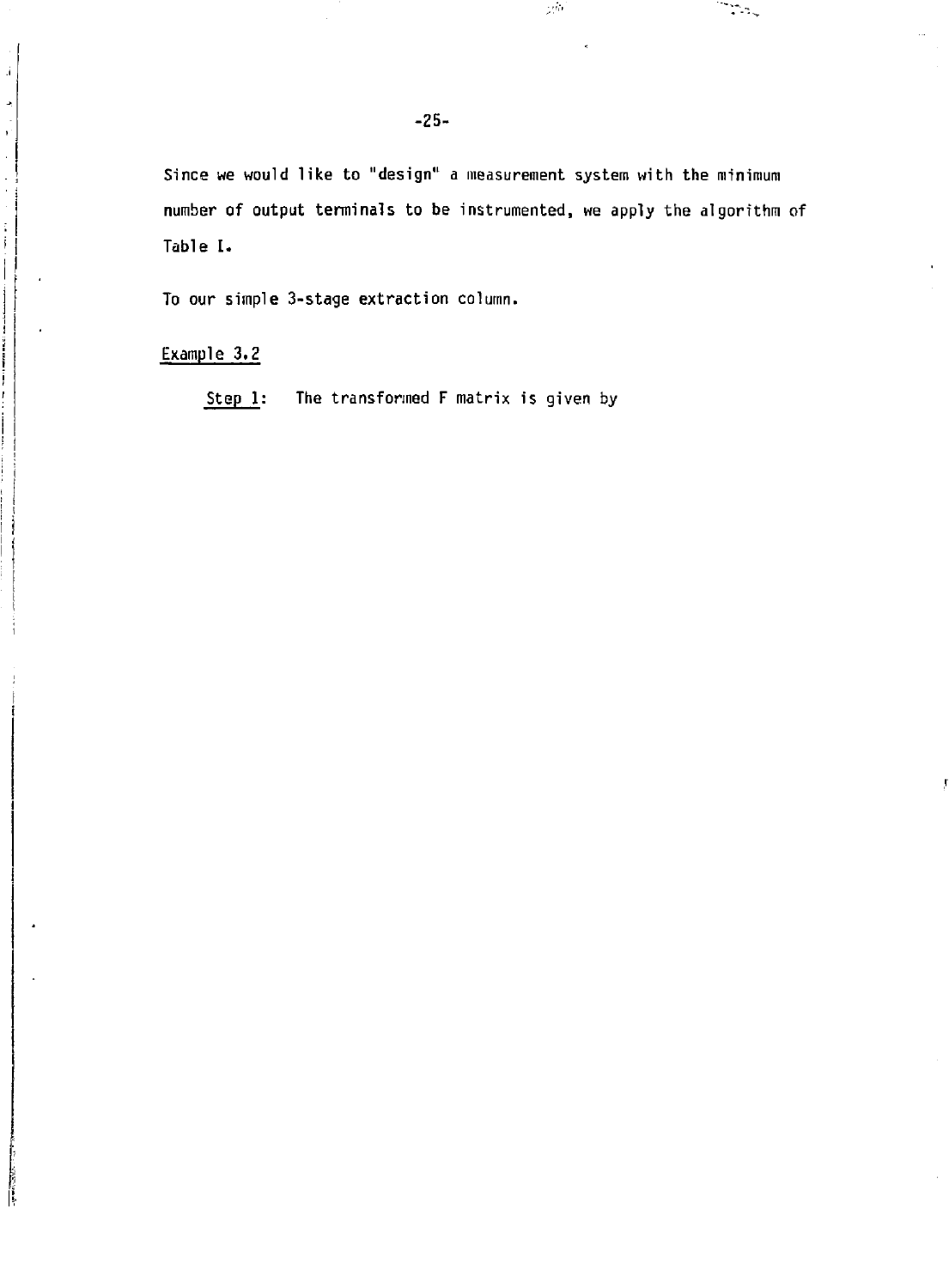Since we would like to "design" a measurement system with the minimum number of output terminals to be instrumented, we apply the algorithm of Table I.

To our simple 3-stage extraction column.

Example 3.2

Step 1: The transformed F matrix is given by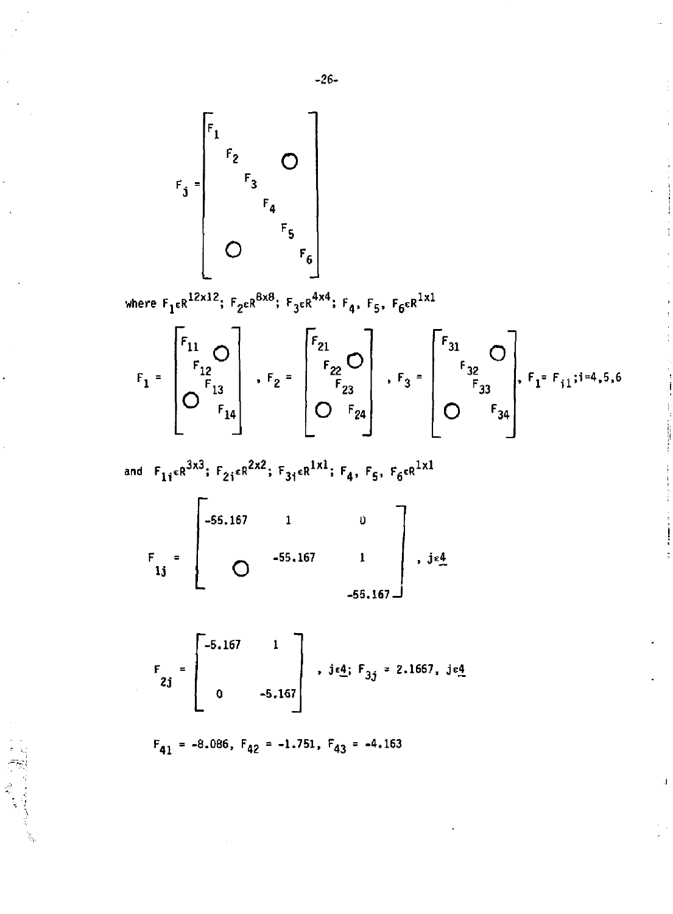$$
F_j = \begin{bmatrix} F_1 & & & & & \\ & F_2 & & & \bigcirc & \\ & & F_3 & & & \\ & & & F_4 & & \\ & & & & F_5 & \\ & \bigcirc & & & & F_6 \end{bmatrix}
$$

where $F_1 \epsilon R^{12x12}$; $F_2 \epsilon R^{8x8}$; $F_3 \epsilon R^{4x4}$; $F_4$, $F_5$, $F_6 \epsilon R^{1x1}$

$$
F_1 = \begin{bmatrix} F_{11} & & & \\ & F_{12} & \bigcirc & \\ & & F_{13} & \\ \bigcirc & & & F_{14} \end{bmatrix}, \quad F_2 = \begin{bmatrix} F_{21} & & & \\ & F_{22} & \bigcirc & \\ & & F_{23} & \\ \bigcirc & & & F_{24} \end{bmatrix}, \quad F_3 = \begin{bmatrix} F_{31} & & & \\ & F_{32} & \bigcirc & \\ & & F_{33} & \\ \bigcirc & & & F_{34} \end{bmatrix}, \quad F_i = F_{i1}; i=4,5,6
$$

and $F_{1i} \epsilon R^{3x3}$; $F_{2i} \epsilon R^{2x2}$; $F_{3i} \epsilon R^{1x1}$; $F_4$, $F_5$, $F_6 \epsilon R^{1x1}$

$$
F_{1j} = \begin{bmatrix} -55.167 & 1 & 0 \\ & -55.167 & 1 \\ \bigcirc & & -55.167 \end{bmatrix}, \quad j \epsilon \underline{4}
$$

$$
F_{2j} = \begin{bmatrix} -5.167 & 1 \\ 0 & -5.167 \end{bmatrix}, \quad j \epsilon \underline{4}; \; F_{3j} = 2.1667, \; j \epsilon \underline{4}
$$

$F_{41} = -8.086$, $F_{42} = -1.751$, $F_{43} = -4.163$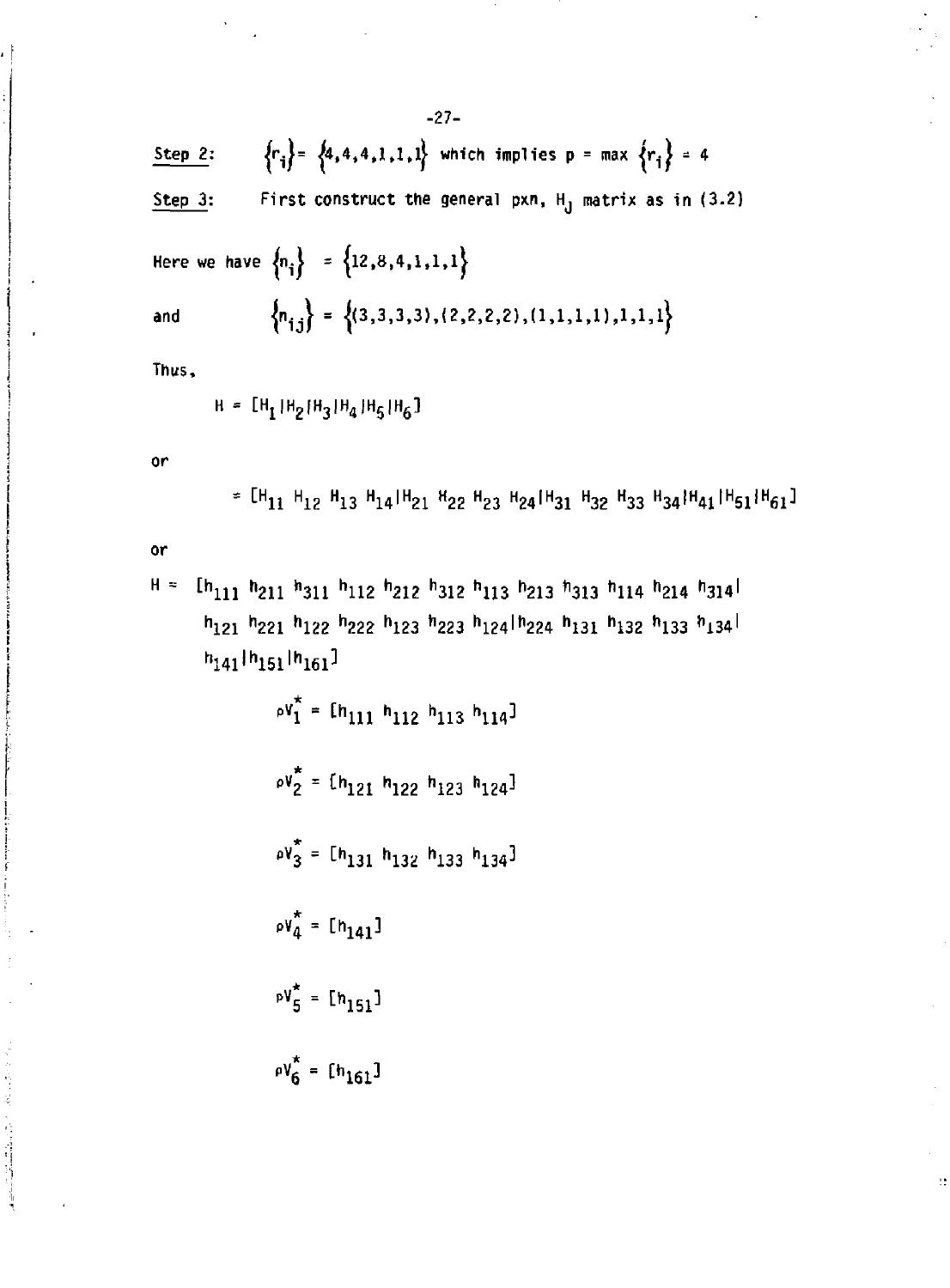**Step 2:** $\{r_i\} = \{4,4,4,1,1,1\}$ which implies $p = \max\{r_i\} = 4$

**Step 3:** First construct the general $p \times n$, $H_J$ matrix as in (3.2)

Here we have $\{n_i\} = \{12,8,4,1,1,1\}$

and $\{n_{ij}\} = \{(3,3,3,3),(2,2,2,2),(1,1,1,1),1,1,1\}$

Thus,

$$H = [H_1 | H_2 | H_3 | H_4 | H_5 | H_6]$$

or

$$= [H_{11}\ H_{12}\ H_{13}\ H_{14} | H_{21}\ H_{22}\ H_{23}\ H_{24} | H_{31}\ H_{32}\ H_{33}\ H_{34} | H_{41} | H_{51} | H_{61}]$$

or

$$H = [h_{111}\ h_{211}\ h_{311}\ h_{112}\ h_{212}\ h_{312}\ h_{113}\ h_{213}\ h_{313}\ h_{114}\ h_{214}\ h_{314} |$$
$$h_{121}\ h_{221}\ h_{122}\ h_{222}\ h_{123}\ h_{223}\ h_{124} | h_{224}\ h_{131}\ h_{132}\ h_{133}\ h_{134} |$$
$$h_{141} | h_{151} | h_{161}]$$

$$\rho V_1^* = [h_{111}\ h_{112}\ h_{113}\ h_{114}]$$

$$\rho V_2^* = [h_{121}\ h_{122}\ h_{123}\ h_{124}]$$

$$\rho V_3^* = [h_{131}\ h_{132}\ h_{133}\ h_{134}]$$

$$\rho V_4^* = [h_{141}]$$

$$\rho V_5^* = [h_{151}]$$

$$\rho V_6^* = [h_{161}]$$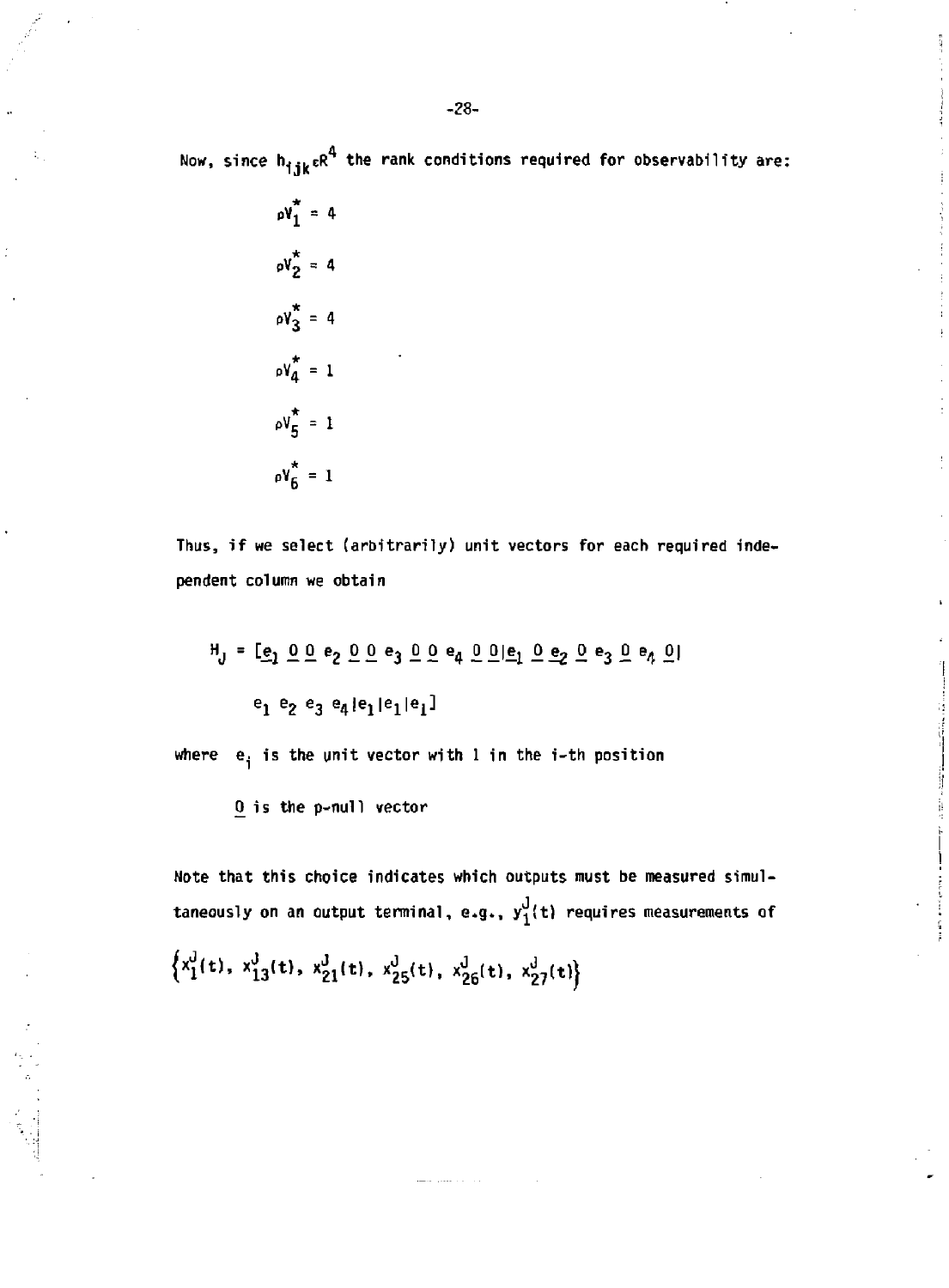Now, since $h_{ijk} \in R^4$ the rank conditions required for observability are:

$$\rho V_1^* = 4$$

$$\rho V_2^* = 4$$

$$\rho V_3^* = 4$$

$$\rho V_4^* = 1$$

$$\rho V_5^* = 1$$

$$\rho V_6^* = 1$$

Thus, if we select (arbitrarily) unit vectors for each required independent column we obtain

$$H_J = [\underline{e}_1 \; \underline{0} \; \underline{0} \; e_2 \; \underline{0} \; \underline{0} \; e_3 \; \underline{0} \; \underline{0} \; e_4 \; \underline{0} \; \underline{0} | \underline{e}_1 \; \underline{0} \; \underline{e}_2 \; \underline{0} \; e_3 \; \underline{0} \; e_4 \; \underline{0} |$$

$$e_1 \; e_2 \; e_3 \; e_4 | e_1 | e_1 | e_1]$$

where $e_i$ is the unit vector with 1 in the i-th position

$\underline{0}$ is the p-null vector

Note that this choice indicates which outputs must be measured simultaneously on an output terminal, e.g., $y_1^J(t)$ requires measurements of

$$\left\{ x_1^J(t),\ x_{13}^J(t),\ x_{21}^J(t),\ x_{25}^J(t),\ x_{26}^J(t),\ x_{27}^J(t) \right\}$$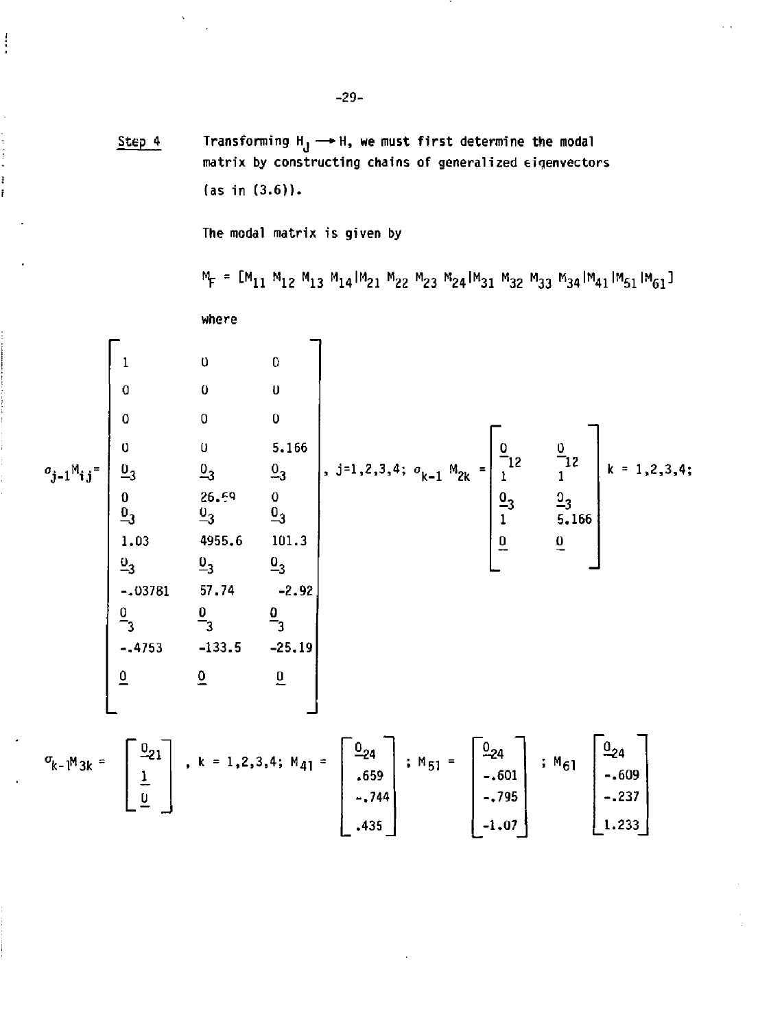**Step 4** Transforming $H_J \longrightarrow H$, we must first determine the modal matrix by constructing chains of generalized eigenvectors (as in (3.6)).

The modal matrix is given by

$$M_F = [M_{11}\ M_{12}\ M_{13}\ M_{14} | M_{21}\ M_{22}\ M_{23}\ M_{24} | M_{31}\ M_{32}\ M_{33}\ M_{34} | M_{41} | M_{51} | M_{61}]$$

where

$$\sigma_{j-1} M_{ij} = \begin{bmatrix} 1 & 0 & 0 \\ 0 & 0 & 0 \\ 0 & 0 & 0 \\ 0 & 0 & 5.166 \\ \underline{0}_3 & \underline{0}_3 & \underline{0}_3 \\ 0 & 26.69 & 0 \\ \underline{0}_3 & \underline{0}_3 & \underline{0}_3 \\ 1.03 & 4955.6 & 101.3 \\ \underline{0}_3 & \underline{0}_3 & \underline{0}_3 \\ -.03781 & 57.74 & -2.92 \\ \underline{0}_3 & \underline{0}_3 & \underline{0}_3 \\ -.4753 & -133.5 & -25.19 \\ \underline{0} & \underline{0} & \underline{0} \end{bmatrix}, \; j=1,2,3,4; \quad \sigma_{k-1} M_{2k} = \begin{bmatrix} \underline{0}_{12} & \underline{0}_{12} \\ 1 & 1 \\ \underline{0}_3 & \underline{0}_3 \\ 1 & 5.166 \\ \underline{0} & \underline{0} \end{bmatrix} \; k = 1,2,3,4;$$

$$\sigma_{k-1} M_{3k} = \begin{bmatrix} \underline{0}_{21} \\ \underline{1} \\ \underline{0} \end{bmatrix}, \; k = 1,2,3,4; \quad M_{41} = \begin{bmatrix} \underline{0}_{24} \\ .659 \\ -.744 \\ .435 \end{bmatrix}; \quad M_{51} = \begin{bmatrix} \underline{0}_{24} \\ -.601 \\ -.795 \\ -1.07 \end{bmatrix}; \quad M_{61} \begin{bmatrix} \underline{0}_{24} \\ -.609 \\ -.237 \\ 1.233 \end{bmatrix}$$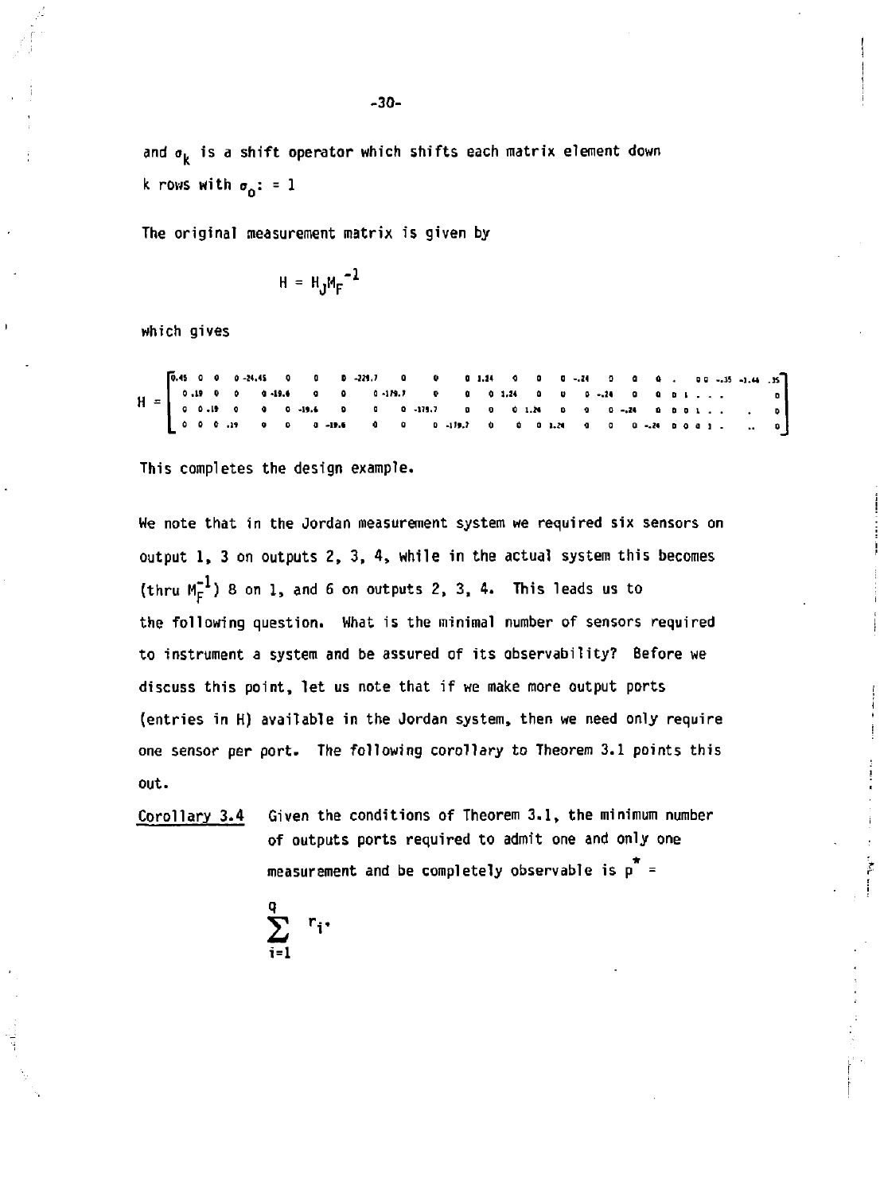and $\sigma_k$ is a shift operator which shifts each matrix element down k rows with $\sigma_0 := 1$

The original measurement matrix is given by

$$H = H_J M_F^{-1}$$

which gives

$$H = \begin{bmatrix} 0.45 & 0 & 0 & 0 & -24.45 & 0 & 0 & 0 & -229.7 & 0 & 0 & 0 & 1.24 & 0 & 0 & 0 & -.24 & 0 & 0 & 0 & . & 0 & 0 & -.35 & -1.44 & .35 \\ 0 & .19 & 0 & 0 & 0 & -19.6 & 0 & 0 & 0 & -179.7 & 0 & 0 & 0 & 1.24 & 0 & 0 & 0 & -.24 & 0 & 0 & 0 & 1 & . & . & . & 0 \\ 0 & 0 & .19 & 0 & 0 & 0 & -19.6 & 0 & 0 & 0 & -179.7 & 0 & 0 & 0 & 1.24 & 0 & 0 & 0 & -.24 & 0 & 0 & 0 & 1 & . & . & 0 \\ 0 & 0 & 0 & .19 & 0 & 0 & 0 & -19.6 & 0 & 0 & 0 & -179.7 & 0 & 0 & 0 & 1.24 & 0 & 0 & 0 & -.24 & 0 & 0 & 0 & 1 & .. & 0 \end{bmatrix}$$

This completes the design example.

We note that in the Jordan measurement system we required six sensors on output 1, 3 on outputs 2, 3, 4, while in the actual system this becomes (thru $M_F^{-1}$) 8 on 1, and 6 on outputs 2, 3, 4. This leads us to the following question. What is the minimal number of sensors required to instrument a system and be assured of its observability? Before we discuss this point, let us note that if we make more output ports (entries in H) available in the Jordan system, then we need only require one sensor per port. The following corollary to Theorem 3.1 points this out.

<u>Corollary 3.4</u> Given the conditions of Theorem 3.1, the minimum number of outputs ports required to admit one and only one measurement and be completely observable is $p^* = \sum_{i=1}^{q} r_i$.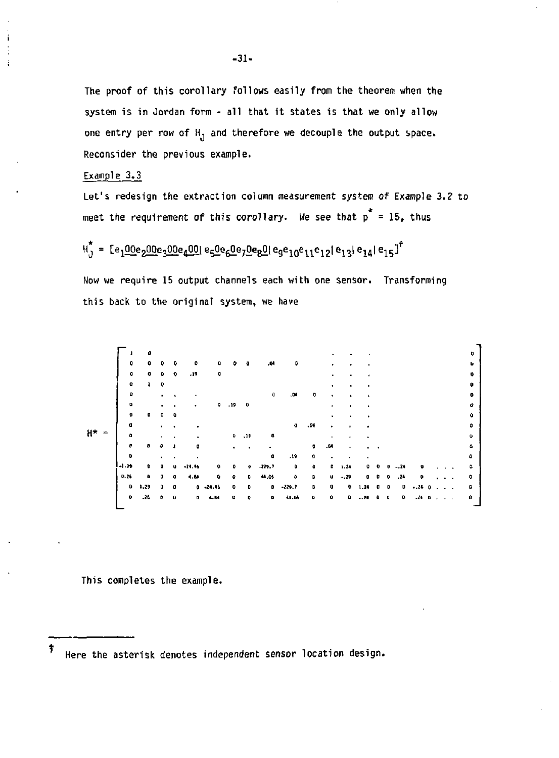The proof of this corollary follows easily from the theorem when the system is in Jordan form - all that it states is that we only allow one entry per row of $H_J$ and therefore we decouple the output space. Reconsider the previous example.

Example 3.3

Let's redesign the extraction column measurement system of Example 3.2 to meet the requirement of this corollary. We see that $p^* = 15$, thus

$$H_J^* = [e_1\underline{00}e_2\underline{00}e_3\underline{00}e_4\underline{00}|\,e_5\underline{0}e_6\underline{0}e_7\underline{0}e_8\underline{0}|\,e_9e_{10}e_{11}e_{12}|\,e_{13}|\,e_{14}|\,e_{15}]^{\dagger}$$

Now we require 15 output channels each with one sensor. Transforming this back to the original system, we have

$$H^* = \begin{bmatrix}
1 & 0 & & & & & & & & & & \cdots & & & & & & & 0 \\
0 & 0 & 0 & 0 & 0 & 0 & 0 & 0 & .04 & 0 & & \cdots & & & & & & & 0 \\
0 & 0 & 0 & 0 & .19 & 0 & & & & & & \cdots & & & & & & & 0 \\
0 & 1 & 0 & & & & & & & & & \cdots & & & & & & & 0 \\
0 & & \cdot & \cdot & \cdot & & & & 0 & .04 & 0 & \cdots & & & & & & & 0 \\
0 & & \cdot & \cdot & \cdot & 0 & -.19 & 0 & & & & \cdots & & & & & & & 0 \\
0 & 0 & 0 & 0 & & & & & & & & \cdots & & & & & & & 0 \\
0 & & \cdot & \cdot & \cdot & & & & & 0 & .04 & \cdots & & & & & & & 0 \\
0 & & \cdot & \cdot & \cdot & & 0 & .19 & 0 & & & \cdots & & & & & & & 0 \\
0 & 0 & 0 & 1 & 0 & & \cdot & \cdot & \cdot & & 0 & .04 & \cdots & & & & & & 0 \\
0 & & \cdot & \cdot & \cdot & & & & 0 & .19 & 0 & \cdots & & & & & & & 0 \\
-1.29 & 0 & 0 & 0 & -24.45 & 0 & 0 & 0 & -229.7 & 0 & 0 & 0 & 1.24 & 0 & 0 & 0 & -.24 & 0 \;\cdots & 0 \\
0.26 & 0 & 0 & 0 & 4.84 & 0 & 0 & 0 & 44.05 & 0 & 0 & 0 & -.29 & 0 & 0 & 0 & .24 & 0 \;\cdots & 0 \\
0 & 1.29 & 0 & 0 & 0 & -24.45 & 0 & 0 & 0 & -229.7 & 0 & 0 & 0 & 1.24 & 0 & 0 & 0 & -.26 \; 0 \cdots & 0 \\
0 & .26 & 0 & 0 & 0 & 4.84 & 0 & 0 & 0 & 44.05 & 0 & 0 & 0 & -.28 & 0 & 0 & 0 & .24 \; 0 \cdots & 0
\end{bmatrix}$$

This completes the example.

---

$^{\dagger}$ Here the asterisk denotes independent sensor location design.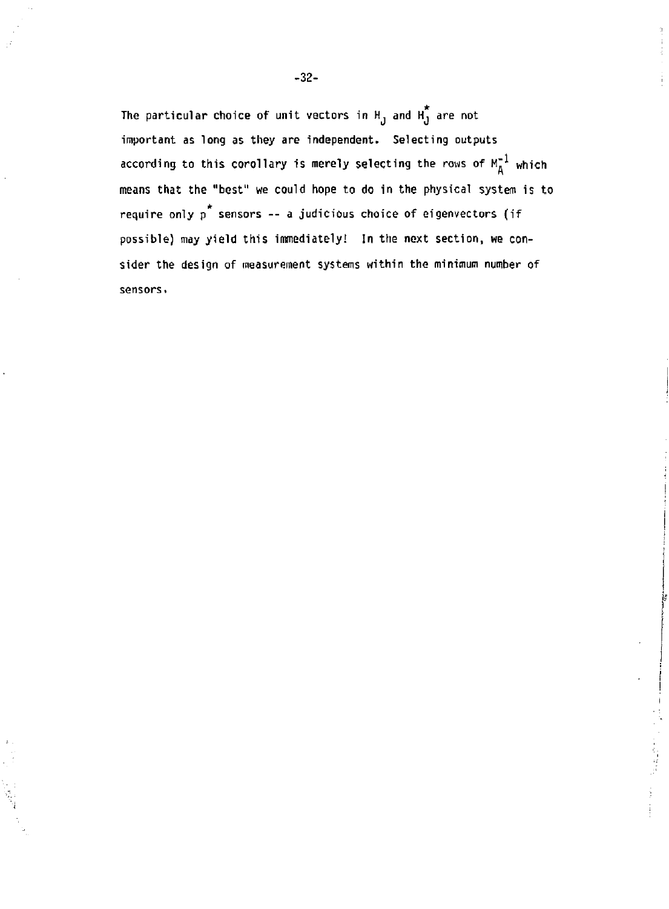The particular choice of unit vectors in $H_J$ and $H_J^*$ are not important as long as they are independent. Selecting outputs according to this corollary is merely selecting the rows of $M_A^{-1}$ which means that the "best" we could hope to do in the physical system is to require only $p^*$ sensors -- a judicious choice of eigenvectors (if possible) may yield this immediately! In the next section, we consider the design of measurement systems within the minimum number of sensors.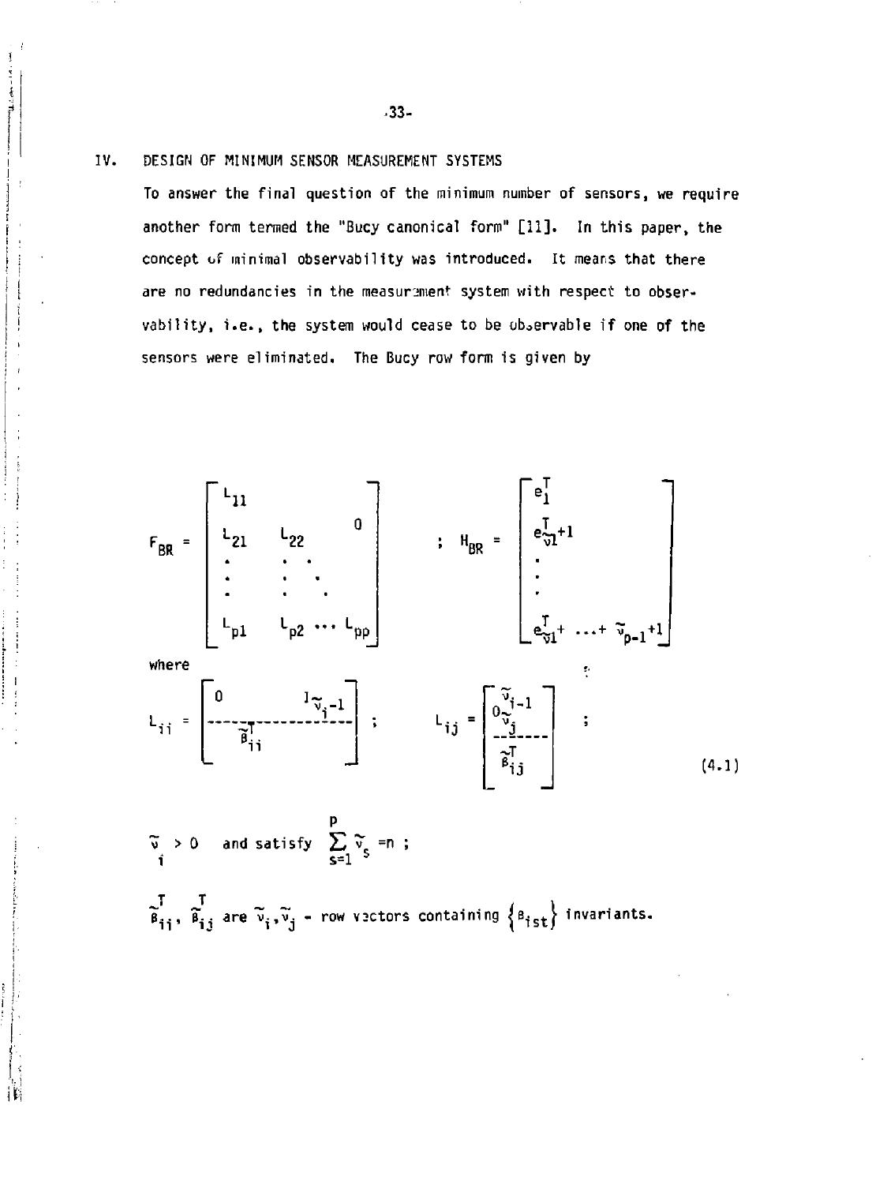## IV. DESIGN OF MINIMUM SENSOR MEASUREMENT SYSTEMS

To answer the final question of the minimum number of sensors, we require another form termed the "Bucy canonical form" [11]. In this paper, the concept of minimal observability was introduced. It means that there are no redundancies in the measurement system with respect to observability, i.e., the system would cease to be observable if one of the sensors were eliminated. The Bucy row form is given by

$$F_{BR} = \begin{bmatrix} L_{11} & & & 0 \\ L_{21} & L_{22} & & \\ \vdots & \vdots & \ddots & \\ L_{p1} & L_{p2} & \cdots & L_{pp} \end{bmatrix} \quad ; \quad H_{BR} = \begin{bmatrix} e_1^T \\ e_{\tilde{\nu}_1+1}^T \\ \vdots \\ e_{\tilde{\nu}_1+\cdots+\tilde{\nu}_{p-1}+1}^T \end{bmatrix}$$

where

$$L_{ii} = \left[\begin{array}{c|c} 0 & I_{\tilde{\nu}_i-1} \\ \hline \multicolumn{2}{c}{\tilde{\beta}_{ii}^T} \end{array}\right] \quad ; \quad L_{ij} = \left[\begin{array}{c} 0_{\tilde{\nu}_j}^{\tilde{\nu}_i-1} \\ \hline \tilde{\beta}_{ij}^T \end{array}\right] \quad ; \tag{4.1}$$

$\tilde{\nu}_i > 0$ and satisfy $\sum_{s=1}^{p} \tilde{\nu}_s = n$ ;

$\tilde{\beta}_{ii}^T$, $\tilde{\beta}_{ij}^T$ are $\tilde{\nu}_i, \tilde{\nu}_j$ - row vectors containing $\{\beta_{ist}\}$ invariants.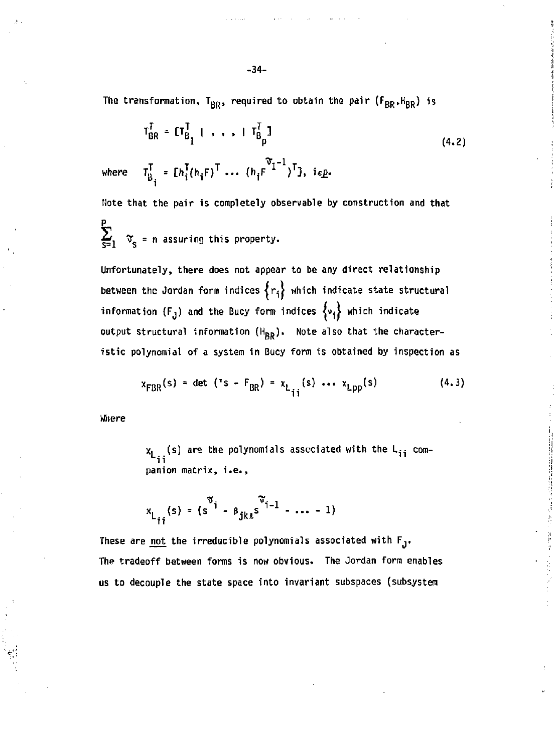The transformation, $T_{BR}$, required to obtain the pair $(F_{BR}, H_{BR})$ is

$$T_{BR}^T = [T_{B_1}^T \mid , \, , \, , \mid T_{B_p}^T] \tag{4.2}$$

where $T_{B_i}^T = [h_i^T (h_i F)^T \ldots (h_i F^{\tilde{\nu}_i - 1})^T]$, $i \in \underline{p}$.

Note that the pair is completely observable by construction and that $\sum_{s=1}^{p} \tilde{\nu}_s = n$ assuring this property.

Unfortunately, there does not appear to be any direct relationship between the Jordan form indices $\{r_i\}$ which indicate state structural information $(F_J)$ and the Bucy form indices $\{\nu_i\}$ which indicate output structural information $(H_{BR})$. Note also that the characteristic polynomial of a system in Bucy form is obtained by inspection as

$$\chi_{F_{BR}}(s) = \det\,({}^{\text{I}}s - F_{BR}) = \chi_{L_{ii}}(s) \ldots \chi_{L_{pp}}(s) \tag{4.3}$$

Where

> $\chi_{L_{ii}}(s)$ are the polynomials associated with the $L_{ii}$ companion matrix, i.e.,
>
> $$\chi_{L_{ii}}(s) = (s^{\tilde{\nu}_i} - \beta_{jk\ell} s^{\tilde{\nu}_i - 1} - \ldots - 1)$$

These are <u>not</u> the irreducible polynomials associated with $F_J$. The tradeoff between forms is now obvious. The Jordan form enables us to decouple the state space into invariant subspaces (subsystem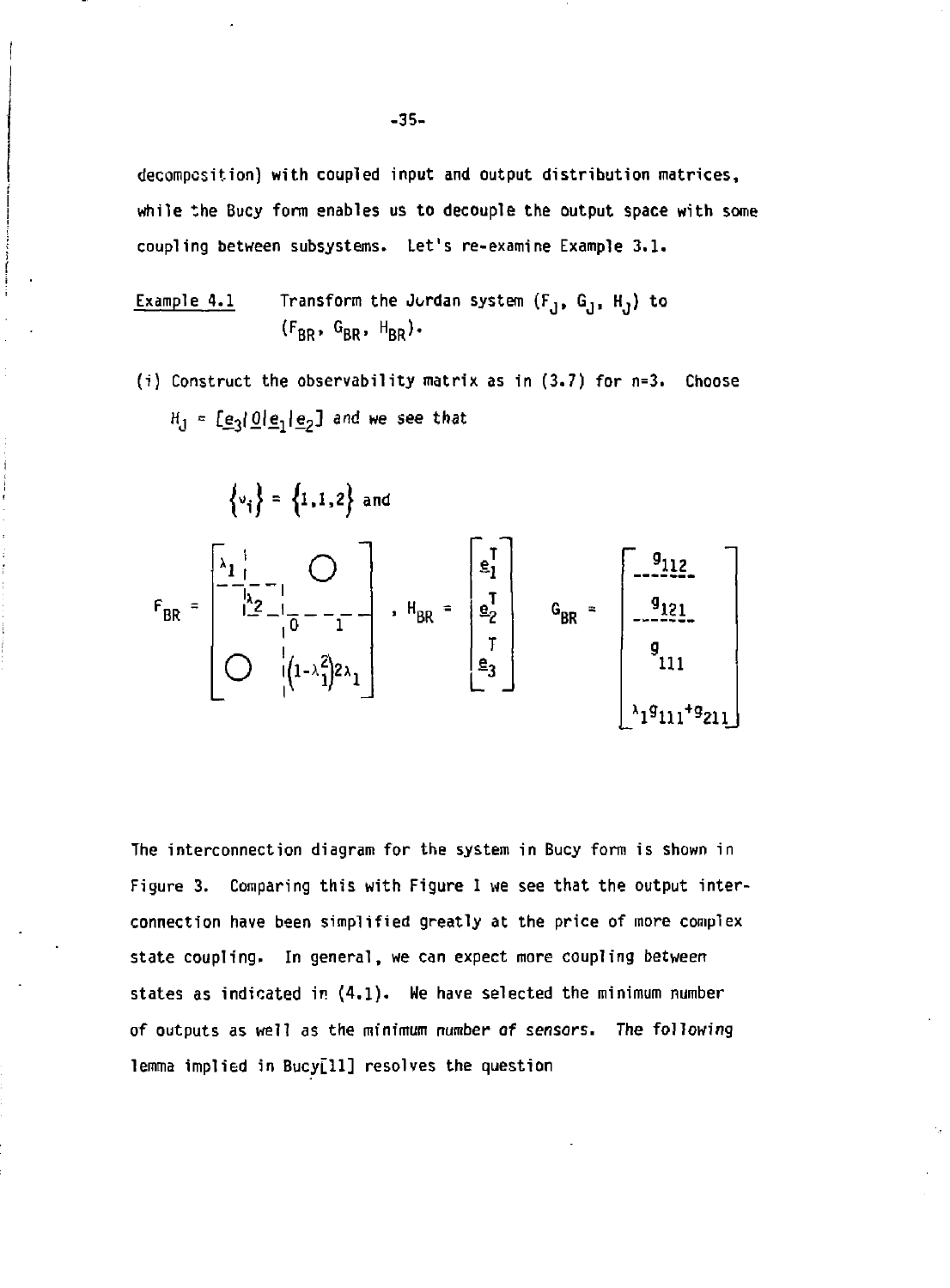decomposition) with coupled input and output distribution matrices, while the Bucy form enables us to decouple the output space with some coupling between subsystems. Let's re-examine Example 3.1.

Example 4.1 Transform the Jordan system $(F_J, G_J, H_J)$ to $(F_{BR}, G_{BR}, H_{BR})$.

(i) Construct the observability matrix as in (3.7) for n=3. Choose $H_J = [\underline{e}_3 | \underline{0} | \underline{e}_1 | \underline{e}_2]$ and we see that

$$\{\nu_i\} = \{1,1,2\} \text{ and}$$

$$F_{BR} = \left[\begin{array}{c|c|cc} \lambda_1 & & & \\ \hline & \lambda_2 & & \\ \hline & & 0 & 1 \\ & & (1-\lambda_1^2) & 2\lambda_1 \end{array}\right], \quad H_{BR} = \begin{bmatrix} \underline{e}_1^T \\ \underline{e}_2^T \\ \underline{e}_3^T \end{bmatrix} \quad G_{BR} = \begin{bmatrix} g_{112} \\ \hline g_{121} \\ \hline g_{111} \\ \lambda_1 g_{111} + g_{211} \end{bmatrix}$$

The interconnection diagram for the system in Bucy form is shown in Figure 3. Comparing this with Figure 1 we see that the output interconnection have been simplified greatly at the price of more complex state coupling. In general, we can expect more coupling between states as indicated in (4.1). We have selected the minimum number of outputs as well as the *minimum number of sensors. The following* lemma implied in Bucy[11] resolves the question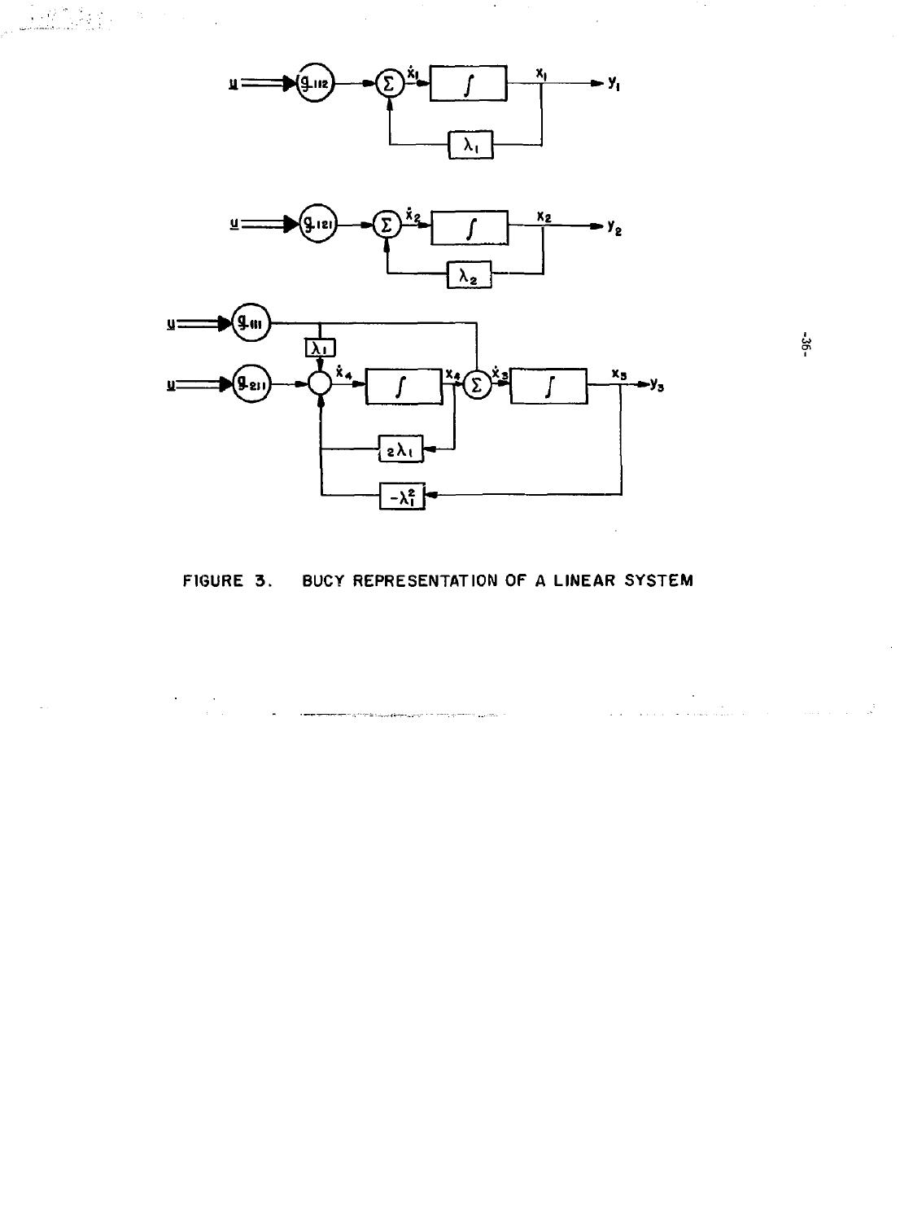FIGURE 3. BUCY REPRESENTATION OF A LINEAR SYSTEM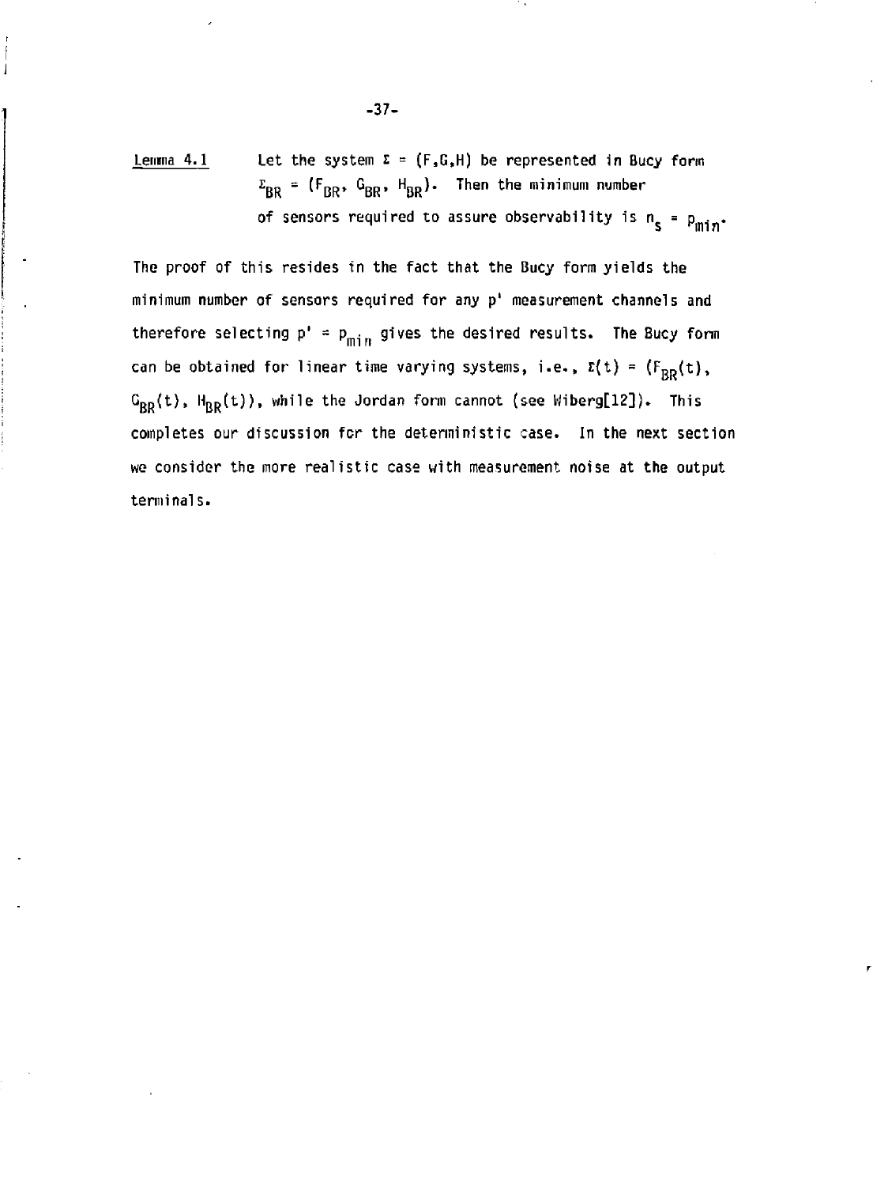<u>Lemma 4.1</u> Let the system $\Sigma = (F,G,H)$ be represented in Bucy form $\Sigma_{BR} = (F_{BR}, G_{BR}, H_{BR})$. Then the minimum number of sensors required to assure observability is $n_s = p_{min}$.

The proof of this resides in the fact that the Bucy form yields the minimum number of sensors required for any $p'$ measurement channels and therefore selecting $p' = p_{min}$ gives the desired results. The Bucy form can be obtained for linear time varying systems, i.e., $\Sigma(t) = (F_{BR}(t), G_{BR}(t), H_{BR}(t))$, while the Jordan form cannot (see Wiberg[12]). This completes our discussion for the deterministic case. In the next section we consider the more realistic case with measurement noise at the output terminals.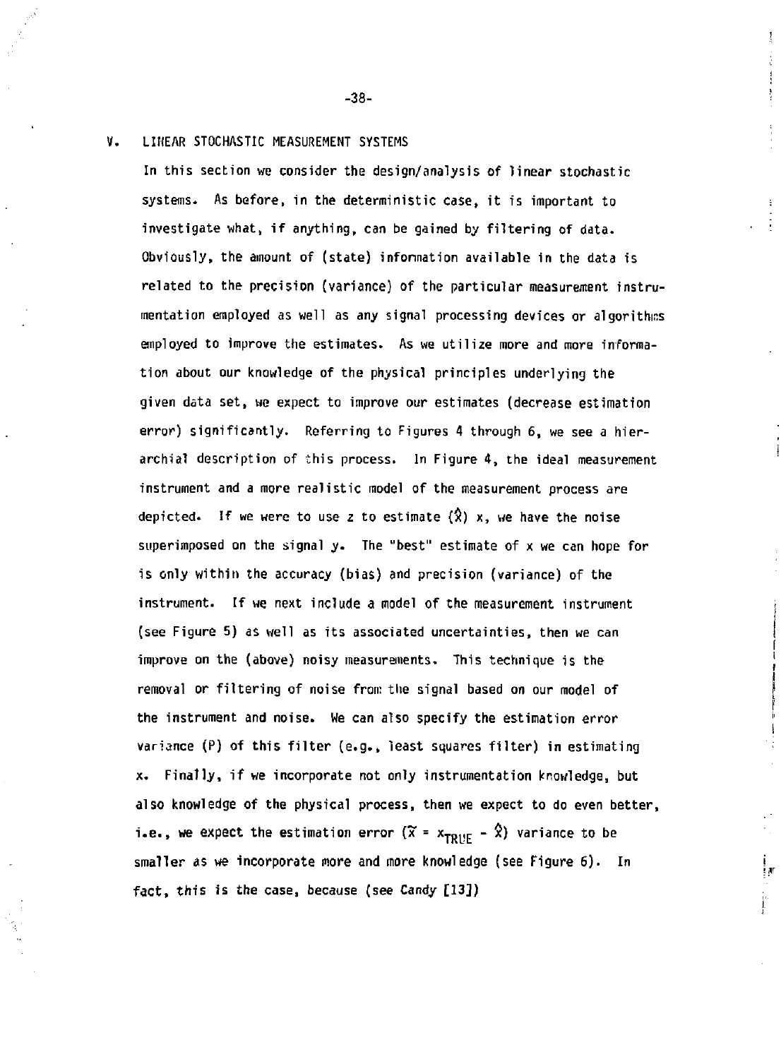## V. LINEAR STOCHASTIC MEASUREMENT SYSTEMS

In this section we consider the design/analysis of linear stochastic systems. As before, in the deterministic case, it is important to investigate what, if anything, can be gained by filtering of data. Obviously, the amount of (state) information available in the data is related to the precision (variance) of the particular measurement instrumentation employed as well as any signal processing devices or algorithms employed to improve the estimates. As we utilize more and more information about our knowledge of the physical principles underlying the given data set, we expect to improve our estimates (decrease estimation error) significantly. Referring to Figures 4 through 6, we see a hierarchial description of this process. In Figure 4, the ideal measurement instrument and a more realistic model of the measurement process are depicted. If we were to use z to estimate ($\hat{x}$) x, we have the noise superimposed on the signal y. The "best" estimate of x we can hope for is only within the accuracy (bias) and precision (variance) of the instrument. If we next include a model of the measurement instrument (see Figure 5) as well as its associated uncertainties, then we can improve on the (above) noisy measurements. This technique is the removal or filtering of noise from the signal based on our model of the instrument and noise. We can also specify the estimation error variance (P) of this filter (e.g., least squares filter) in estimating x. Finally, if we incorporate not only instrumentation knowledge, but also knowledge of the physical process, then we expect to do even better, i.e., we expect the estimation error ($\tilde{x} = x_{TRUE} - \hat{x}$) variance to be smaller as we incorporate more and more knowledge (see Figure 6). In fact, this is the case, because (see Candy [13])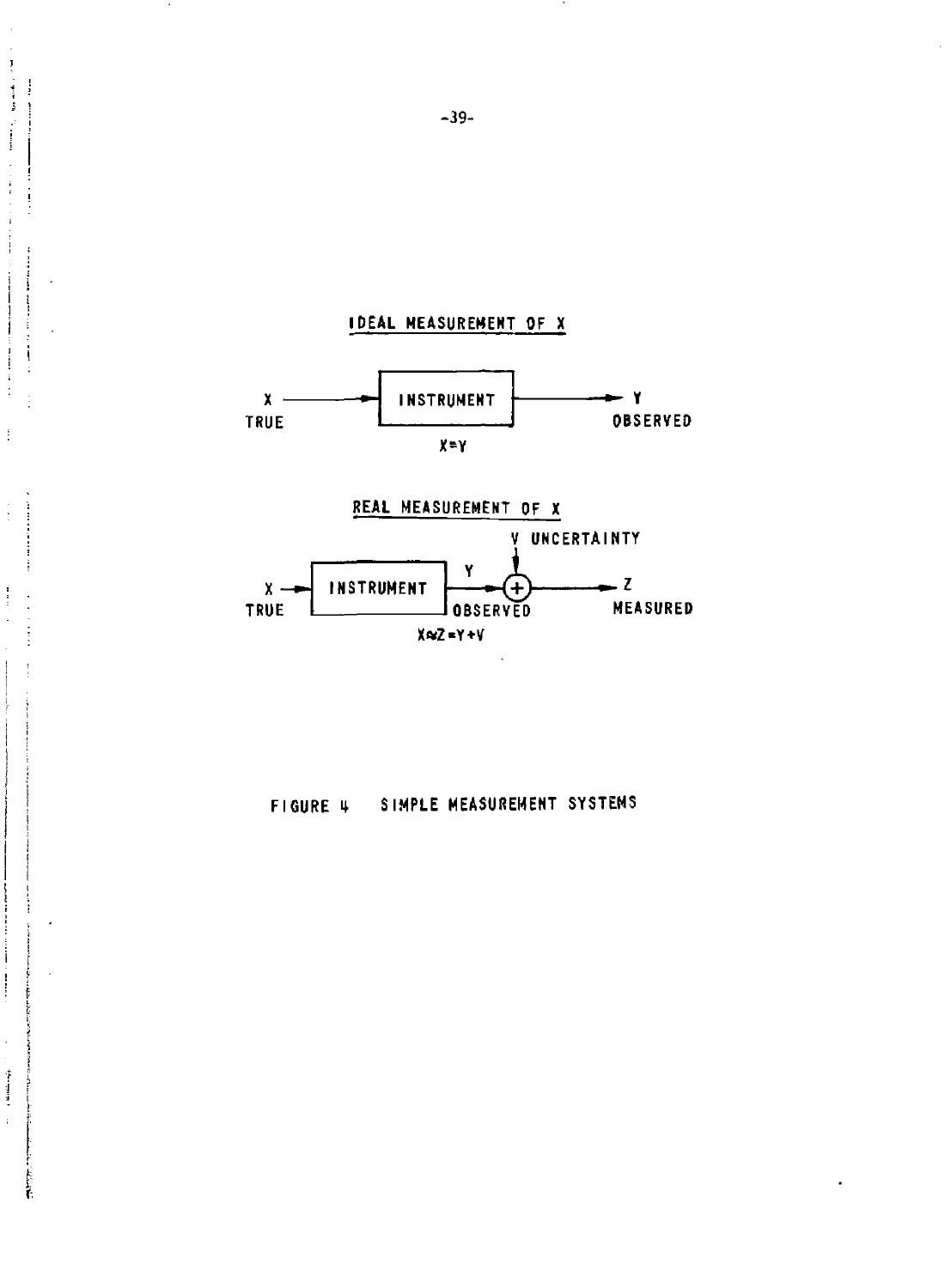**IDEAL MEASUREMENT OF X**

X TRUE → INSTRUMENT → Y OBSERVED

$X = Y$

**REAL MEASUREMENT OF X**

X TRUE → INSTRUMENT → Y OBSERVED → (+) ← V UNCERTAINTY → Z MEASURED

$X \approx Z = Y + V$

FIGURE 4 SIMPLE MEASUREMENT SYSTEMS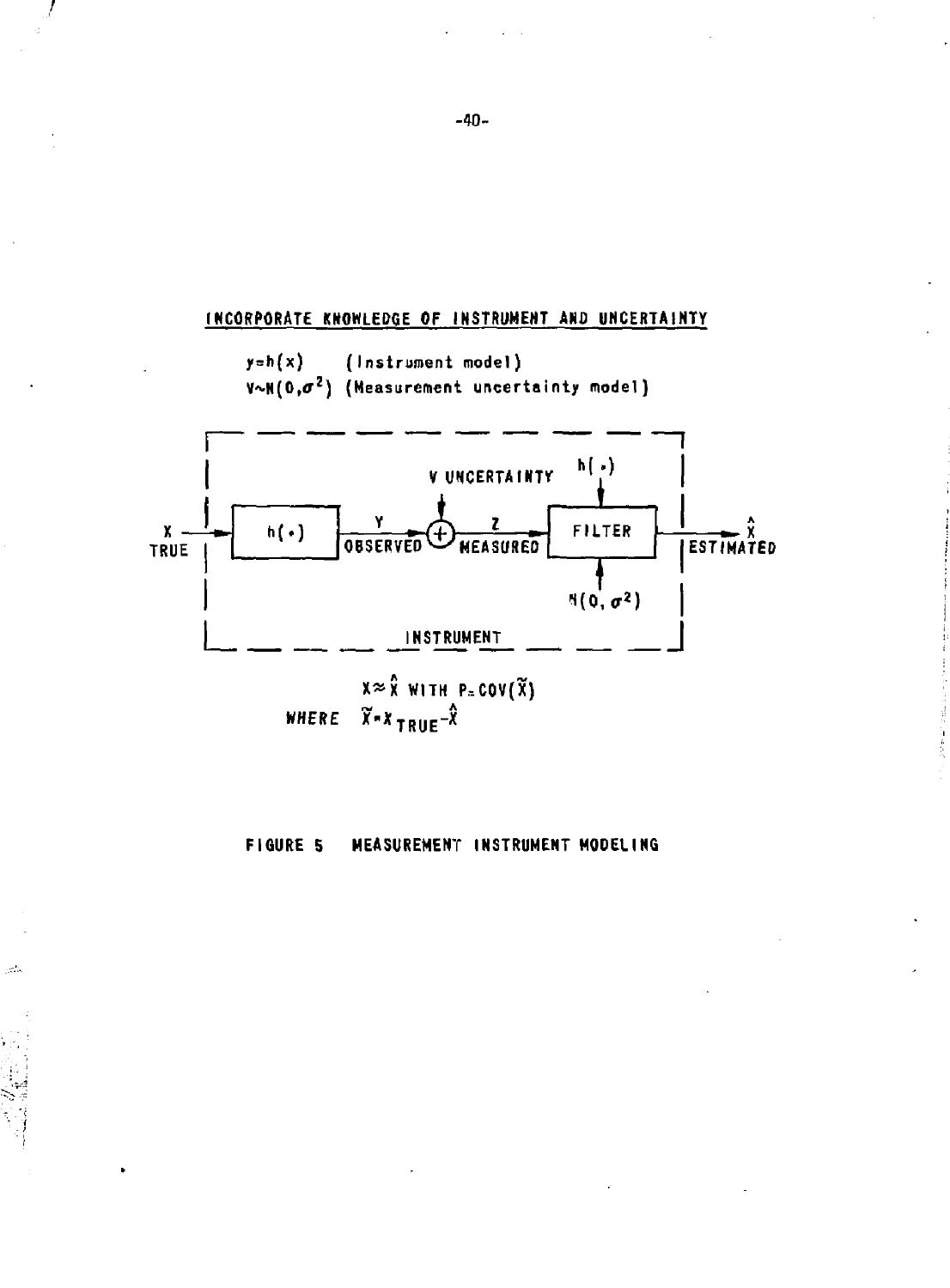INCORPORATE KNOWLEDGE OF INSTRUMENT AND UNCERTAINTY

$y = h(x)$ (Instrument model)

$V \sim N(0, \sigma^2)$ (Measurement uncertainty model)

X TRUE → h(•) → Y OBSERVED → (+ V UNCERTAINTY) → Z MEASURED → FILTER [h(•), N(0, σ²)] → $\hat{X}$ ESTIMATED

INSTRUMENT

$X \approx \hat{X}$ WITH $P = COV(\tilde{X})$

WHERE $\tilde{X} = X_{TRUE} - \hat{X}$

FIGURE 5 MEASUREMENT INSTRUMENT MODELING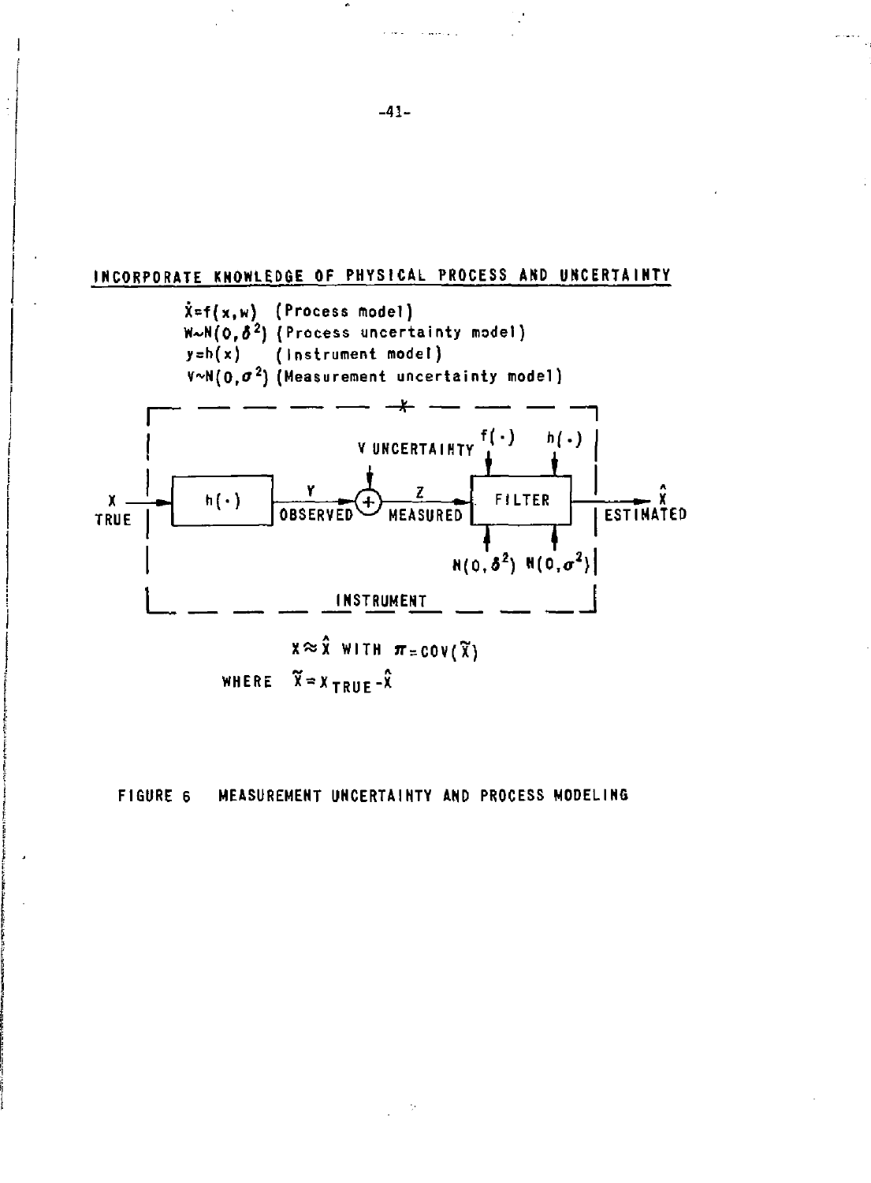INCORPORATE KNOWLEDGE OF PHYSICAL PROCESS AND UNCERTAINTY

$\dot{X}=f(x,w)$ (Process model)

$W \sim N(0,\delta^2)$ (Process uncertainty model)

$y=h(x)$ (Instrument model)

$V \sim N(0,\sigma^2)$ (Measurement uncertainty model)

X TRUE → h(·) → Y OBSERVED → (+) ← V UNCERTAINTY → Z MEASURED → FILTER [f(·), h(·), $N(0,\delta^2)$, $N(0,\sigma^2)$] → $\hat{X}$ ESTIMATED

INSTRUMENT

$X \approx \hat{X}$ WITH $\pi = \text{COV}(\tilde{X})$

WHERE $\tilde{X} = X_{TRUE} - \hat{X}$

FIGURE 6 MEASUREMENT UNCERTAINTY AND PROCESS MODELING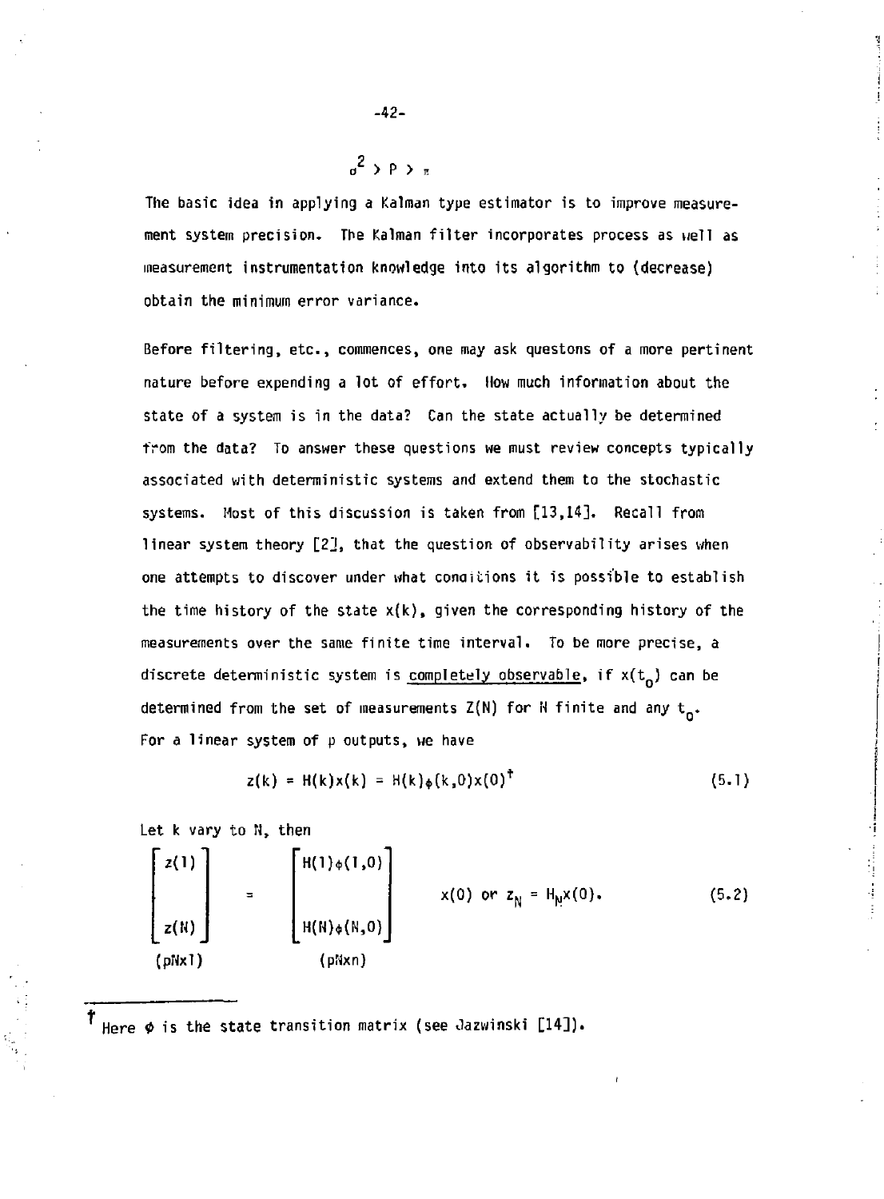$$\sigma^2 > P > \pi$$

The basic idea in applying a Kalman type estimator is to improve measurement system precision. The Kalman filter incorporates process as well as measurement instrumentation knowledge into its algorithm to (decrease) obtain the minimum error variance.

Before filtering, etc., commences, one may ask questons of a more pertinent nature before expending a lot of effort. How much information about the state of a system is in the data? Can the state actually be determined from the data? To answer these questions we must review concepts typically associated with deterministic systems and extend them to the stochastic systems. Most of this discussion is taken from [13,14]. Recall from linear system theory [2], that the question of observability arises when one attempts to discover under what conditions it is possible to establish the time history of the state $x(k)$, given the corresponding history of the measurements over the same finite time interval. To be more precise, a discrete deterministic system is <u>completely observable</u>, if $x(t_0)$ can be determined from the set of measurements $Z(N)$ for $N$ finite and any $t_0$. For a linear system of p outputs, we have

$$z(k) = H(k)x(k) = H(k)\phi(k,0)x(0)^{\dagger} \tag{5.1}$$

Let k vary to N, then

$$\underset{(pN\times 1)}{\begin{bmatrix} z(1) \\ \\ z(N) \end{bmatrix}} = \underset{(pN\times n)}{\begin{bmatrix} H(1)\phi(1,0) \\ \\ H(N)\phi(N,0) \end{bmatrix}} x(0) \text{ or } z_N = H_N x(0). \tag{5.2}$$

---

† Here $\phi$ is the state transition matrix (see Jazwinski [14]).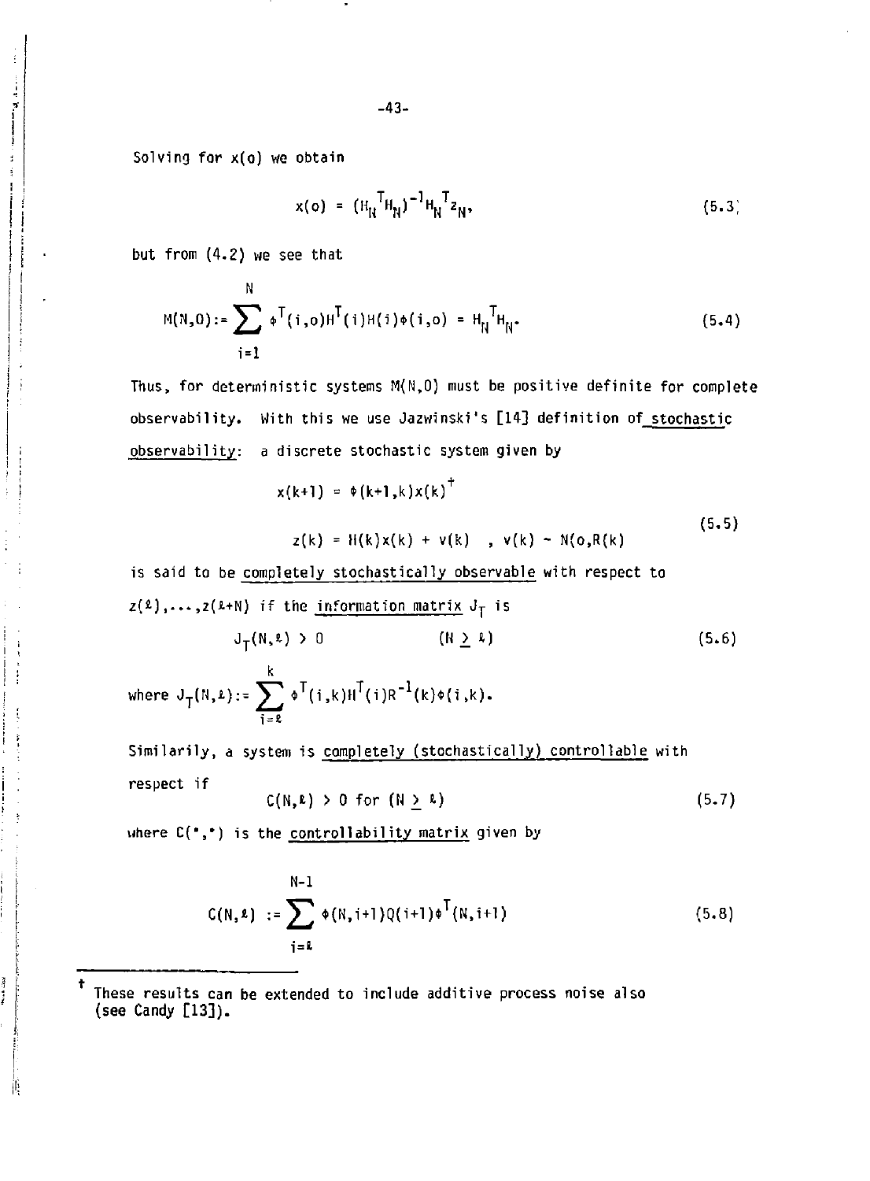Solving for x(o) we obtain

$$x(o) = (H_N^T H_N)^{-1} H_N^T z_N, \tag{5.3}$$

but from (4.2) we see that

$$M(N,0) := \sum_{i=1}^{N} \phi^T(i,o) H^T(i) H(i) \phi(i,o) = H_N^T H_N. \tag{5.4}$$

Thus, for deterministic systems M(N,0) must be positive definite for complete observability. With this we use Jazwinski's [14] definition of <u>stochastic observability</u>: a discrete stochastic system given by

$$\begin{aligned} x(k+1) &= \phi(k+1,k)x(k)^{\dagger} \\ z(k) &= H(k)x(k) + v(k) \quad , \; v(k) \sim N(o,R(k)) \end{aligned} \tag{5.5}$$

is said to be <u>completely stochastically observable</u> with respect to $z(\ell),\ldots,z(\ell+N)$ if the <u>information matrix</u> $J_T$ is

$$J_T(N,\ell) > 0 \qquad (N \geq \ell) \tag{5.6}$$

where $J_T(N,\ell) := \sum_{i=\ell}^{k} \phi^T(i,k) H^T(i) R^{-1}(k) \phi(i,k)$.

Similarily, a system is <u>completely (stochastically) controllable</u> with respect if

$$C(N,\ell) > 0 \text{ for } (N \geq \ell) \tag{5.7}$$

where $C(\cdot,\cdot)$ is the <u>controllability matrix</u> given by

$$C(N,\ell) := \sum_{i=\ell}^{N-1} \phi(N,i+1) Q(i+1) \phi^T(N,i+1) \tag{5.8}$$

---

† These results can be extended to include additive process noise also (see Candy [13]).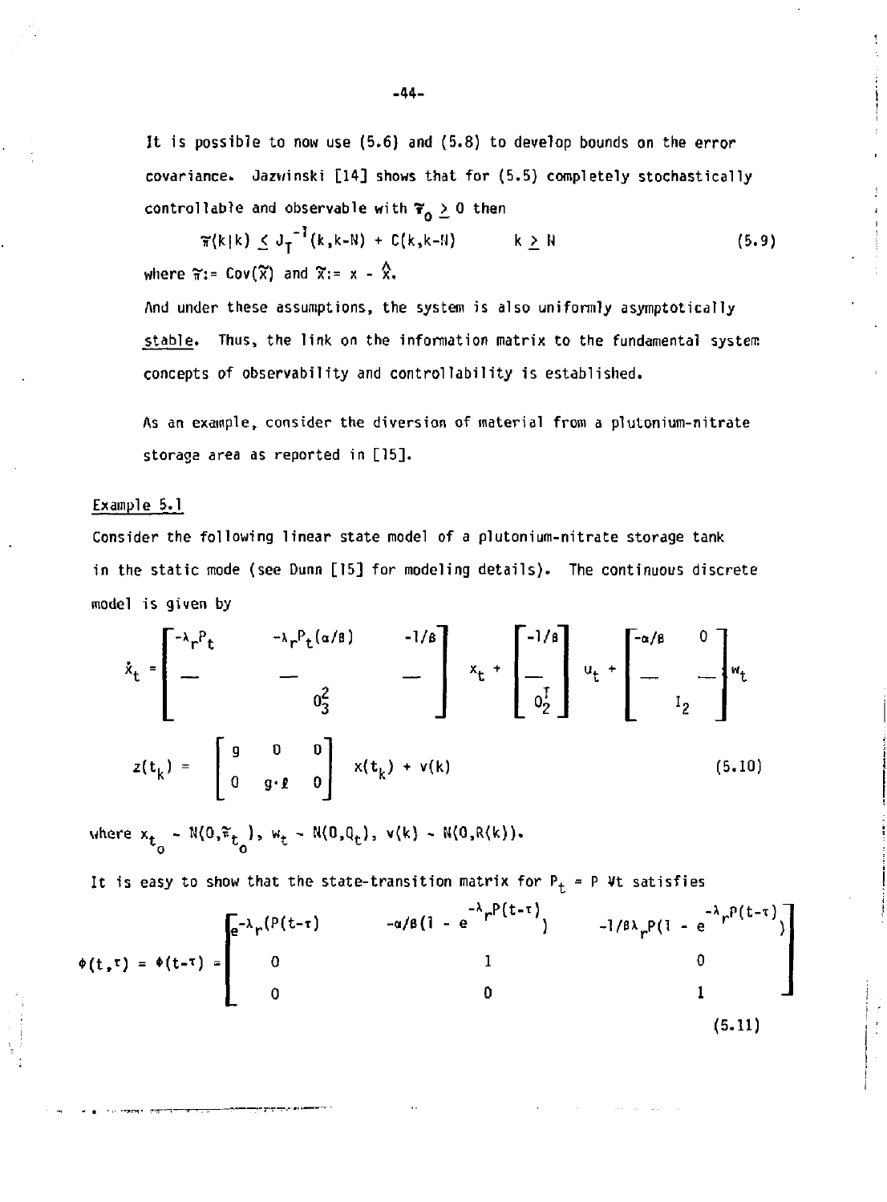It is possible to now use (5.6) and (5.8) to develop bounds on the error covariance. Jazwinski [14] shows that for (5.5) completely stochastically controllable and observable with $\tilde{\pi}_0 \geq 0$ then

$$\tilde{\pi}(k|k) \leq J_T^{-1}(k,k-N) + C(k,k-N) \qquad k \geq N \tag{5.9}$$

where $\tilde{\pi} := \mathrm{Cov}(\tilde{X})$ and $\tilde{X} := x - \hat{X}$.

And under these assumptions, the system is also uniformly asymptotically <u>stable</u>. Thus, the link on the information matrix to the fundamental system concepts of observability and controllability is established.

As an example, consider the diversion of material from a plutonium-nitrate storage area as reported in [15].

<u>Example 5.1</u>

Consider the following linear state model of a plutonium-nitrate storage tank in the static mode (see Dunn [15] for modeling details). The continuous discrete model is given by

$$\dot{x}_t = \begin{bmatrix} -\lambda_r P_t & -\lambda_r P_t(\alpha/\beta) & -1/\beta \\ \hline & 0_3^2 & \end{bmatrix} x_t + \begin{bmatrix} -1/\beta \\ \hline 0_2^T \end{bmatrix} u_t + \begin{bmatrix} -\alpha/\beta & 0 \\ \hline & I_2 \end{bmatrix} w_t$$

$$z(t_k) = \begin{bmatrix} g & 0 & 0 \\ 0 & g\cdot\ell & 0 \end{bmatrix} x(t_k) + v(k) \tag{5.10}$$

where $x_{t_0} \sim N(0,\tilde{\pi}_{t_0})$, $w_t \sim N(0,Q_t)$, $v(k) \sim N(0,R(k))$.

It is easy to show that the state-transition matrix for $P_t = P \; \forall t$ satisfies

$$\Phi(t,\tau) = \Phi(t-\tau) = \begin{bmatrix} e^{-\lambda_r P(t-\tau)} & -\alpha/\beta(1 - e^{-\lambda_r P(t-\tau)}) & -1/\beta\lambda_r P(1 - e^{-\lambda_r P(t-\tau)}) \\ 0 & 1 & 0 \\ 0 & 0 & 1 \end{bmatrix} \tag{5.11}$$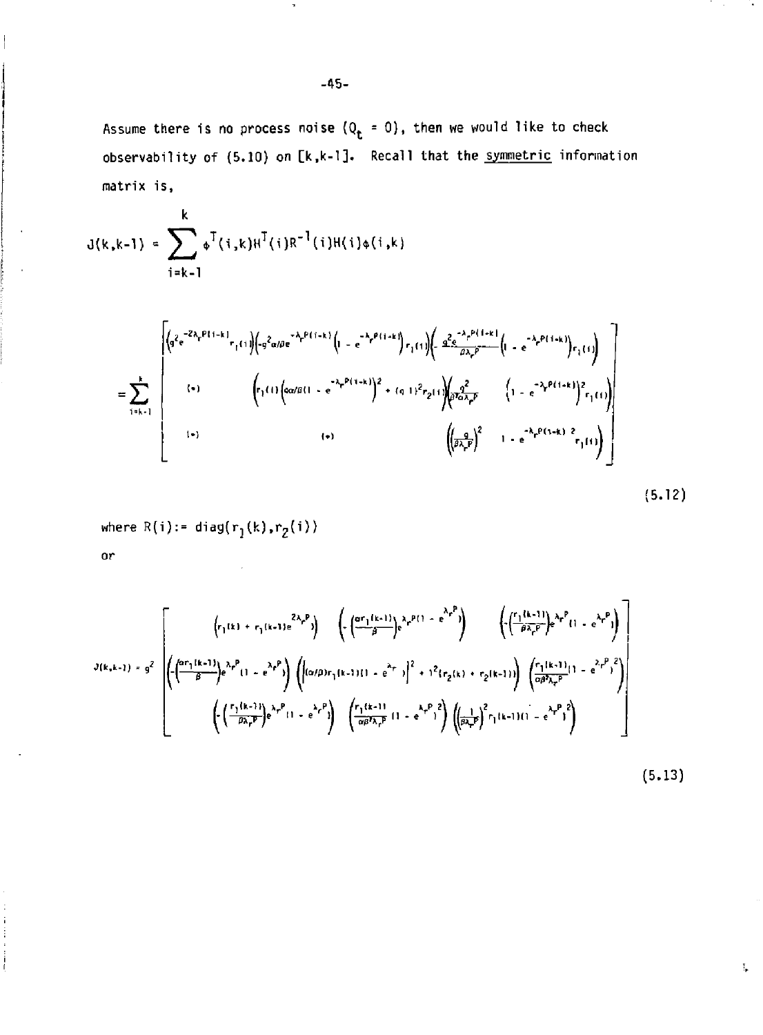Assume there is no process noise ($Q_t = 0$), then we would like to check observability of (5.10) on $[k,k-1]$. Recall that the symmetric information matrix is,

$$J(k,k-1) = \sum_{i=k-1}^{k} \phi^T(i,k)H^T(i)R^{-1}(i)H(i)\phi(i,k)$$

$$= \sum_{i=k-1}^{k} \begin{bmatrix} \left(g^2 e^{-2\lambda_r P(i-k)} r_1(i)\right) & \left(-g^2\alpha/\beta e^{-\lambda_r P(i-k)}\left(1 - e^{-\lambda_r P(i-k)}\right) r_1(i)\right) & \left(-\frac{g^2 e^{-\lambda_r P(i-k)}}{\beta\lambda_r P}\left(1 - e^{-\lambda_r P(i-k)}\right) r_1(i)\right) \\ (*) & \left(r_1(i)\left(g\alpha/\beta(1 - e^{-\lambda_r P(i-k)})\right)^2 + (g\ 1)^2 r_2(i)\right) & \left(\frac{g^2}{\beta^2\alpha\lambda_r P}\left(1 - e^{-\lambda_r P(i-k)}\right)^2 r_1(i)\right) \\ (*) & (*) & \left(\left(\frac{g}{\beta\lambda_r P}\right)^2 \left(1 - e^{-\lambda_r P(i-k)}\right)^2 r_1(i)\right) \end{bmatrix}$$

(5.12)

where $R(i) := \mathrm{diag}(r_1(k), r_2(i))$

or

$$J(k,k-1) = g^2 \begin{bmatrix} \left(r_1(k) + r_1(k-1)e^{2\lambda_r P}\right) & \left(-\left(\frac{\alpha r_1(k-1)}{\beta}\right)e^{\lambda_r P}(1 - e^{\lambda_r P})\right) & \left(-\left(\frac{r_1(k-1)}{\beta\lambda_r P}\right)e^{\lambda_r P}(1 - e^{\lambda_r P})\right) \\ \left(-\left(\frac{\alpha r_1(k-1)}{\beta}\right)e^{\lambda_r P}(1 - e^{\lambda_r P})\right) & \left(\left[(\alpha/\beta) r_1(k-1)(1 - e^{\lambda_r P})\right]^2 + 1^2(r_2(k) + r_2(k-1))\right) & \left(\frac{r_1(k-1)}{\alpha\beta^2\lambda_r P}(1 - e^{\lambda_r P})^2\right) \\ \left(-\left(\frac{r_1(k-1)}{\beta\lambda_r P}\right)e^{\lambda_r P}(1 - e^{\lambda_r P})\right) & \left(\frac{r_1(k-1)}{\alpha\beta^2\lambda_r P}(1 - e^{\lambda_r P})^2\right) & \left(\left(\frac{1}{\beta\lambda_r P}\right)^2 r_1(k-1)(1 - e^{\lambda_r P})^2\right) \end{bmatrix}$$

(5.13)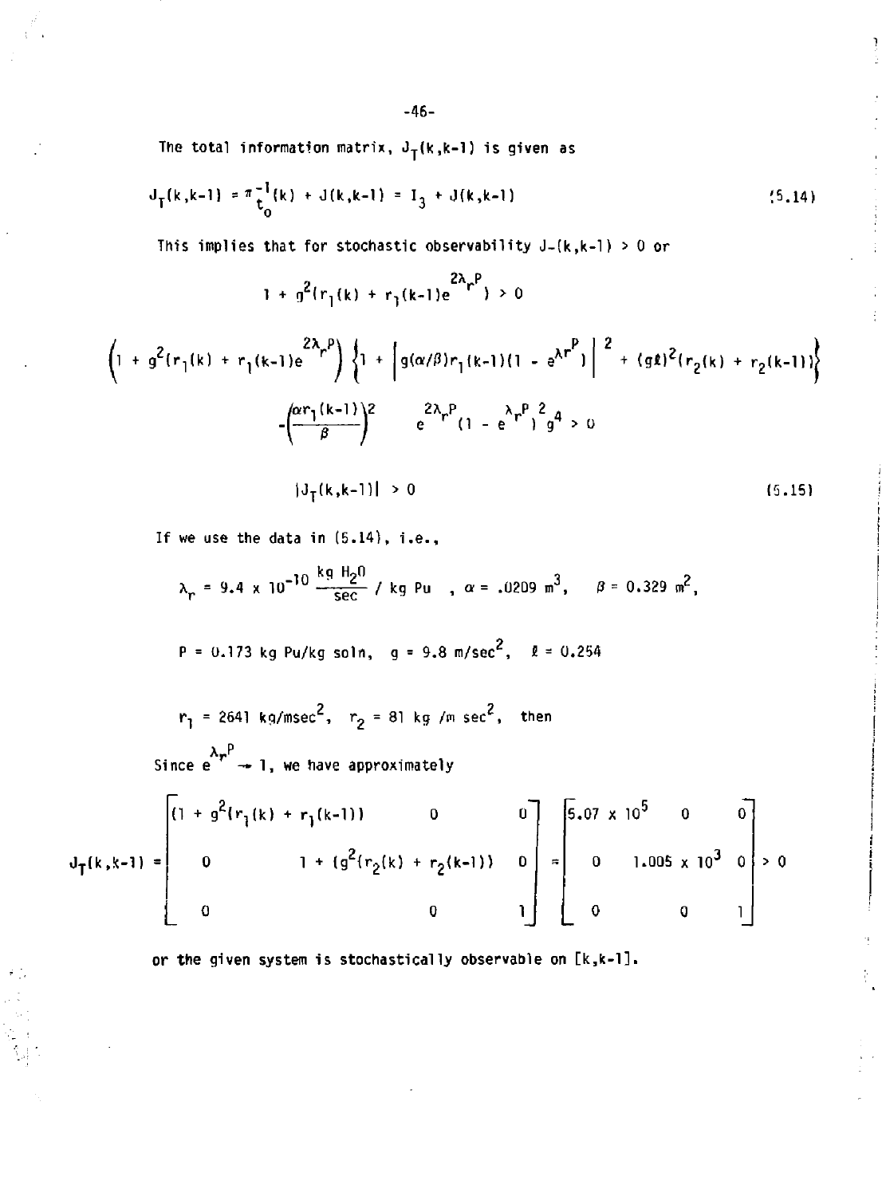The total information matrix, $J_T(k,k-1)$ is given as

$$J_T(k,k-1) = \pi_{t_0}^{-1}(k) + J(k,k-1) = I_3 + J(k,k-1) \tag{5.14}$$

This implies that for stochastic observability $J_-(k,k-1) > 0$ or

$$1 + g^2(r_1(k) + r_1(k-1)e^{2\lambda_r P}) > 0$$

$$\left(1 + g^2(r_1(k) + r_1(k-1)e^{2\lambda_r P}\right)\left\{1 + \left|g(\alpha/\beta)r_1(k-1)(1 - e^{\lambda r^P})\right|^2 + (g\ell)^2(r_2(k) + r_2(k-1))\right\}$$

$$-\left(\frac{\alpha r_1(k-1)}{\beta}\right)^2 \quad e^{2\lambda_r P}(1 - e^{\lambda_r P})^2 g^4 > 0$$

$$|J_T(k,k-1)| > 0 \tag{5.15}$$

If we use the data in (5.14), i.e.,

$$\lambda_r = 9.4 \times 10^{-10} \frac{\text{kg } H_2O}{\text{sec}} / \text{kg Pu} \quad , \alpha = .0209 \text{ m}^3, \quad \beta = 0.329 \text{ m}^2,$$

$$P = 0.173 \text{ kg Pu/kg soln}, \quad g = 9.8 \text{ m/sec}^2, \quad \ell = 0.254$$

$$r_1 = 2641 \text{ kg/msec}^2, \quad r_2 = 81 \text{ kg /m sec}^2, \quad \text{then}$$

Since $e^{\lambda_r P} \rightarrow 1$, we have approximately

$$J_T(k,k-1) = \begin{bmatrix} (1 + g^2(r_1(k) + r_1(k-1)) & 0 & 0 \\ 0 & 1 + (g^2(r_2(k) + r_2(k-1)) & 0 \\ 0 & 0 & 1 \end{bmatrix} \approx \begin{bmatrix} 5.07 \times 10^5 & 0 & 0 \\ 0 & 1.005 \times 10^3 & 0 \\ 0 & 0 & 1 \end{bmatrix} > 0$$

or the given system is stochastically observable on [k,k-1].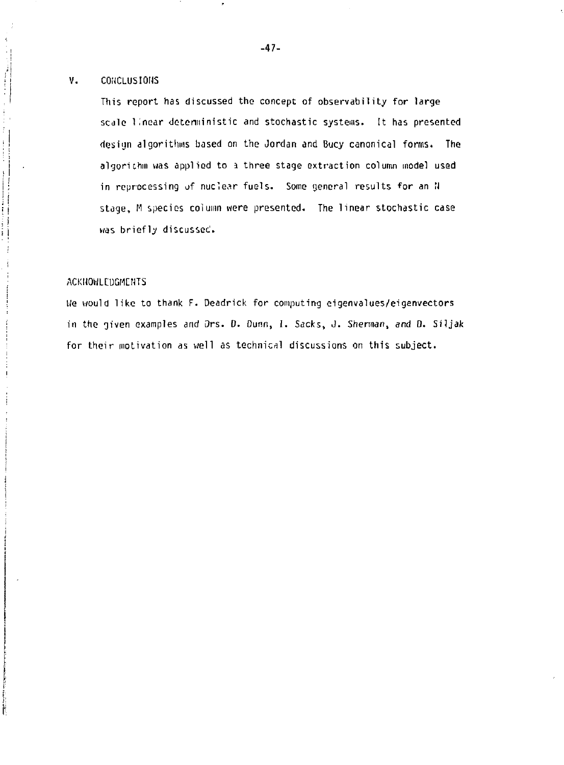## V. CONCLUSIONS

This report has discussed the concept of observability for large scale linear deterministic and stochastic systems. It has presented design algorithms based on the Jordan and Bucy canonical forms. The algorithm was applied to a three stage extraction column model used in reprocessing of nuclear fuels. Some general results for an N stage, M species column were presented. The linear stochastic case was briefly discussed.

## ACKNOWLEDGMENTS

We would like to thank F. Deadrick for computing eigenvalues/eigenvectors in the given examples and Drs. D. Dunn, I. Sacks, J. Sherman, and D. Siljak for their motivation as well as technical discussions on this subject.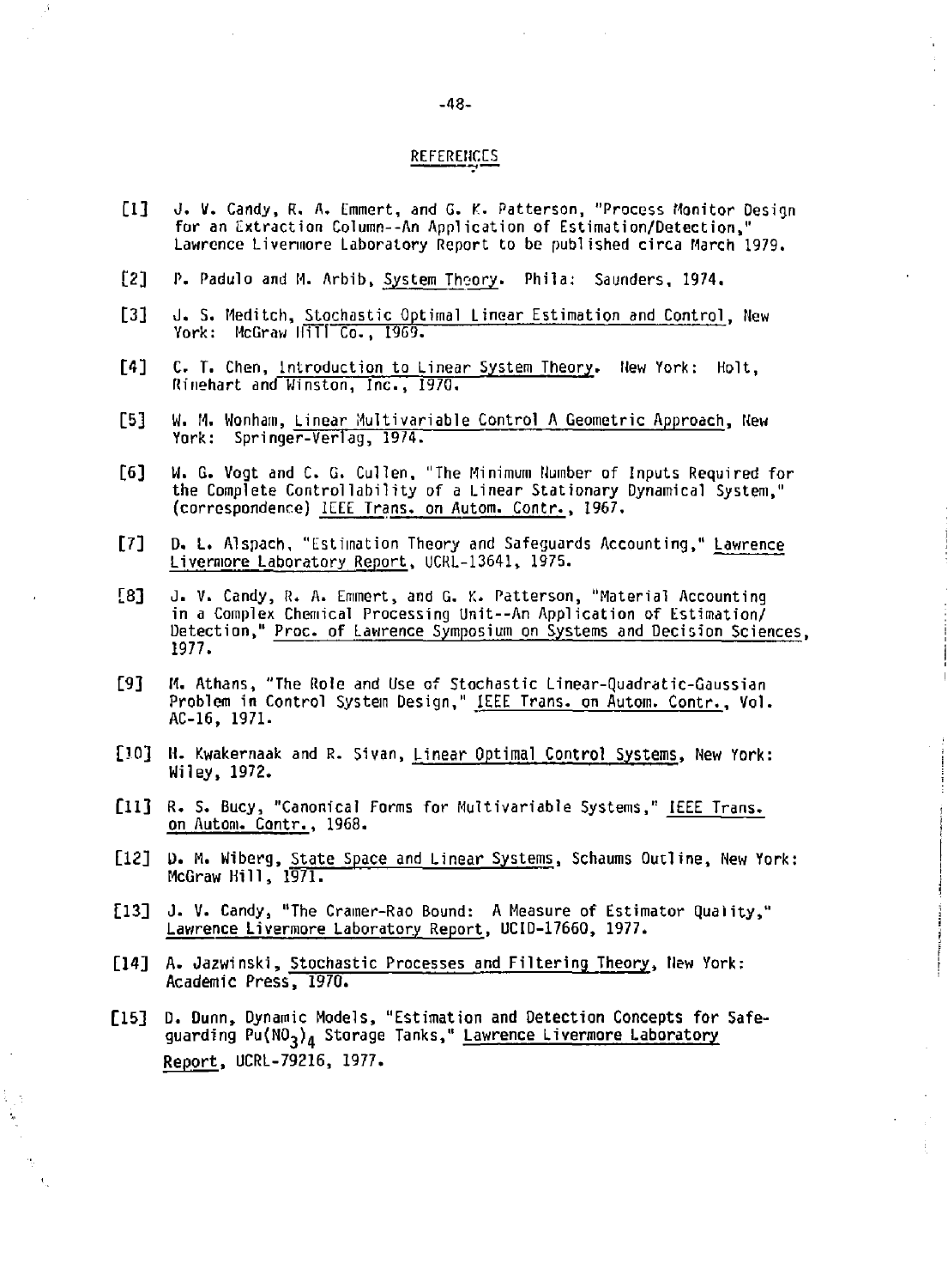## REFERENCES

[1] J. V. Candy, R. A. Emmert, and G. K. Patterson, "Process Monitor Design for an Extraction Column--An Application of Estimation/Detection," Lawrence Livermore Laboratory Report to be published circa March 1979.

[2] P. Padulo and M. Arbib, System Theory. Phila: Saunders, 1974.

[3] J. S. Meditch, Stochastic Optimal Linear Estimation and Control, New York: McGraw Hill Co., 1969.

[4] C. T. Chen, Introduction to Linear System Theory. New York: Holt, Rinehart and Winston, Inc., 1970.

[5] W. M. Wonham, Linear Multivariable Control A Geometric Approach, New York: Springer-Verlag, 1974.

[6] W. G. Vogt and C. G. Cullen, "The Minimum Number of Inputs Required for the Complete Controllability of a Linear Stationary Dynamical System," (correspondence) IEEE Trans. on Autom. Contr., 1967.

[7] D. L. Alspach, "Estimation Theory and Safeguards Accounting," Lawrence Livermore Laboratory Report, UCRL-13641, 1975.

[8] J. V. Candy, R. A. Emmert, and G. K. Patterson, "Material Accounting in a Complex Chemical Processing Unit--An Application of Estimation/Detection," Proc. of Lawrence Symposium on Systems and Decision Sciences, 1977.

[9] M. Athans, "The Role and Use of Stochastic Linear-Quadratic-Gaussian Problem in Control System Design," IEEE Trans. on Autom. Contr., Vol. AC-16, 1971.

[10] H. Kwakernaak and R. Sivan, Linear Optimal Control Systems, New York: Wiley, 1972.

[11] R. S. Bucy, "Canonical Forms for Multivariable Systems," IEEE Trans. on Autom. Contr., 1968.

[12] D. M. Wiberg, State Space and Linear Systems, Schaums Outline, New York: McGraw Hill, 1971.

[13] J. V. Candy, "The Cramer-Rao Bound: A Measure of Estimator Quality," Lawrence Livermore Laboratory Report, UCID-17660, 1977.

[14] A. Jazwinski, Stochastic Processes and Filtering Theory, New York: Academic Press, 1970.

[15] D. Dunn, Dynamic Models, "Estimation and Detection Concepts for Safeguarding $Pu(NO_3)_4$ Storage Tanks," Lawrence Livermore Laboratory Report, UCRL-79216, 1977.